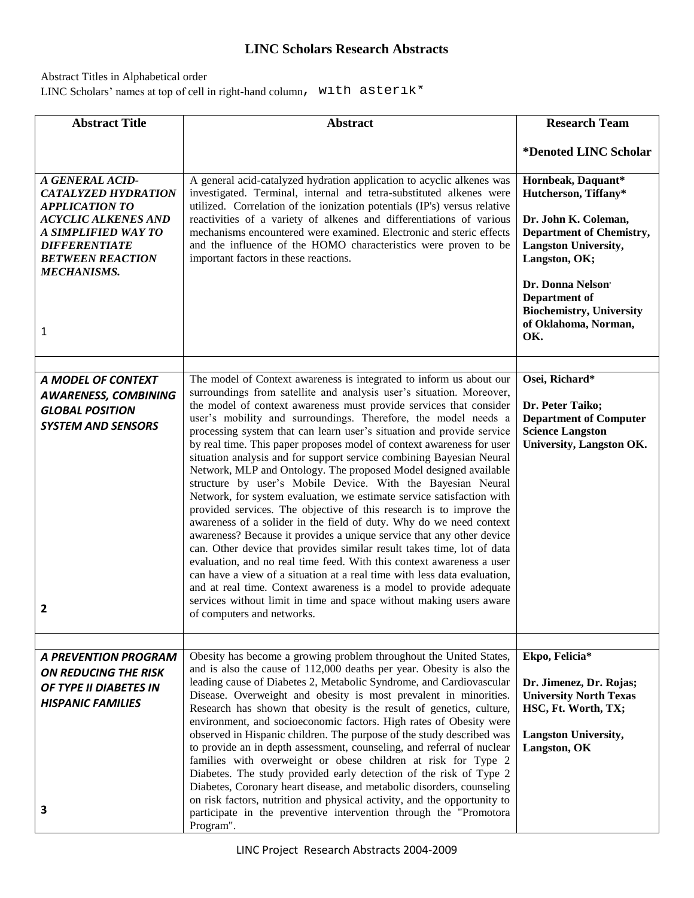# LINC Scholars Research Abstracts

Abstract Titles in Alphabetical order
LINC Scholars' names at top of cell in right-hand column, with asterik*

| Abstract Title | Abstract | Research Team<br><br>*Denoted LINC Scholar |
|---|---|---|
| ***A GENERAL ACID-CATALYZED HYDRATION APPLICATION TO ACYCLIC ALKENES AND A SIMPLIFIED WAY TO DIFFERENTIATE BETWEEN REACTION MECHANISMS.***<br><br>1 | A general acid-catalyzed hydration application to acyclic alkenes was investigated. Terminal, internal and tetra-substituted alkenes were utilized. Correlation of the ionization potentials (IP's) versus relative reactivities of a variety of alkenes and differentiations of various mechanisms encountered were examined. Electronic and steric effects and the influence of the HOMO characteristics were proven to be important factors in these reactions. | **Hornbeak, Daquant\***<br>**Hutcherson, Tiffany\***<br><br>**Dr. John K. Coleman, Department of Chemistry, Langston University, Langston, OK;**<br><br>**Dr. Donna Nelson, Department of Biochemistry, University of Oklahoma, Norman, OK.** |
| | | |
| ***A MODEL OF CONTEXT AWARENESS, COMBINING GLOBAL POSITION SYSTEM AND SENSORS***<br><br>**2** | The model of Context awareness is integrated to inform us about our surroundings from satellite and analysis user's situation. Moreover, the model of context awareness must provide services that consider user's mobility and surroundings. Therefore, the model needs a processing system that can learn user's situation and provide service by real time. This paper proposes model of context awareness for user situation analysis and for support service combining Bayesian Neural Network, MLP and Ontology. The proposed Model designed available structure by user's Mobile Device. With the Bayesian Neural Network, for system evaluation, we estimate service satisfaction with provided services. The objective of this research is to improve the awareness of a solider in the field of duty. Why do we need context awareness? Because it provides a unique service that any other device can. Other device that provides similar result takes time, lot of data evaluation, and no real time feed. With this context awareness a user can have a view of a situation at a real time with less data evaluation, and at real time. Context awareness is a model to provide adequate services without limit in time and space without making users aware of computers and networks. | **Osei, Richard\***<br><br>**Dr. Peter Taiko; Department of Computer Science Langston University, Langston OK.** |
| | | |
| ***A PREVENTION PROGRAM ON REDUCING THE RISK OF TYPE II DIABETES IN HISPANIC FAMILIES***<br><br>**3** | Obesity has become a growing problem throughout the United States, and is also the cause of 112,000 deaths per year. Obesity is also the leading cause of Diabetes 2, Metabolic Syndrome, and Cardiovascular Disease. Overweight and obesity is most prevalent in minorities. Research has shown that obesity is the result of genetics, culture, environment, and socioeconomic factors. High rates of Obesity were observed in Hispanic children. The purpose of the study described was to provide an in depth assessment, counseling, and referral of nuclear families with overweight or obese children at risk for Type 2 Diabetes. The study provided early detection of the risk of Type 2 Diabetes, Coronary heart disease, and metabolic disorders, counseling on risk factors, nutrition and physical activity, and the opportunity to participate in the preventive intervention through the "Promotora Program". | **Ekpo, Felicia\***<br><br>**Dr. Jimenez, Dr. Rojas; University North Texas HSC, Ft. Worth, TX;**<br><br>**Langston University, Langston, OK** |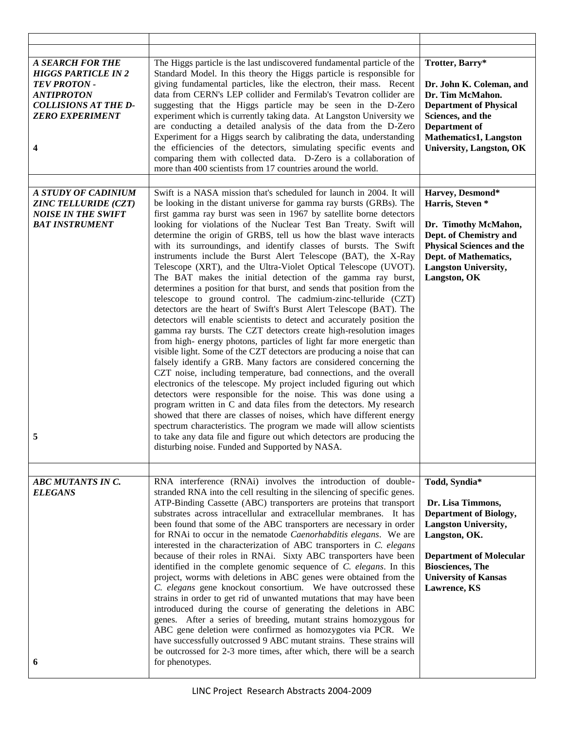| | | |
|---|---|---|
| | | |
| ***A SEARCH FOR THE HIGGS PARTICLE IN 2 TEV PROTON - ANTIPROTON COLLISIONS AT THE D-ZERO EXPERIMENT*** <br><br> **4** | The Higgs particle is the last undiscovered fundamental particle of the Standard Model. In this theory the Higgs particle is responsible for giving fundamental particles, like the electron, their mass. Recent data from CERN's LEP collider and Fermilab's Tevatron collider are suggesting that the Higgs particle may be seen in the D-Zero experiment which is currently taking data. At Langston University we are conducting a detailed analysis of the data from the D-Zero Experiment for a Higgs search by calibrating the data, understanding the efficiencies of the detectors, simulating specific events and comparing them with collected data. D-Zero is a collaboration of more than 400 scientists from 17 countries around the world. | **Trotter, Barry*** <br><br> **Dr. John K. Coleman, and Dr. Tim McMahon. Department of Physical Sciences, and the Department of Mathematics1, Langston University, Langston, OK** |
| | | |
| ***A STUDY OF CADINIUM ZINC TELLURIDE (CZT) NOISE IN THE SWIFT BAT INSTRUMENT*** <br><br> **5** | Swift is a NASA mission that's scheduled for launch in 2004. It will be looking in the distant universe for gamma ray bursts (GRBs). The first gamma ray burst was seen in 1967 by satellite borne detectors looking for violations of the Nuclear Test Ban Treaty. Swift will determine the origin of GRBS, tell us how the blast wave interacts with its surroundings, and identify classes of bursts. The Swift instruments include the Burst Alert Telescope (BAT), the X-Ray Telescope (XRT), and the Ultra-Violet Optical Telescope (UVOT). The BAT makes the initial detection of the gamma ray burst, determines a position for that burst, and sends that position from the telescope to ground control. The cadmium-zinc-telluride (CZT) detectors are the heart of Swift's Burst Alert Telescope (BAT). The detectors will enable scientists to detect and accurately position the gamma ray bursts. The CZT detectors create high-resolution images from high- energy photons, particles of light far more energetic than visible light. Some of the CZT detectors are producing a noise that can falsely identify a GRB. Many factors are considered concerning the CZT noise, including temperature, bad connections, and the overall electronics of the telescope. My project included figuring out which detectors were responsible for the noise. This was done using a program written in C and data files from the detectors. My research showed that there are classes of noises, which have different energy spectrum characteristics. The program we made will allow scientists to take any data file and figure out which detectors are producing the disturbing noise. Funded and Supported by NASA. | **Harvey, Desmond*** <br> **Harris, Steven *** <br><br> **Dr. Timothy McMahon, Dept. of Chemistry and Physical Sciences and the Dept. of Mathematics, Langston University, Langston, OK** |
| | | |
| ***ABC MUTANTS IN C. ELEGANS*** <br><br> **6** | RNA interference (RNAi) involves the introduction of double-stranded RNA into the cell resulting in the silencing of specific genes. ATP-Binding Cassette (ABC) transporters are proteins that transport substrates across intracellular and extracellular membranes. It has been found that some of the ABC transporters are necessary in order for RNAi to occur in the nematode *Caenorhabditis elegans*. We are interested in the characterization of ABC transporters in *C. elegans* because of their roles in RNAi. Sixty ABC transporters have been identified in the complete genomic sequence of *C. elegans*. In this project, worms with deletions in ABC genes were obtained from the *C. elegans* gene knockout consortium. We have outcrossed these strains in order to get rid of unwanted mutations that may have been introduced during the course of generating the deletions in ABC genes. After a series of breeding, mutant strains homozygous for ABC gene deletion were confirmed as homozygotes via PCR. We have successfully outcrossed 9 ABC mutant strains. These strains will be outcrossed for 2-3 more times, after which, there will be a search for phenotypes. | **Todd, Syndia*** <br><br> **Dr. Lisa Timmons, Department of Biology, Langston University, Langston, OK.** <br><br> **Department of Molecular Biosciences, The University of Kansas Lawrence, KS** |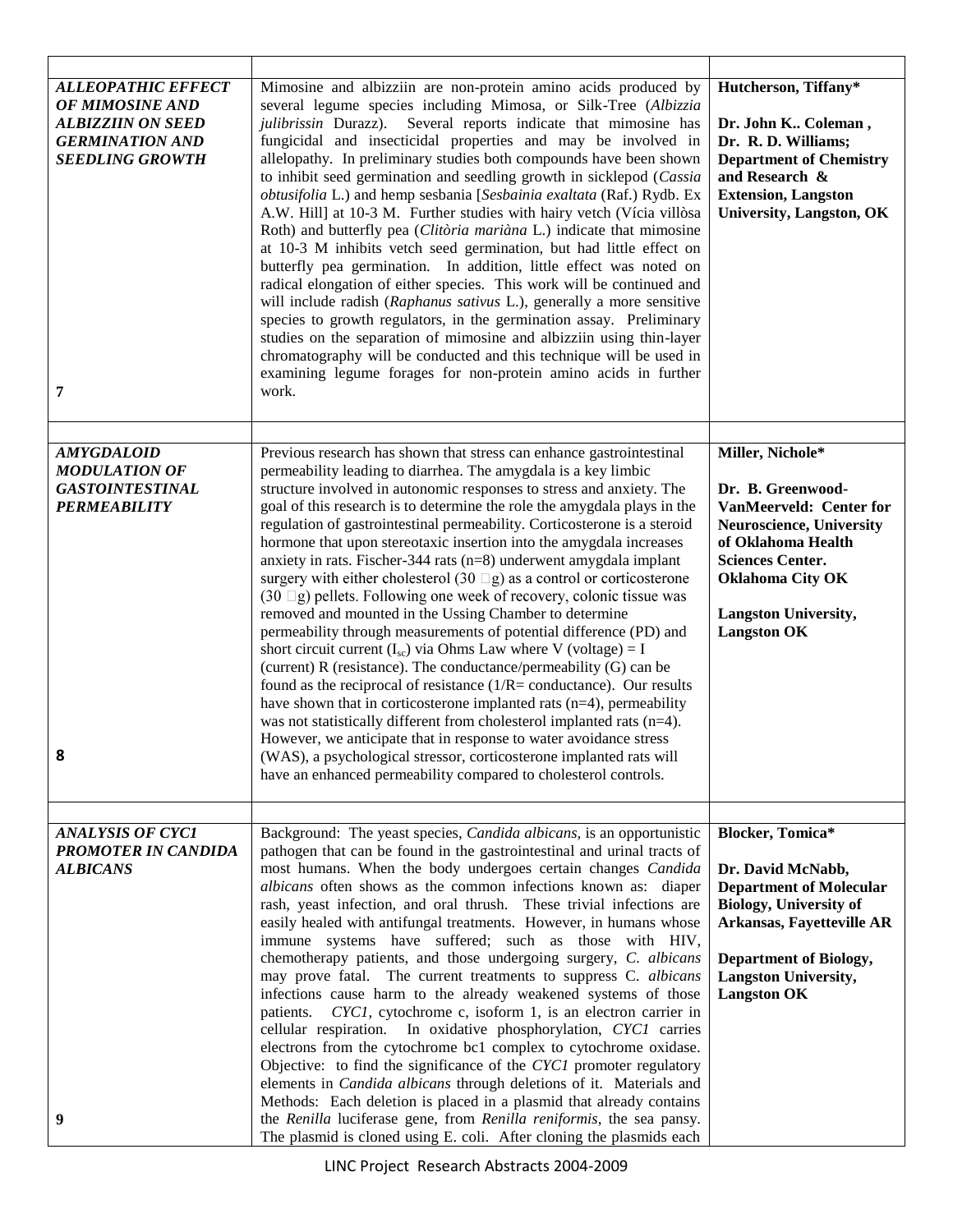| | | |
|---|---|---|
| ***ALLEOPATHIC EFFECT OF MIMOSINE AND ALBIZZIIN ON SEED GERMINATION AND SEEDLING GROWTH*** <br><br> **7** | Mimosine and albizziin are non-protein amino acids produced by several legume species including Mimosa, or Silk-Tree (*Albizzia julibrissin* Durazz). Several reports indicate that mimosine has fungicidal and insecticidal properties and may be involved in allelopathy. In preliminary studies both compounds have been shown to inhibit seed germination and seedling growth in sicklepod (*Cassia obtusifolia* L.) and hemp sesbania [*Sesbainia exaltata* (Raf.) Rydb. Ex A.W. Hill] at 10-3 M. Further studies with hairy vetch (Vícia villòsa Roth) and butterfly pea (*Clitòria marìàna* L.) indicate that mimosine at 10-3 M inhibits vetch seed germination, but had little effect on butterfly pea germination. In addition, little effect was noted on radical elongation of either species. This work will be continued and will include radish (*Raphanus sativus* L.), generally a more sensitive species to growth regulators, in the germination assay. Preliminary studies on the separation of mimosine and albizziin using thin-layer chromatography will be conducted and this technique will be used in examining legume forages for non-protein amino acids in further work. | **Hutcherson, Tiffany*** <br><br> **Dr. John K.. Coleman ,** <br> **Dr. R. D. Williams;** <br> **Department of Chemistry and Research & Extension, Langston University, Langston, OK** |
| | | |
| ***AMYGDALOID MODULATION OF GASTROINTESTINAL PERMEABILITY*** <br><br> **8** | Previous research has shown that stress can enhance gastrointestinal permeability leading to diarrhea. The amygdala is a key limbic structure involved in autonomic responses to stress and anxiety. The goal of this research is to determine the role the amygdala plays in the regulation of gastrointestinal permeability. Corticosterone is a steroid hormone that upon stereotaxic insertion into the amygdala increases anxiety in rats. Fischer-344 rats (n=8) underwent amygdala implant surgery with either cholesterol (30 μg) as a control or corticosterone (30 μg) pellets. Following one week of recovery, colonic tissue was removed and mounted in the Ussing Chamber to determine permeability through measurements of potential difference (PD) and short circuit current ($I_{sc}$) via Ohms Law where V (voltage) = I (current) R (resistance). The conductance/permeability (G) can be found as the reciprocal of resistance (1/R= conductance). Our results have shown that in corticosterone implanted rats (n=4), permeability was not statistically different from cholesterol implanted rats (n=4). However, we anticipate that in response to water avoidance stress (WAS), a psychological stressor, corticosterone implanted rats will have an enhanced permeability compared to cholesterol controls. | **Miller, Nichole*** <br><br> **Dr. B. Greenwood-VanMeerveld: Center for Neuroscience, University of Oklahoma Health Sciences Center. Oklahoma City OK** <br><br> **Langston University, Langston OK** |
| | | |
| ***ANALYSIS OF CYC1 PROMOTER IN CANDIDA ALBICANS*** <br><br> **9** | Background: The yeast species, *Candida albicans,* is an opportunistic pathogen that can be found in the gastrointestinal and urinal tracts of most humans. When the body undergoes certain changes *Candida albicans* often shows as the common infections known as: diaper rash, yeast infection, and oral thrush. These trivial infections are easily healed with antifungal treatments. However, in humans whose immune systems have suffered; such as those with HIV, chemotherapy patients, and those undergoing surgery, *C. albicans* may prove fatal. The current treatments to suppress C. *albicans* infections cause harm to the already weakened systems of those patients. *CYC1*, cytochrome c, isoform 1, is an electron carrier in cellular respiration. In oxidative phosphorylation, *CYC1* carries electrons from the cytochrome bc1 complex to cytochrome oxidase. Objective: to find the significance of the *CYC1* promoter regulatory elements in *Candida albicans* through deletions of it. Materials and Methods: Each deletion is placed in a plasmid that already contains the *Renilla* luciferase gene, from *Renilla reniformis*, the sea pansy. The plasmid is cloned using E. coli. After cloning the plasmids each | **Blocker, Tomica*** <br><br> **Dr. David McNabb, Department of Molecular Biology, University of Arkansas, Fayetteville AR** <br><br> **Department of Biology, Langston University, Langston OK** |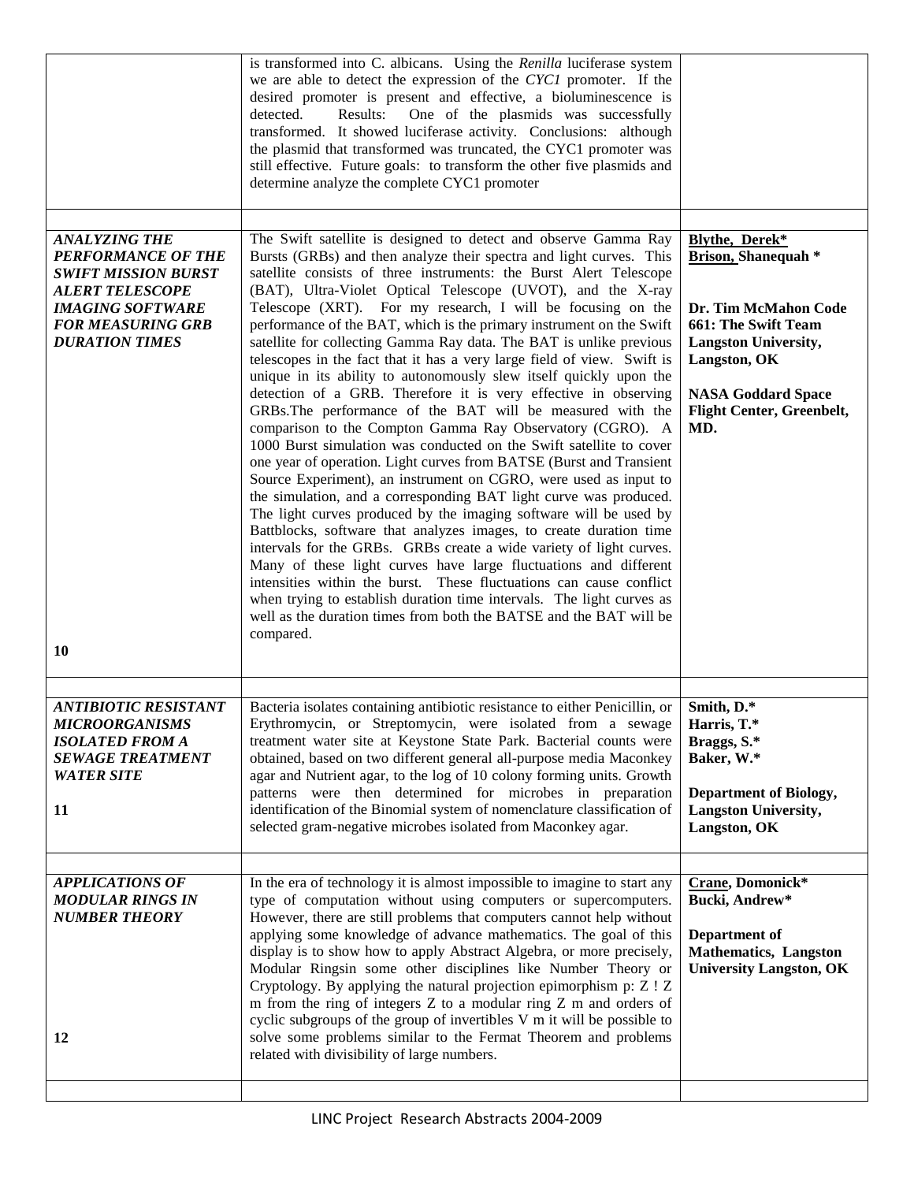| | | |
|---|---|---|
| | is transformed into C. albicans. Using the *Renilla* luciferase system we are able to detect the expression of the *CYC1* promoter. If the desired promoter is present and effective, a bioluminescence is detected. Results: One of the plasmids was successfully transformed. It showed luciferase activity. Conclusions: although the plasmid that transformed was truncated, the CYC1 promoter was still effective. Future goals: to transform the other five plasmids and determine analyze the complete CYC1 promoter | |
| | | |
| ***ANALYZING THE PERFORMANCE OF THE SWIFT MISSION BURST ALERT TELESCOPE IMAGING SOFTWARE FOR MEASURING GRB DURATION TIMES*** <br><br> **10** | The Swift satellite is designed to detect and observe Gamma Ray Bursts (GRBs) and then analyze their spectra and light curves. This satellite consists of three instruments: the Burst Alert Telescope (BAT), Ultra-Violet Optical Telescope (UVOT), and the X-ray Telescope (XRT). For my research, I will be focusing on the performance of the BAT, which is the primary instrument on the Swift satellite for collecting Gamma Ray data. The BAT is unlike previous telescopes in the fact that it has a very large field of view. Swift is unique in its ability to autonomously slew itself quickly upon the detection of a GRB. Therefore it is very effective in observing GRBs.The performance of the BAT will be measured with the comparison to the Compton Gamma Ray Observatory (CGRO). A 1000 Burst simulation was conducted on the Swift satellite to cover one year of operation. Light curves from BATSE (Burst and Transient Source Experiment), an instrument on CGRO, were used as input to the simulation, and a corresponding BAT light curve was produced. The light curves produced by the imaging software will be used by Battblocks, software that analyzes images, to create duration time intervals for the GRBs. GRBs create a wide variety of light curves. Many of these light curves have large fluctuations and different intensities within the burst. These fluctuations can cause conflict when trying to establish duration time intervals. The light curves as well as the duration times from both the BATSE and the BAT will be compared. | **Blythe, Derek*** <br> **Brison, Shanequah *** <br><br> **Dr. Tim McMahon Code 661: The Swift Team Langston University, Langston, OK** <br><br> **NASA Goddard Space Flight Center, Greenbelt, MD.** |
| | | |
| ***ANTIBIOTIC RESISTANT MICROORGANISMS ISOLATED FROM A SEWAGE TREATMENT WATER SITE*** <br><br> **11** | Bacteria isolates containing antibiotic resistance to either Penicillin, or Erythromycin, or Streptomycin, were isolated from a sewage treatment water site at Keystone State Park. Bacterial counts were obtained, based on two different general all-purpose media Maconkey agar and Nutrient agar, to the log of 10 colony forming units. Growth patterns were then determined for microbes in preparation identification of the Binomial system of nomenclature classification of selected gram-negative microbes isolated from Maconkey agar. | **Smith, D.*** <br> **Harris, T.*** <br> **Braggs, S.*** <br> **Baker, W.*** <br><br> **Department of Biology, Langston University, Langston, OK** |
| | | |
| ***APPLICATIONS OF MODULAR RINGS IN NUMBER THEORY*** <br><br> **12** | In the era of technology it is almost impossible to imagine to start any type of computation without using computers or supercomputers. However, there are still problems that computers cannot help without applying some knowledge of advance mathematics. The goal of this display is to show how to apply Abstract Algebra, or more precisely, Modular Ringsin some other disciplines like Number Theory or Cryptology. By applying the natural projection epimorphism p: Z ! Z m from the ring of integers Z to a modular ring Z m and orders of cyclic subgroups of the group of invertibles V m it will be possible to solve some problems similar to the Fermat Theorem and problems related with divisibility of large numbers. | **Crane, Domonick*** <br> **Bucki, Andrew*** <br><br> **Department of Mathematics, Langston University Langston, OK** |
| | | |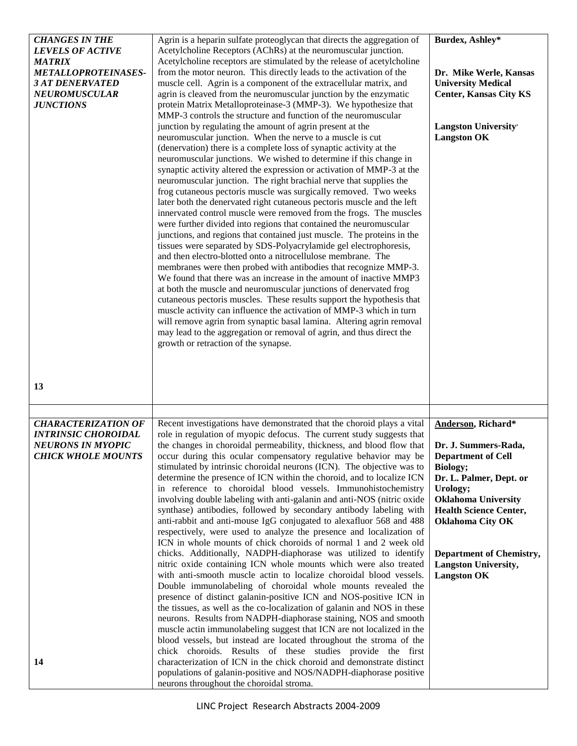| | | |
|---|---|---|
| ***CHANGES IN THE LEVELS OF ACTIVE MATRIX METALLOPROTEINASES-3 AT DENERVATED NEUROMUSCULAR JUNCTIONS***<br><br>**13** | Agrin is a heparin sulfate proteoglycan that directs the aggregation of Acetylcholine Receptors (AChRs) at the neuromuscular junction. Acetylcholine receptors are stimulated by the release of acetylcholine from the motor neuron. This directly leads to the activation of the muscle cell. Agrin is a component of the extracellular matrix, and agrin is cleaved from the neuromuscular junction by the enzymatic protein Matrix Metalloproteinase-3 (MMP-3). We hypothesize that MMP-3 controls the structure and function of the neuromuscular junction by regulating the amount of agrin present at the neuromuscular junction. When the nerve to a muscle is cut (denervation) there is a complete loss of synaptic activity at the neuromuscular junctions. We wished to determine if this change in synaptic activity altered the expression or activation of MMP-3 at the neuromuscular junction. The right brachial nerve that supplies the frog cutaneous pectoris muscle was surgically removed. Two weeks later both the denervated right cutaneous pectoris muscle and the left innervated control muscle were removed from the frogs. The muscles were further divided into regions that contained the neuromuscular junctions, and regions that contained just muscle. The proteins in the tissues were separated by SDS-Polyacrylamide gel electrophoresis, and then electro-blotted onto a nitrocellulose membrane. The membranes were then probed with antibodies that recognize MMP-3. We found that there was an increase in the amount of inactive MMP3 at both the muscle and neuromuscular junctions of denervated frog cutaneous pectoris muscles. These results support the hypothesis that muscle activity can influence the activation of MMP-3 which in turn will remove agrin from synaptic basal lamina. Altering agrin removal may lead to the aggregation or removal of agrin, and thus direct the growth or retraction of the synapse. | **Burdex, Ashley***<br><br>**Dr. Mike Werle, Kansas University Medical Center, Kansas City KS**<br><br>**Langston University, Langston OK** |
| | | |
| ***CHARACTERIZATION OF INTRINSIC CHOROIDAL NEURONS IN MYOPIC CHICK WHOLE MOUNTS***<br><br>**14** | Recent investigations have demonstrated that the choroid plays a vital role in regulation of myopic defocus. The current study suggests that the changes in choroidal permeability, thickness, and blood flow that occur during this ocular compensatory regulative behavior may be stimulated by intrinsic choroidal neurons (ICN). The objective was to determine the presence of ICN within the choroid, and to localize ICN in reference to choroidal blood vessels. Immunohistochemistry involving double labeling with anti-galanin and anti-NOS (nitric oxide synthase) antibodies, followed by secondary antibody labeling with anti-rabbit and anti-mouse IgG conjugated to alexafluor 568 and 488 respectively, were used to analyze the presence and localization of ICN in whole mounts of chick choroids of normal 1 and 2 week old chicks. Additionally, NADPH-diaphorase was utilized to identify nitric oxide containing ICN whole mounts which were also treated with anti-smooth muscle actin to localize choroidal blood vessels. Double immunolabeling of choroidal whole mounts revealed the presence of distinct galanin-positive ICN and NOS-positive ICN in the tissues, as well as the co-localization of galanin and NOS in these neurons. Results from NADPH-diaphorase staining, NOS and smooth muscle actin immunolabeling suggest that ICN are not localized in the blood vessels, but instead are located throughout the stroma of the chick choroids. Results of these studies provide the first characterization of ICN in the chick choroid and demonstrate distinct populations of galanin-positive and NOS/NADPH-diaphorase positive neurons throughout the choroidal stroma. | **Anderson, Richard***<br><br>**Dr. J. Summers-Rada, Department of Cell Biology;**<br>**Dr. L. Palmer, Dept. or Urology;**<br>**Oklahoma University Health Science Center, Oklahoma City OK**<br><br>**Department of Chemistry, Langston University, Langston OK** |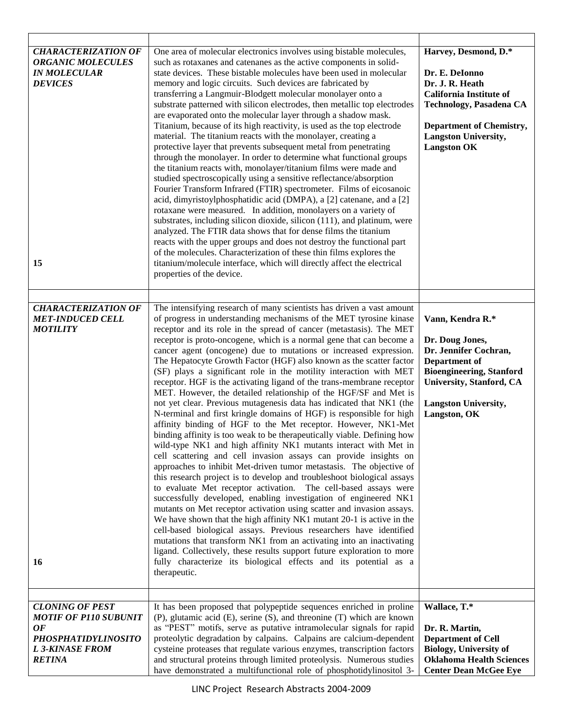| | | |
|---|---|---|
| ***CHARACTERIZATION OF ORGANIC MOLECULES IN MOLECULAR DEVICES*** <br><br> **15** | One area of molecular electronics involves using bistable molecules, such as rotaxanes and catenanes as the active components in solid-state devices. These bistable molecules have been used in molecular memory and logic circuits. Such devices are fabricated by transferring a Langmuir-Blodgett molecular monolayer onto a substrate patterned with silicon electrodes, then metallic top electrodes are evaporated onto the molecular layer through a shadow mask. Titanium, because of its high reactivity, is used as the top electrode material. The titanium reacts with the monolayer, creating a protective layer that prevents subsequent metal from penetrating through the monolayer. In order to determine what functional groups the titanium reacts with, monolayer/titanium films were made and studied spectroscopically using a sensitive reflectance/absorption Fourier Transform Infrared (FTIR) spectrometer. Films of eicosanoic acid, dimyristoylphosphatidic acid (DMPA), a [2] catenane, and a [2] rotaxane were measured. In addition, monolayers on a variety of substrates, including silicon dioxide, silicon (111), and platinum, were analyzed. The FTIR data shows that for dense films the titanium reacts with the upper groups and does not destroy the functional part of the molecules. Characterization of these thin films explores the titanium/molecule interface, which will directly affect the electrical properties of the device. | **Harvey, Desmond, D.*** <br><br> **Dr. E. DeIonno** <br> **Dr. J. R. Heath** <br> **California Institute of Technology, Pasadena CA** <br><br> **Department of Chemistry, Langston University, Langston OK** |
| | | |
| ***CHARACTERIZATION OF MET-INDUCED CELL MOTILITY*** <br><br> **16** | The intensifying research of many scientists has driven a vast amount of progress in understanding mechanisms of the MET tyrosine kinase receptor and its role in the spread of cancer (metastasis). The MET receptor is proto-oncogene, which is a normal gene that can become a cancer agent (oncogene) due to mutations or increased expression. The Hepatocyte Growth Factor (HGF) also known as the scatter factor (SF) plays a significant role in the motility interaction with MET receptor. HGF is the activating ligand of the trans-membrane receptor MET. However, the detailed relationship of the HGF/SF and Met is not yet clear. Previous mutagenesis data has indicated that NK1 (the N-terminal and first kringle domains of HGF) is responsible for high affinity binding of HGF to the Met receptor. However, NK1-Met binding affinity is too weak to be therapeutically viable. Defining how wild-type NK1 and high affinity NK1 mutants interact with Met in cell scattering and cell invasion assays can provide insights on approaches to inhibit Met-driven tumor metastasis. The objective of this research project is to develop and troubleshoot biological assays to evaluate Met receptor activation. The cell-based assays were successfully developed, enabling investigation of engineered NK1 mutants on Met receptor activation using scatter and invasion assays. We have shown that the high affinity NK1 mutant 20-1 is active in the cell-based biological assays. Previous researchers have identified mutations that transform NK1 from an activating into an inactivating ligand. Collectively, these results support future exploration to more fully characterize its biological effects and its potential as a therapeutic. | **Vann, Kendra R.*** <br><br> **Dr. Doug Jones,** <br> **Dr. Jennifer Cochran,** <br> **Department of Bioengineering, Stanford University, Stanford, CA** <br><br> **Langston University, Langston, OK** |
| | | |
| ***CLONING OF PEST MOTIF OF P110 SUBUNIT OF PHOSPHATIDYLINOSITOL 3-KINASE FROM RETINA*** | It has been proposed that polypeptide sequences enriched in proline (P), glutamic acid (E), serine (S), and threonine (T) which are known as "PEST" motifs, serve as putative intramolecular signals for rapid proteolytic degradation by calpains. Calpains are calcium-dependent cysteine proteases that regulate various enzymes, transcription factors and structural proteins through limited proteolysis. Numerous studies have demonstrated a multifunctional role of phosphotidylinositol 3- | **Wallace, T.*** <br><br> **Dr. R. Martin,** <br> **Department of Cell Biology, University of Oklahoma Health Sciences Center Dean McGee Eye** |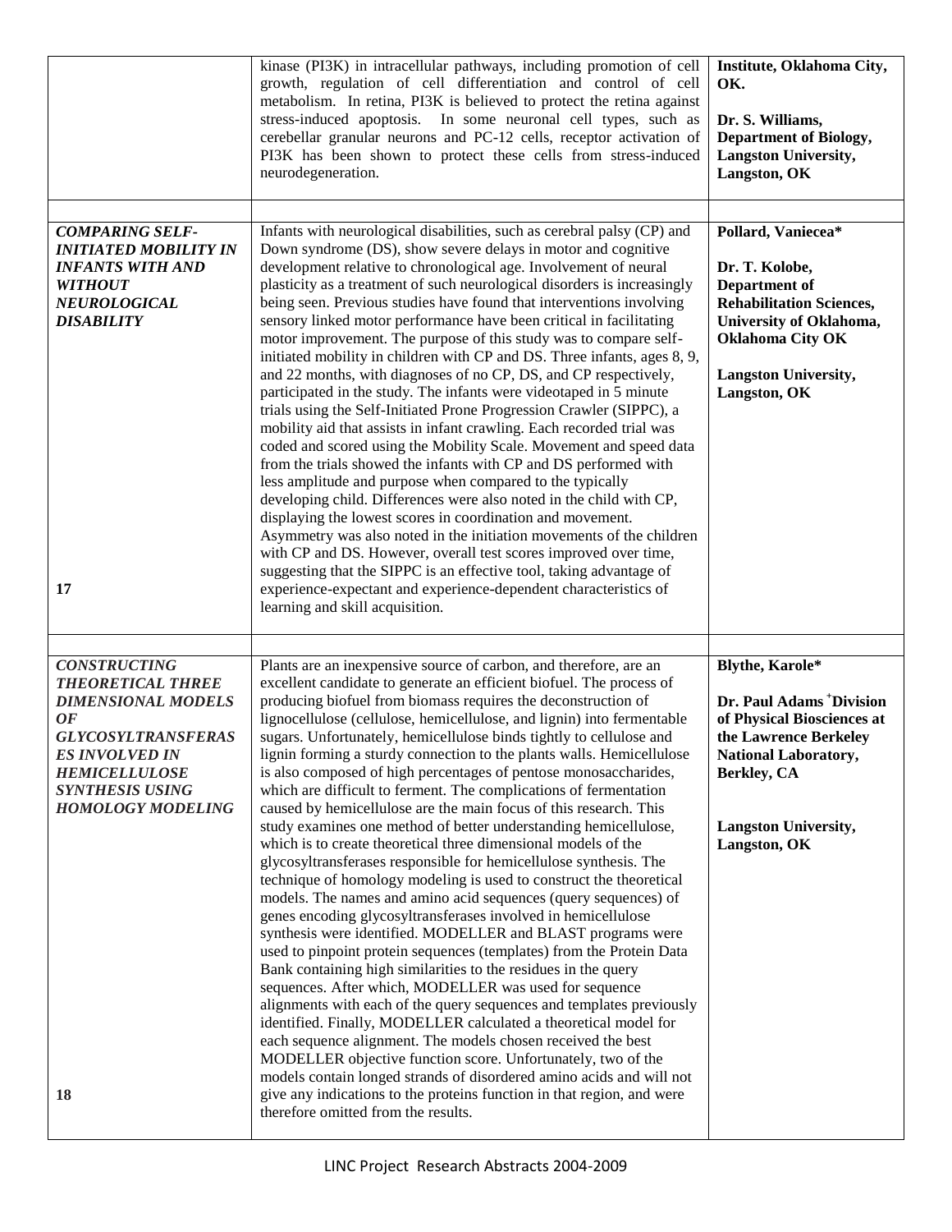| | | |
|---|---|---|
| | kinase (PI3K) in intracellular pathways, including promotion of cell growth, regulation of cell differentiation and control of cell metabolism. In retina, PI3K is believed to protect the retina against stress-induced apoptosis. In some neuronal cell types, such as cerebellar granular neurons and PC-12 cells, receptor activation of PI3K has been shown to protect these cells from stress-induced neurodegeneration. | **Institute, Oklahoma City, OK.**<br><br>**Dr. S. Williams, Department of Biology, Langston University, Langston, OK** |
| | | |
| ***COMPARING SELF-INITIATED MOBILITY IN INFANTS WITH AND WITHOUT NEUROLOGICAL DISABILITY***<br><br>**17** | Infants with neurological disabilities, such as cerebral palsy (CP) and Down syndrome (DS), show severe delays in motor and cognitive development relative to chronological age. Involvement of neural plasticity as a treatment of such neurological disorders is increasingly being seen. Previous studies have found that interventions involving sensory linked motor performance have been critical in facilitating motor improvement. The purpose of this study was to compare self-initiated mobility in children with CP and DS. Three infants, ages 8, 9, and 22 months, with diagnoses of no CP, DS, and CP respectively, participated in the study. The infants were videotaped in 5 minute trials using the Self-Initiated Prone Progression Crawler (SIPPC), a mobility aid that assists in infant crawling. Each recorded trial was coded and scored using the Mobility Scale. Movement and speed data from the trials showed the infants with CP and DS performed with less amplitude and purpose when compared to the typically developing child. Differences were also noted in the child with CP, displaying the lowest scores in coordination and movement. Asymmetry was also noted in the initiation movements of the children with CP and DS. However, overall test scores improved over time, suggesting that the SIPPC is an effective tool, taking advantage of experience-expectant and experience-dependent characteristics of learning and skill acquisition. | **Pollard, Vaniecea***<br><br>**Dr. T. Kolobe, Department of Rehabilitation Sciences, University of Oklahoma, Oklahoma City OK**<br><br>**Langston University, Langston, OK** |
| | | |
| ***CONSTRUCTING THEORETICAL THREE DIMENSIONAL MODELS OF GLYCOSYLTRANSFERASES INVOLVED IN HEMICELLULOSE SYNTHESIS USING HOMOLOGY MODELING***<br><br>**18** | Plants are an inexpensive source of carbon, and therefore, are an excellent candidate to generate an efficient biofuel. The process of producing biofuel from biomass requires the deconstruction of lignocellulose (cellulose, hemicellulose, and lignin) into fermentable sugars. Unfortunately, hemicellulose binds tightly to cellulose and lignin forming a sturdy connection to the plants walls. Hemicellulose is also composed of high percentages of pentose monosaccharides, which are difficult to ferment. The complications of fermentation caused by hemicellulose are the main focus of this research. This study examines one method of better understanding hemicellulose, which is to create theoretical three dimensional models of the glycosyltransferases responsible for hemicellulose synthesis. The technique of homology modeling is used to construct the theoretical models. The names and amino acid sequences (query sequences) of genes encoding glycosyltransferases involved in hemicellulose synthesis were identified. MODELLER and BLAST programs were used to pinpoint protein sequences (templates) from the Protein Data Bank containing high similarities to the residues in the query sequences. After which, MODELLER was used for sequence alignments with each of the query sequences and templates previously identified. Finally, MODELLER calculated a theoretical model for each sequence alignment. The models chosen received the best MODELLER objective function score. Unfortunately, two of the models contain longed strands of disordered amino acids and will not give any indications to the proteins function in that region, and were therefore omitted from the results. | **Blythe, Karole***<br><br>**Dr. Paul Adams [+]Division of Physical Biosciences at the Lawrence Berkeley National Laboratory, Berkley, CA**<br><br>**Langston University, Langston, OK** |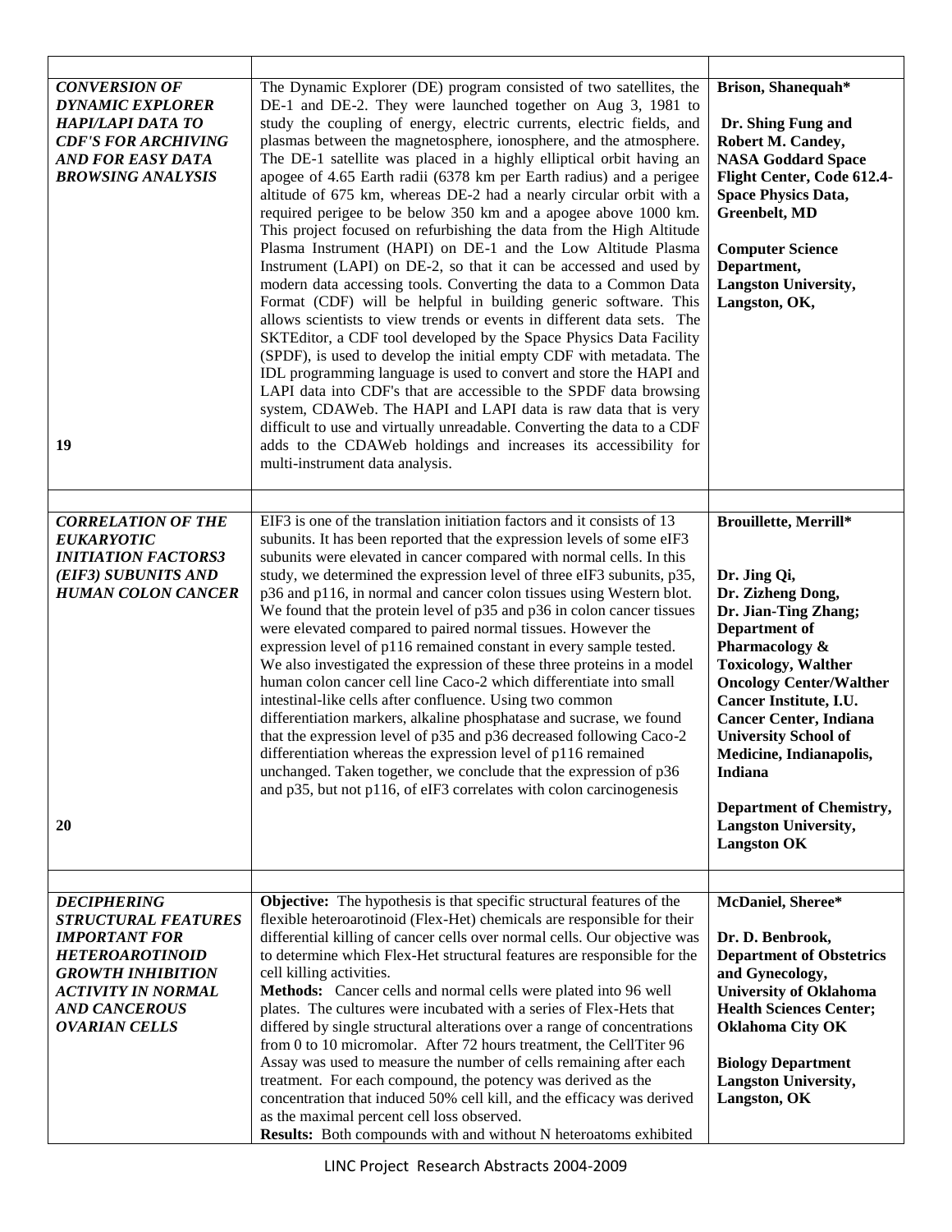| | | |
|---|---|---|
| ***CONVERSION OF DYNAMIC EXPLORER HAPI/LAPI DATA TO CDF'S FOR ARCHIVING AND FOR EASY DATA BROWSING ANALYSIS*** <br><br> **19** | The Dynamic Explorer (DE) program consisted of two satellites, the DE-1 and DE-2. They were launched together on Aug 3, 1981 to study the coupling of energy, electric currents, electric fields, and plasmas between the magnetosphere, ionosphere, and the atmosphere. The DE-1 satellite was placed in a highly elliptical orbit having an apogee of 4.65 Earth radii (6378 km per Earth radius) and a perigee altitude of 675 km, whereas DE-2 had a nearly circular orbit with a required perigee to be below 350 km and a apogee above 1000 km. This project focused on refurbishing the data from the High Altitude Plasma Instrument (HAPI) on DE-1 and the Low Altitude Plasma Instrument (LAPI) on DE-2, so that it can be accessed and used by modern data accessing tools. Converting the data to a Common Data Format (CDF) will be helpful in building generic software. This allows scientists to view trends or events in different data sets. The SKTEditor, a CDF tool developed by the Space Physics Data Facility (SPDF), is used to develop the initial empty CDF with metadata. The IDL programming language is used to convert and store the HAPI and LAPI data into CDF's that are accessible to the SPDF data browsing system, CDAWeb. The HAPI and LAPI data is raw data that is very difficult to use and virtually unreadable. Converting the data to a CDF adds to the CDAWeb holdings and increases its accessibility for multi-instrument data analysis. | **Brison, Shanequah*** <br><br> **Dr. Shing Fung and Robert M. Candey, NASA Goddard Space Flight Center, Code 612.4- Space Physics Data, Greenbelt, MD** <br><br> **Computer Science Department, Langston University, Langston, OK,** |
| ***CORRELATION OF THE EUKARYOTIC INITIATION FACTORS3 (EIF3) SUBUNITS AND HUMAN COLON CANCER*** <br><br> **20** | EIF3 is one of the translation initiation factors and it consists of 13 subunits. It has been reported that the expression levels of some eIF3 subunits were elevated in cancer compared with normal cells. In this study, we determined the expression level of three eIF3 subunits, p35, p36 and p116, in normal and cancer colon tissues using Western blot. We found that the protein level of p35 and p36 in colon cancer tissues were elevated compared to paired normal tissues. However the expression level of p116 remained constant in every sample tested. We also investigated the expression of these three proteins in a model human colon cancer cell line Caco-2 which differentiate into small intestinal-like cells after confluence. Using two common differentiation markers, alkaline phosphatase and sucrase, we found that the expression level of p35 and p36 decreased following Caco-2 differentiation whereas the expression level of p116 remained unchanged. Taken together, we conclude that the expression of p36 and p35, but not p116, of eIF3 correlates with colon carcinogenesis | **Brouillette, Merrill*** <br><br> **Dr. Jing Qi, Dr. Zizheng Dong, Dr. Jian-Ting Zhang; Department of Pharmacology & Toxicology, Walther Oncology Center/Walther Cancer Institute, I.U. Cancer Center, Indiana University School of Medicine, Indianapolis, Indiana** <br><br> **Department of Chemistry, Langston University, Langston OK** |
| ***DECIPHERING STRUCTURAL FEATURES IMPORTANT FOR HETEROAROTINOID GROWTH INHIBITION ACTIVITY IN NORMAL AND CANCEROUS OVARIAN CELLS*** | **Objective:** The hypothesis is that specific structural features of the flexible heteroarotinoid (Flex-Het) chemicals are responsible for their differential killing of cancer cells over normal cells. Our objective was to determine which Flex-Het structural features are responsible for the cell killing activities. <br> **Methods:** Cancer cells and normal cells were plated into 96 well plates. The cultures were incubated with a series of Flex-Hets that differed by single structural alterations over a range of concentrations from 0 to 10 micromolar. After 72 hours treatment, the CellTiter 96 Assay was used to measure the number of cells remaining after each treatment. For each compound, the potency was derived as the concentration that induced 50% cell kill, and the efficacy was derived as the maximal percent cell loss observed. <br> **Results:** Both compounds with and without N heteroatoms exhibited | **McDaniel, Sheree*** <br><br> **Dr. D. Benbrook, Department of Obstetrics and Gynecology, University of Oklahoma Health Sciences Center; Oklahoma City OK** <br><br> **Biology Department Langston University, Langston, OK** |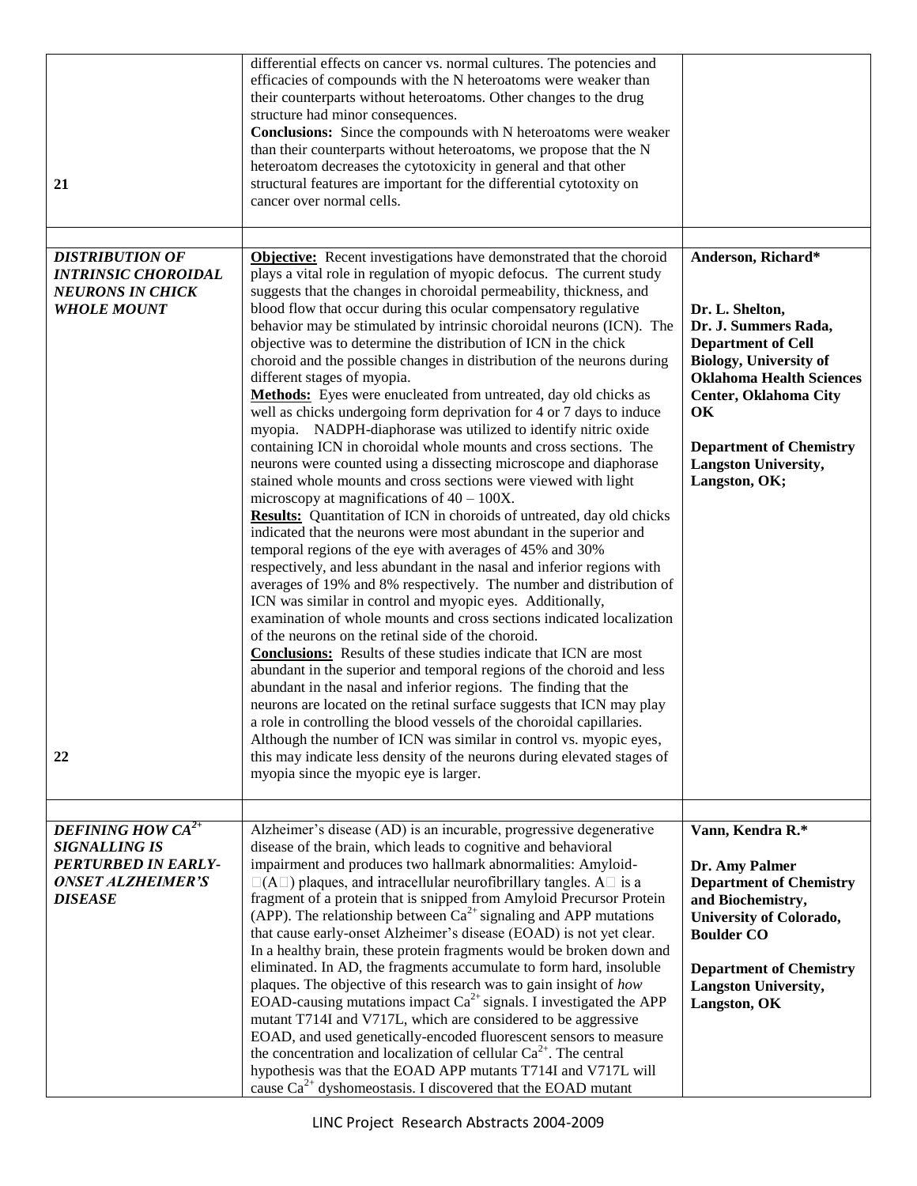| | | |
|---|---|---|
| **21** | differential effects on cancer vs. normal cultures. The potencies and efficacies of compounds with the N heteroatoms were weaker than their counterparts without heteroatoms. Other changes to the drug structure had minor consequences.<br>**Conclusions:** Since the compounds with N heteroatoms were weaker than their counterparts without heteroatoms, we propose that the N heteroatom decreases the cytotoxicity in general and that other structural features are important for the differential cytotoxity on cancer over normal cells. | |
| | | |
| ***DISTRIBUTION OF INTRINSIC CHOROIDAL NEURONS IN CHICK WHOLE MOUNT***<br><br>**22** | **Objective:** Recent investigations have demonstrated that the choroid plays a vital role in regulation of myopic defocus. The current study suggests that the changes in choroidal permeability, thickness, and blood flow that occur during this ocular compensatory regulative behavior may be stimulated by intrinsic choroidal neurons (ICN). The objective was to determine the distribution of ICN in the chick choroid and the possible changes in distribution of the neurons during different stages of myopia.<br>**Methods:** Eyes were enucleated from untreated, day old chicks as well as chicks undergoing form deprivation for 4 or 7 days to induce myopia. NADPH-diaphorase was utilized to identify nitric oxide containing ICN in choroidal whole mounts and cross sections. The neurons were counted using a dissecting microscope and diaphorase stained whole mounts and cross sections were viewed with light microscopy at magnifications of 40 – 100X.<br>**Results:** Quantitation of ICN in choroids of untreated, day old chicks indicated that the neurons were most abundant in the superior and temporal regions of the eye with averages of 45% and 30% respectively, and less abundant in the nasal and inferior regions with averages of 19% and 8% respectively. The number and distribution of ICN was similar in control and myopic eyes. Additionally, examination of whole mounts and cross sections indicated localization of the neurons on the retinal side of the choroid.<br>**Conclusions:** Results of these studies indicate that ICN are most abundant in the superior and temporal regions of the choroid and less abundant in the nasal and inferior regions. The finding that the neurons are located on the retinal surface suggests that ICN may play a role in controlling the blood vessels of the choroidal capillaries. Although the number of ICN was similar in control vs. myopic eyes, this may indicate less density of the neurons during elevated stages of myopia since the myopic eye is larger. | **Anderson, Richard***<br><br>**Dr. L. Shelton, Dr. J. Summers Rada, Department of Cell Biology, University of Oklahoma Health Sciences Center, Oklahoma City OK**<br><br>**Department of Chemistry Langston University, Langston, OK;** |
| | | |
| ***DEFINING HOW $CA^{2+}$ SIGNALLING IS PERTURBED IN EARLY-ONSET ALZHEIMER'S DISEASE*** | Alzheimer's disease (AD) is an incurable, progressive degenerative disease of the brain, which leads to cognitive and behavioral impairment and produces two hallmark abnormalities: Amyloid-□(A□) plaques, and intracellular neurofibrillary tangles. A□ is a fragment of a protein that is snipped from Amyloid Precursor Protein (APP). The relationship between $Ca^{2+}$ signaling and APP mutations that cause early-onset Alzheimer's disease (EOAD) is not yet clear. In a healthy brain, these protein fragments would be broken down and eliminated. In AD, the fragments accumulate to form hard, insoluble plaques. The objective of this research was to gain insight of *how* EOAD-causing mutations impact $Ca^{2+}$ signals. I investigated the APP mutant T714I and V717L, which are considered to be aggressive EOAD, and used genetically-encoded fluorescent sensors to measure the concentration and localization of cellular $Ca^{2+}$. The central hypothesis was that the EOAD APP mutants T714I and V717L will cause $Ca^{2+}$ dyshomeostasis. I discovered that the EOAD mutant | **Vann, Kendra R.***<br><br>**Dr. Amy Palmer Department of Chemistry and Biochemistry, University of Colorado, Boulder CO**<br><br>**Department of Chemistry Langston University, Langston, OK** |

LINC Project Research Abstracts 2004-2009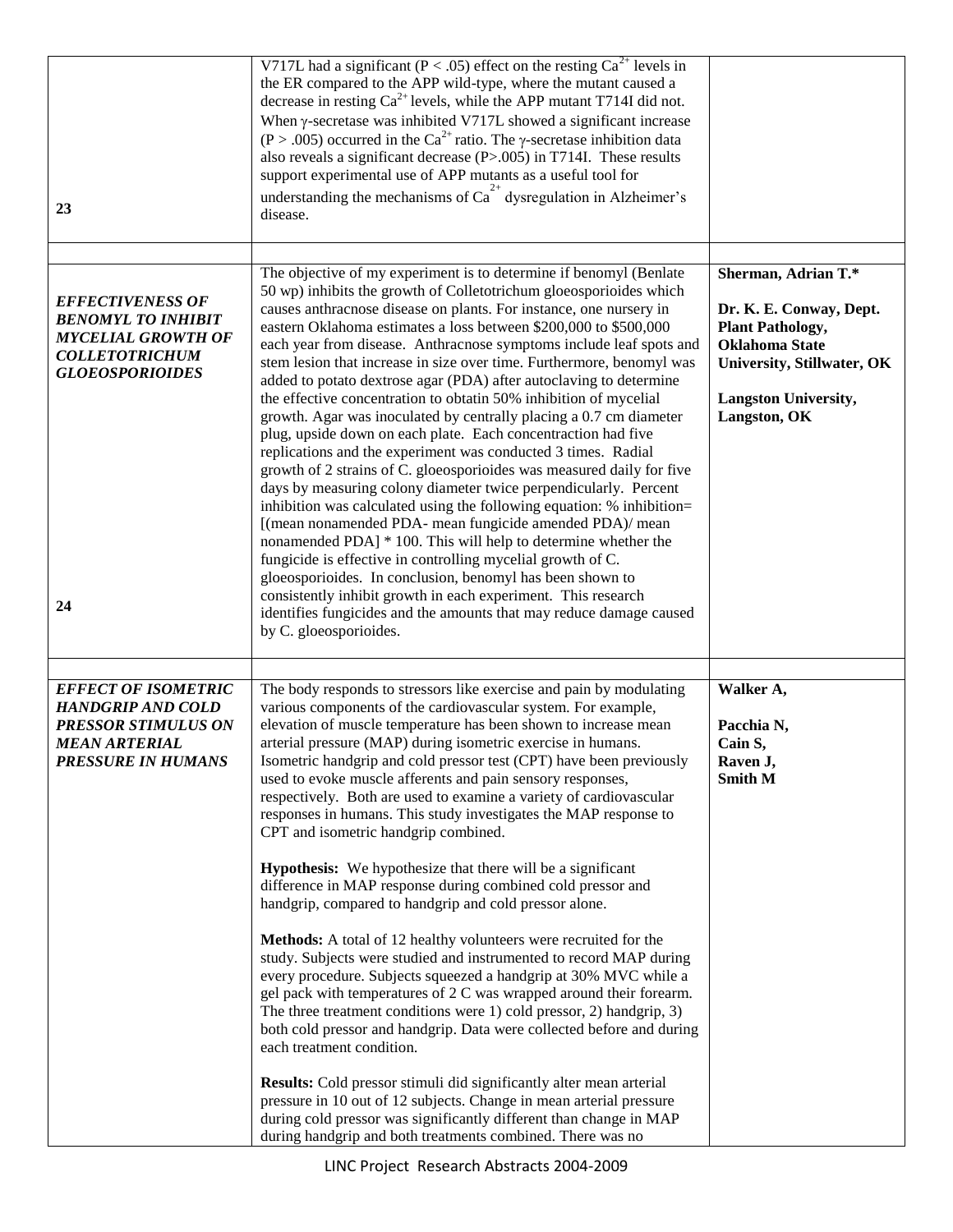| | | |
|---|---|---|
| 23 | V717L had a significant ($P < .05$) effect on the resting $Ca^{2+}$ levels in the ER compared to the APP wild-type, where the mutant caused a decrease in resting $Ca^{2+}$ levels, while the APP mutant T714I did not. When γ-secretase was inhibited V717L showed a significant increase ($P > .005$) occurred in the $Ca^{2+}$ ratio. The γ-secretase inhibition data also reveals a significant decrease ($P > .005$) in T714I. These results support experimental use of APP mutants as a useful tool for understanding the mechanisms of $Ca^{2+}$ dysregulation in Alzheimer's disease. | |
| | | |
| ***EFFECTIVENESS OF BENOMYL TO INHIBIT MYCELIAL GROWTH OF COLLETOTRICHUM GLOEOSPORIOIDES*** <br><br> 24 | The objective of my experiment is to determine if benomyl (Benlate 50 wp) inhibits the growth of Colletotrichum gloeosporioides which causes anthracnose disease on plants. For instance, one nursery in eastern Oklahoma estimates a loss between \$200,000 to \$500,000 each year from disease. Anthracnose symptoms include leaf spots and stem lesion that increase in size over time. Furthermore, benomyl was added to potato dextrose agar (PDA) after autoclaving to determine the effective concentration to obtatin 50% inhibition of mycelial growth. Agar was inoculated by centrally placing a 0.7 cm diameter plug, upside down on each plate. Each concentraction had five replications and the experiment was conducted 3 times. Radial growth of 2 strains of C. gloeosporioides was measured daily for five days by measuring colony diameter twice perpendicularly. Percent inhibition was calculated using the following equation: % inhibition= [(mean nonamended PDA- mean fungicide amended PDA)/ mean nonamended PDA] * 100. This will help to determine whether the fungicide is effective in controlling mycelial growth of C. gloeosporioides. In conclusion, benomyl has been shown to consistently inhibit growth in each experiment. This research identifies fungicides and the amounts that may reduce damage caused by C. gloeosporioides. | **Sherman, Adrian T.*** <br><br> **Dr. K. E. Conway, Dept. Plant Pathology, Oklahoma State University, Stillwater, OK** <br><br> **Langston University, Langston, OK** |
| | | |
| ***EFFECT OF ISOMETRIC HANDGRIP AND COLD PRESSOR STIMULUS ON MEAN ARTERIAL PRESSURE IN HUMANS*** | The body responds to stressors like exercise and pain by modulating various components of the cardiovascular system. For example, elevation of muscle temperature has been shown to increase mean arterial pressure (MAP) during isometric exercise in humans. Isometric handgrip and cold pressor test (CPT) have been previously used to evoke muscle afferents and pain sensory responses, respectively. Both are used to examine a variety of cardiovascular responses in humans. This study investigates the MAP response to CPT and isometric handgrip combined. <br><br> **Hypothesis:** We hypothesize that there will be a significant difference in MAP response during combined cold pressor and handgrip, compared to handgrip and cold pressor alone. <br><br> **Methods:** A total of 12 healthy volunteers were recruited for the study. Subjects were studied and instrumented to record MAP during every procedure. Subjects squeezed a handgrip at 30% MVC while a gel pack with temperatures of 2 C was wrapped around their forearm. The three treatment conditions were 1) cold pressor, 2) handgrip, 3) both cold pressor and handgrip. Data were collected before and during each treatment condition. <br><br> **Results:** Cold pressor stimuli did significantly alter mean arterial pressure in 10 out of 12 subjects. Change in mean arterial pressure during cold pressor was significantly different than change in MAP during handgrip and both treatments combined. There was no | **Walker A,** <br><br> **Pacchia N,** <br> **Cain S,** <br> **Raven J,** <br> **Smith M** |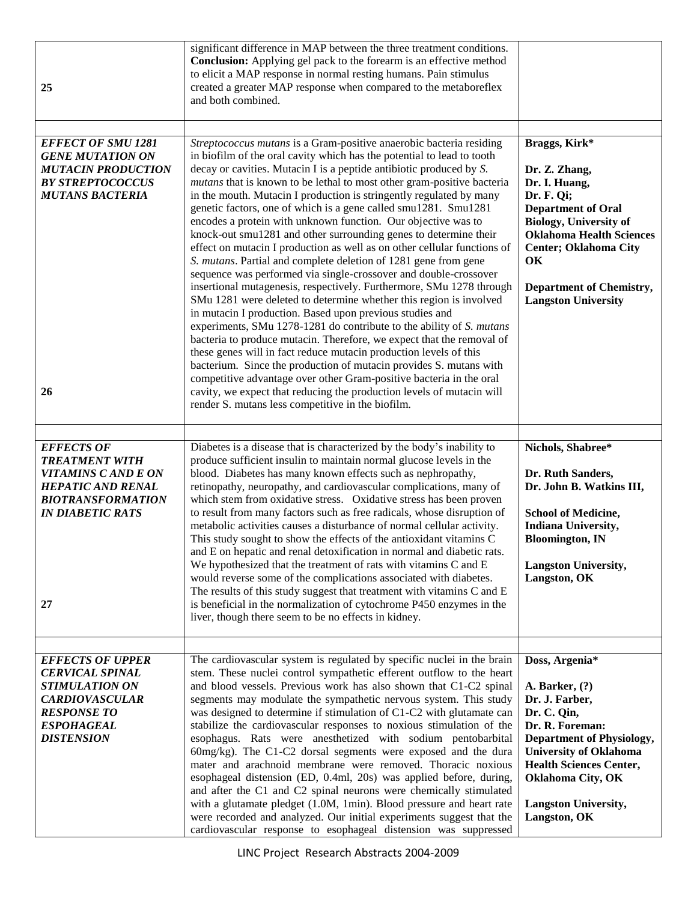| | | |
|---|---|---|
| 25 | significant difference in MAP between the three treatment conditions. **Conclusion:** Applying gel pack to the forearm is an effective method to elicit a MAP response in normal resting humans. Pain stimulus created a greater MAP response when compared to the metaboreflex and both combined. | |
| | | |
| ***EFFECT OF SMU 1281 GENE MUTATION ON MUTACIN PRODUCTION BY STREPTOCOCCUS MUTANS BACTERIA*** <br><br> 26 | *Streptococcus mutans* is a Gram-positive anaerobic bacteria residing in biofilm of the oral cavity which has the potential to lead to tooth decay or cavities. Mutacin I is a peptide antibiotic produced by *S. mutans* that is known to be lethal to most other gram-positive bacteria in the mouth. Mutacin I production is stringently regulated by many genetic factors, one of which is a gene called smu1281. Smu1281 encodes a protein with unknown function. Our objective was to knock-out smu1281 and other surrounding genes to determine their effect on mutacin I production as well as on other cellular functions of *S. mutans*. Partial and complete deletion of 1281 gene from gene sequence was performed via single-crossover and double-crossover insertional mutagenesis, respectively. Furthermore, SMu 1278 through SMu 1281 were deleted to determine whether this region is involved in mutacin I production. Based upon previous studies and experiments, SMu 1278-1281 do contribute to the ability of *S. mutans* bacteria to produce mutacin. Therefore, we expect that the removal of these genes will in fact reduce mutacin production levels of this bacterium. Since the production of mutacin provides S. mutans with competitive advantage over other Gram-positive bacteria in the oral cavity, we expect that reducing the production levels of mutacin will render S. mutans less competitive in the biofilm. | **Braggs, Kirk*** <br><br> **Dr. Z. Zhang,** <br> **Dr. I. Huang,** <br> **Dr. F. Qi;** <br> **Department of Oral Biology, University of Oklahoma Health Sciences Center; Oklahoma City OK** <br><br> **Department of Chemistry, Langston University** |
| | | |
| ***EFFECTS OF TREATMENT WITH VITAMINS C AND E ON HEPATIC AND RENAL BIOTRANSFORMATION IN DIABETIC RATS*** <br><br> 27 | Diabetes is a disease that is characterized by the body's inability to produce sufficient insulin to maintain normal glucose levels in the blood. Diabetes has many known effects such as nephropathy, retinopathy, neuropathy, and cardiovascular complications, many of which stem from oxidative stress. Oxidative stress has been proven to result from many factors such as free radicals, whose disruption of metabolic activities causes a disturbance of normal cellular activity. This study sought to show the effects of the antioxidant vitamins C and E on hepatic and renal detoxification in normal and diabetic rats. We hypothesized that the treatment of rats with vitamins C and E would reverse some of the complications associated with diabetes. The results of this study suggest that treatment with vitamins C and E is beneficial in the normalization of cytochrome P450 enzymes in the liver, though there seem to be no effects in kidney. | **Nichols, Shabree*** <br><br> **Dr. Ruth Sanders,** <br> **Dr. John B. Watkins III,** <br><br> **School of Medicine, Indiana University, Bloomington, IN** <br><br> **Langston University, Langston, OK** |
| | | |
| ***EFFECTS OF UPPER CERVICAL SPINAL STIMULATION ON CARDIOVASCULAR RESPONSE TO ESPOHAGEAL DISTENSION*** | The cardiovascular system is regulated by specific nuclei in the brain stem. These nuclei control sympathetic efferent outflow to the heart and blood vessels. Previous work has also shown that C1-C2 spinal segments may modulate the sympathetic nervous system. This study was designed to determine if stimulation of C1-C2 with glutamate can stabilize the cardiovascular responses to noxious stimulation of the esophagus. Rats were anesthetized with sodium pentobarbital 60mg/kg). The C1-C2 dorsal segments were exposed and the dura mater and arachnoid membrane were removed. Thoracic noxious esophageal distension (ED, 0.4ml, 20s) was applied before, during, and after the C1 and C2 spinal neurons were chemically stimulated with a glutamate pledget (1.0M, 1min). Blood pressure and heart rate were recorded and analyzed. Our initial experiments suggest that the cardiovascular response to esophageal distension was suppressed | **Doss, Argenia*** <br><br> **A. Barker, (?)** <br> **Dr. J. Farber,** <br> **Dr. C. Qin,** <br> **Dr. R. Foreman:** <br> **Department of Physiology, University of Oklahoma Health Sciences Center, Oklahoma City, OK** <br><br> **Langston University, Langston, OK** |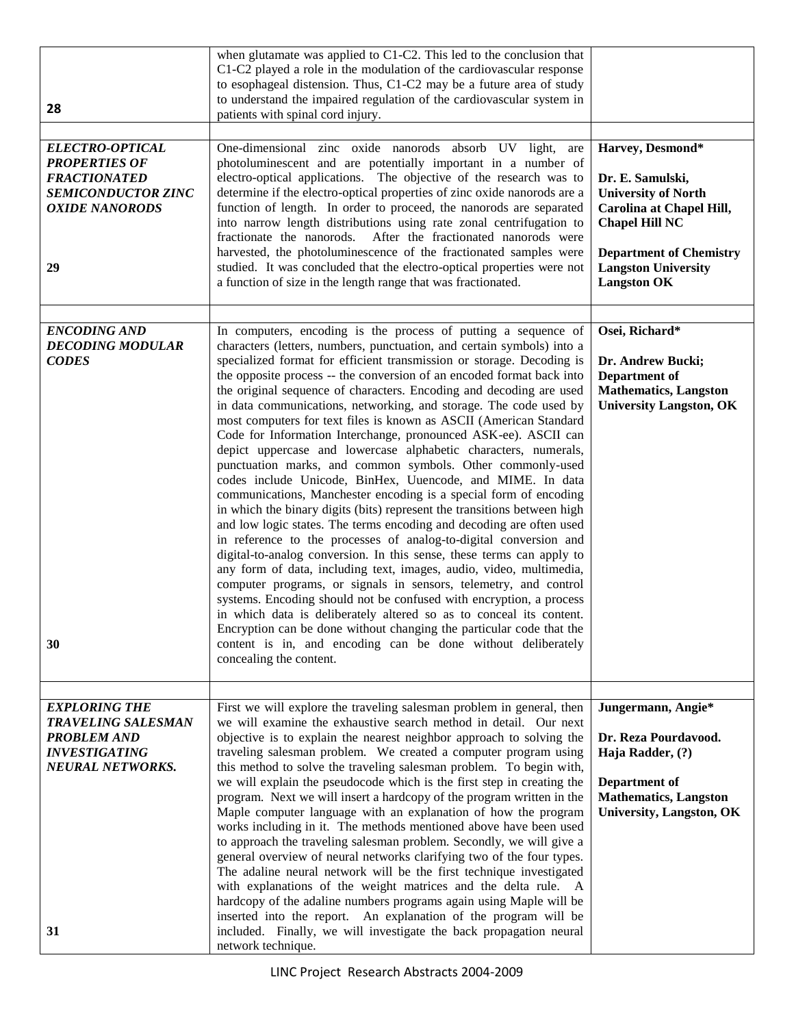| | | |
|---|---|---|
| 28 | when glutamate was applied to C1-C2. This led to the conclusion that C1-C2 played a role in the modulation of the cardiovascular response to esophageal distension. Thus, C1-C2 may be a future area of study to understand the impaired regulation of the cardiovascular system in patients with spinal cord injury. | |
| ***ELECTRO-OPTICAL PROPERTIES OF FRACTIONATED SEMICONDUCTOR ZINC OXIDE NANORODS*** <br><br> **29** | One-dimensional zinc oxide nanorods absorb UV light, are photoluminescent and are potentially important in a number of electro-optical applications. The objective of the research was to determine if the electro-optical properties of zinc oxide nanorods are a function of length. In order to proceed, the nanorods are separated into narrow length distributions using rate zonal centrifugation to fractionate the nanorods. After the fractionated nanorods were harvested, the photoluminescence of the fractionated samples were studied. It was concluded that the electro-optical properties were not a function of size in the length range that was fractionated. | **Harvey, Desmond*** <br><br> **Dr. E. Samulski, University of North Carolina at Chapel Hill, Chapel Hill NC** <br><br> **Department of Chemistry Langston University Langston OK** |
| ***ENCODING AND DECODING MODULAR CODES*** <br><br> **30** | In computers, encoding is the process of putting a sequence of characters (letters, numbers, punctuation, and certain symbols) into a specialized format for efficient transmission or storage. Decoding is the opposite process -- the conversion of an encoded format back into the original sequence of characters. Encoding and decoding are used in data communications, networking, and storage. The code used by most computers for text files is known as ASCII (American Standard Code for Information Interchange, pronounced ASK-ee). ASCII can depict uppercase and lowercase alphabetic characters, numerals, punctuation marks, and common symbols. Other commonly-used codes include Unicode, BinHex, Uuencode, and MIME. In data communications, Manchester encoding is a special form of encoding in which the binary digits (bits) represent the transitions between high and low logic states. The terms encoding and decoding are often used in reference to the processes of analog-to-digital conversion and digital-to-analog conversion. In this sense, these terms can apply to any form of data, including text, images, audio, video, multimedia, computer programs, or signals in sensors, telemetry, and control systems. Encoding should not be confused with encryption, a process in which data is deliberately altered so as to conceal its content. Encryption can be done without changing the particular code that the content is in, and encoding can be done without deliberately concealing the content. | **Osei, Richard*** <br><br> **Dr. Andrew Bucki; Department of Mathematics, Langston University Langston, OK** |
| ***EXPLORING THE TRAVELING SALESMAN PROBLEM AND INVESTIGATING NEURAL NETWORKS.*** <br><br> **31** | First we will explore the traveling salesman problem in general, then we will examine the exhaustive search method in detail. Our next objective is to explain the nearest neighbor approach to solving the traveling salesman problem. We created a computer program using this method to solve the traveling salesman problem. To begin with, we will explain the pseudocode which is the first step in creating the program. Next we will insert a hardcopy of the program written in the Maple computer language with an explanation of how the program works including in it. The methods mentioned above have been used to approach the traveling salesman problem. Secondly, we will give a general overview of neural networks clarifying two of the four types. The adaline neural network will be the first technique investigated with explanations of the weight matrices and the delta rule. A hardcopy of the adaline numbers programs again using Maple will be inserted into the report. An explanation of the program will be included. Finally, we will investigate the back propagation neural network technique. | **Jungermann, Angie*** <br><br> **Dr. Reza Pourdavood. Haja Radder, (?)** <br><br> **Department of Mathematics, Langston University, Langston, OK** |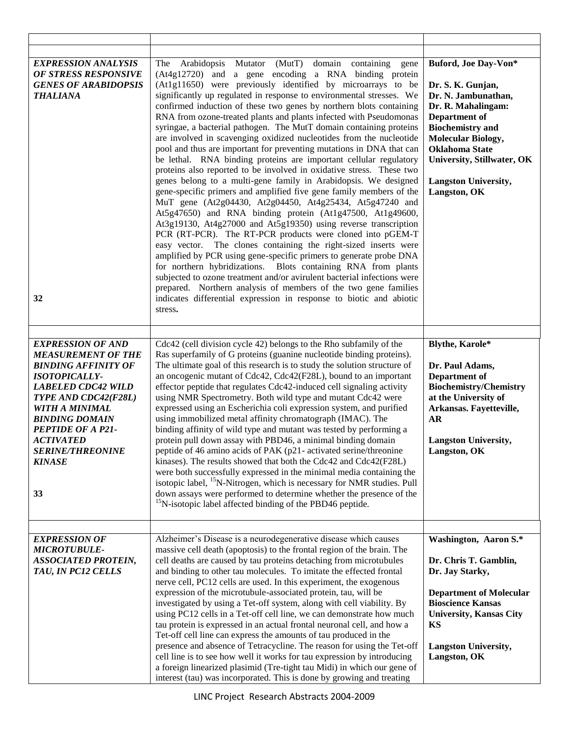| | | |
|---|---|---|
| ***EXPRESSION ANALYSIS OF STRESS RESPONSIVE GENES OF ARABIDOPSIS THALIANA*** <br><br> **32** | The Arabidopsis Mutator (MutT) domain containing gene (At4g12720) and a gene encoding a RNA binding protein (At1g11650) were previously identified by microarrays to be significantly up regulated in response to environmental stresses. We confirmed induction of these two genes by northern blots containing RNA from ozone-treated plants and plants infected with Pseudomonas syringae, a bacterial pathogen. The MutT domain containing proteins are involved in scavenging oxidized nucleotides from the nucleotide pool and thus are important for preventing mutations in DNA that can be lethal. RNA binding proteins are important cellular regulatory proteins also reported to be involved in oxidative stress. These two genes belong to a multi-gene family in Arabidopsis. We designed gene-specific primers and amplified five gene family members of the MuT gene (At2g04430, At2g04450, At4g25434, At5g47240 and At5g47650) and RNA binding protein (At1g47500, At1g49600, At3g19130, At4g27000 and At5g19350) using reverse transcription PCR (RT-PCR). The RT-PCR products were cloned into pGEM-T easy vector. The clones containing the right-sized inserts were amplified by PCR using gene-specific primers to generate probe DNA for northern hybridizations. Blots containing RNA from plants subjected to ozone treatment and/or avirulent bacterial infections were prepared. Northern analysis of members of the two gene families indicates differential expression in response to biotic and abiotic stress. | **Buford, Joe Day-Von*** <br><br> **Dr. S. K. Gunjan, Dr. N. Jambunathan, Dr. R. Mahalingam: Department of Biochemistry and Molecular Biology, Oklahoma State University, Stillwater, OK** <br><br> **Langston University, Langston, OK** |
| | | |
| ***EXPRESSION OF AND MEASUREMENT OF THE BINDING AFFINITY OF ISOTOPICALLY-LABELED CDC42 WILD TYPE AND CDC42(F28L) WITH A MINIMAL BINDING DOMAIN PEPTIDE OF A P21-ACTIVATED SERINE/THREONINE KINASE*** <br><br> **33** | Cdc42 (cell division cycle 42) belongs to the Rho subfamily of the Ras superfamily of G proteins (guanine nucleotide binding proteins). The ultimate goal of this research is to study the solution structure of an oncogenic mutant of Cdc42, Cdc42(F28L), bound to an important effector peptide that regulates Cdc42-induced cell signaling activity using NMR Spectrometry. Both wild type and mutant Cdc42 were expressed using an Escherichia coli expression system, and purified using immobilized metal affinity chromatograph (IMAC). The binding affinity of wild type and mutant was tested by performing a protein pull down assay with PBD46, a minimal binding domain peptide of 46 amino acids of PAK (p21- activated serine/threonine kinases). The results showed that both the Cdc42 and Cdc42(F28L) were both successfully expressed in the minimal media containing the isotopic label, $^{15}$N-Nitrogen, which is necessary for NMR studies. Pull down assays were performed to determine whether the presence of the $^{15}$N-isotopic label affected binding of the PBD46 peptide. | **Blythe, Karole*** <br><br> **Dr. Paul Adams, Department of Biochemistry/Chemistry at the University of Arkansas. Fayetteville, AR** <br><br> **Langston University, Langston, OK** |
| | | |
| ***EXPRESSION OF MICROTUBULE-ASSOCIATED PROTEIN, TAU, IN PC12 CELLS*** | Alzheimer's Disease is a neurodegenerative disease which causes massive cell death (apoptosis) to the frontal region of the brain. The cell deaths are caused by tau proteins detaching from microtubules and binding to other tau molecules. To imitate the effected frontal nerve cell, PC12 cells are used. In this experiment, the exogenous expression of the microtubule-associated protein, tau, will be investigated by using a Tet-off system, along with cell viability. By using PC12 cells in a Tet-off cell line, we can demonstrate how much tau protein is expressed in an actual frontal neuronal cell, and how a Tet-off cell line can express the amounts of tau produced in the presence and absence of Tetracycline. The reason for using the Tet-off cell line is to see how well it works for tau expression by introducing a foreign linearized plasimid (Tre-tight tau Midi) in which our gene of interest (tau) was incorporated. This is done by growing and treating | **Washington, Aaron S.*** <br><br> **Dr. Chris T. Gamblin, Dr. Jay Starky,** <br><br> **Department of Molecular Bioscience Kansas University, Kansas City KS** <br><br> **Langston University, Langston, OK** |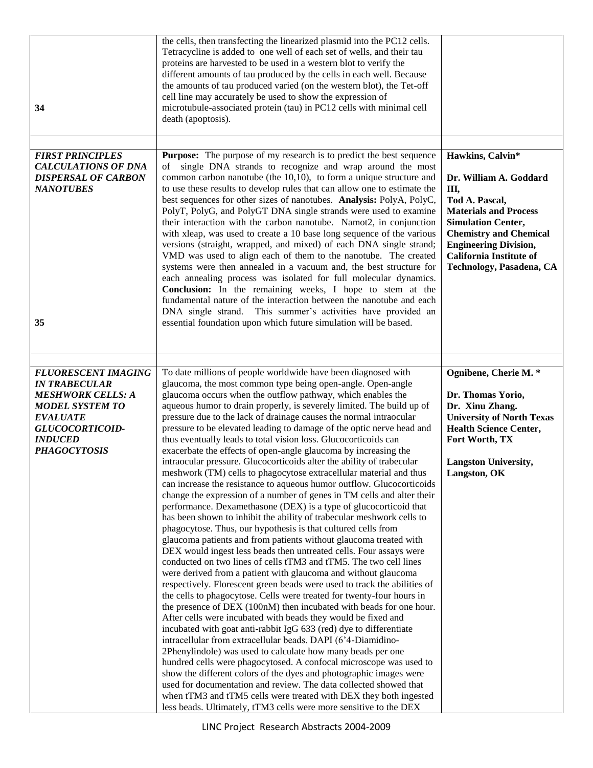| | | |
|---|---|---|
| 34 | the cells, then transfecting the linearized plasmid into the PC12 cells. Tetracycline is added to one well of each set of wells, and their tau proteins are harvested to be used in a western blot to verify the different amounts of tau produced by the cells in each well. Because the amounts of tau produced varied (on the western blot), the Tet-off cell line may accurately be used to show the expression of microtubule-associated protein (tau) in PC12 cells with minimal cell death (apoptosis). | |
| | | |
| ***FIRST PRINCIPLES CALCULATIONS OF DNA DISPERSAL OF CARBON NANOTUBES*** 35 | **Purpose:** The purpose of my research is to predict the best sequence of single DNA strands to recognize and wrap around the most common carbon nanotube (the 10,10), to form a unique structure and to use these results to develop rules that can allow one to estimate the best sequences for other sizes of nanotubes. **Analysis:** PolyA, PolyC, PolyT, PolyG, and PolyGT DNA single strands were used to examine their interaction with the carbon nanotube. Namot2, in conjunction with xleap, was used to create a 10 base long sequence of the various versions (straight, wrapped, and mixed) of each DNA single strand; VMD was used to align each of them to the nanotube. The created systems were then annealed in a vacuum and, the best structure for each annealing process was isolated for full molecular dynamics. **Conclusion:** In the remaining weeks, I hope to stem at the fundamental nature of the interaction between the nanotube and each DNA single strand. This summer's activities have provided an essential foundation upon which future simulation will be based. | **Hawkins, Calvin*** **Dr. William A. Goddard III, Tod A. Pascal, Materials and Process Simulation Center, Chemistry and Chemical Engineering Division, California Institute of Technology, Pasadena, CA** |
| | | |
| ***FLUORESCENT IMAGING IN TRABECULAR MESHWORK CELLS: A MODEL SYSTEM TO EVALUATE GLUCOCORTICOID-INDUCED PHAGOCYTOSIS*** | To date millions of people worldwide have been diagnosed with glaucoma, the most common type being open-angle. Open-angle glaucoma occurs when the outflow pathway, which enables the aqueous humor to drain properly, is severely limited. The build up of pressure due to the lack of drainage causes the normal intraocular pressure to be elevated leading to damage of the optic nerve head and thus eventually leads to total vision loss. Glucocorticoids can exacerbate the effects of open-angle glaucoma by increasing the intraocular pressure. Glucocorticoids alter the ability of trabecular meshwork (TM) cells to phagocytose extracellular material and thus can increase the resistance to aqueous humor outflow. Glucocorticoids change the expression of a number of genes in TM cells and alter their performance. Dexamethasone (DEX) is a type of glucocorticoid that has been shown to inhibit the ability of trabecular meshwork cells to phagocytose. Thus, our hypothesis is that cultured cells from glaucoma patients and from patients without glaucoma treated with DEX would ingest less beads then untreated cells. Four assays were conducted on two lines of cells tTM3 and tTM5. The two cell lines were derived from a patient with glaucoma and without glaucoma respectively. Florescent green beads were used to track the abilities of the cells to phagocytose. Cells were treated for twenty-four hours in the presence of DEX (100nM) then incubated with beads for one hour. After cells were incubated with beads they would be fixed and incubated with goat anti-rabbit IgG 633 (red) dye to differentiate intracellular from extracellular beads. DAPI (6'4-Diamidino-2Phenylindole) was used to calculate how many beads per one hundred cells were phagocytosed. A confocal microscope was used to show the different colors of the dyes and photographic images were used for documentation and review. The data collected showed that when tTM3 and tTM5 cells were treated with DEX they both ingested less beads. Ultimately, tTM3 cells were more sensitive to the DEX | **Ognibene, Cherie M. *** **Dr. Thomas Yorio, Dr. Xinu Zhang. University of North Texas Health Science Center, Fort Worth, TX** **Langston University, Langston, OK** |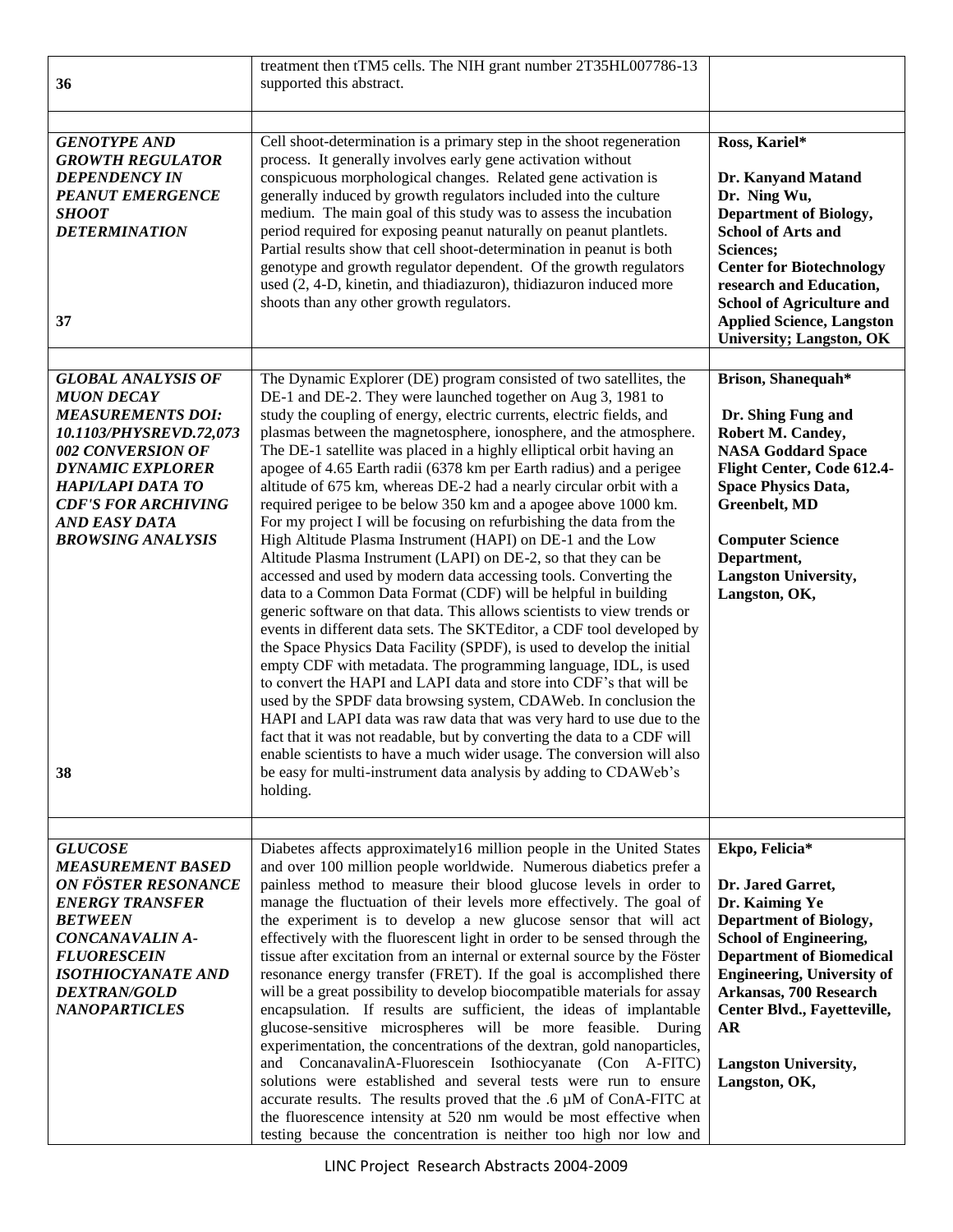| | | |
|---|---|---|
| **36** | treatment then tTM5 cells. The NIH grant number 2T35HL007786-13 supported this abstract. | |
| | | |
| ***GENOTYPE AND GROWTH REGULATOR DEPENDENCY IN PEANUT EMERGENCE SHOOT DETERMINATION*** **37** | Cell shoot-determination is a primary step in the shoot regeneration process. It generally involves early gene activation without conspicuous morphological changes. Related gene activation is generally induced by growth regulators included into the culture medium. The main goal of this study was to assess the incubation period required for exposing peanut naturally on peanut plantlets. Partial results show that cell shoot-determination in peanut is both genotype and growth regulator dependent. Of the growth regulators used (2, 4-D, kinetin, and thiadiazuron), thidiazuron induced more shoots than any other growth regulators. | **Ross, Kariel*** **Dr. Kanyand Matand Dr. Ning Wu, Department of Biology, School of Arts and Sciences; Center for Biotechnology research and Education, School of Agriculture and Applied Science, Langston University; Langston, OK** |
| | | |
| ***GLOBAL ANALYSIS OF MUON DECAY MEASUREMENTS DOI: 10.1103/PHYSREVD.72,073 002 CONVERSION OF DYNAMIC EXPLORER HAPI/LAPI DATA TO CDF'S FOR ARCHIVING AND EASY DATA BROWSING ANALYSIS*** **38** | The Dynamic Explorer (DE) program consisted of two satellites, the DE-1 and DE-2. They were launched together on Aug 3, 1981 to study the coupling of energy, electric currents, electric fields, and plasmas between the magnetosphere, ionosphere, and the atmosphere. The DE-1 satellite was placed in a highly elliptical orbit having an apogee of 4.65 Earth radii (6378 km per Earth radius) and a perigee altitude of 675 km, whereas DE-2 had a nearly circular orbit with a required perigee to be below 350 km and a apogee above 1000 km. For my project I will be focusing on refurbishing the data from the High Altitude Plasma Instrument (HAPI) on DE-1 and the Low Altitude Plasma Instrument (LAPI) on DE-2, so that they can be accessed and used by modern data accessing tools. Converting the data to a Common Data Format (CDF) will be helpful in building generic software on that data. This allows scientists to view trends or events in different data sets. The SKTEditor, a CDF tool developed by the Space Physics Data Facility (SPDF), is used to develop the initial empty CDF with metadata. The programming language, IDL, is used to convert the HAPI and LAPI data and store into CDF's that will be used by the SPDF data browsing system, CDAWeb. In conclusion the HAPI and LAPI data was raw data that was very hard to use due to the fact that it was not readable, but by converting the data to a CDF will enable scientists to have a much wider usage. The conversion will also be easy for multi-instrument data analysis by adding to CDAWeb's holding. | **Brison, Shanequah*** **Dr. Shing Fung and Robert M. Candey, NASA Goddard Space Flight Center, Code 612.4- Space Physics Data, Greenbelt, MD** **Computer Science Department, Langston University, Langston, OK,** |
| | | |
| ***GLUCOSE MEASUREMENT BASED ON FÖSTER RESONANCE ENERGY TRANSFER BETWEEN CONCANAVALIN A-FLUORESCEIN ISOTHIOCYANATE AND DEXTRAN/GOLD NANOPARTICLES*** | Diabetes affects approximately16 million people in the United States and over 100 million people worldwide. Numerous diabetics prefer a painless method to measure their blood glucose levels in order to manage the fluctuation of their levels more effectively. The goal of the experiment is to develop a new glucose sensor that will act effectively with the fluorescent light in order to be sensed through the tissue after excitation from an internal or external source by the Föster resonance energy transfer (FRET). If the goal is accomplished there will be a great possibility to develop biocompatible materials for assay encapsulation. If results are sufficient, the ideas of implantable glucose-sensitive microspheres will be more feasible. During experimentation, the concentrations of the dextran, gold nanoparticles, and ConcanavalinA-Fluorescein Isothiocyanate (Con A-FITC) solutions were established and several tests were run to ensure accurate results. The results proved that the .6 µM of ConA-FITC at the fluorescence intensity at 520 nm would be most effective when testing because the concentration is neither too high nor low and | **Ekpo, Felicia*** **Dr. Jared Garret, Dr. Kaiming Ye Department of Biology, School of Engineering, Department of Biomedical Engineering, University of Arkansas, 700 Research Center Blvd., Fayetteville, AR** **Langston University, Langston, OK,** |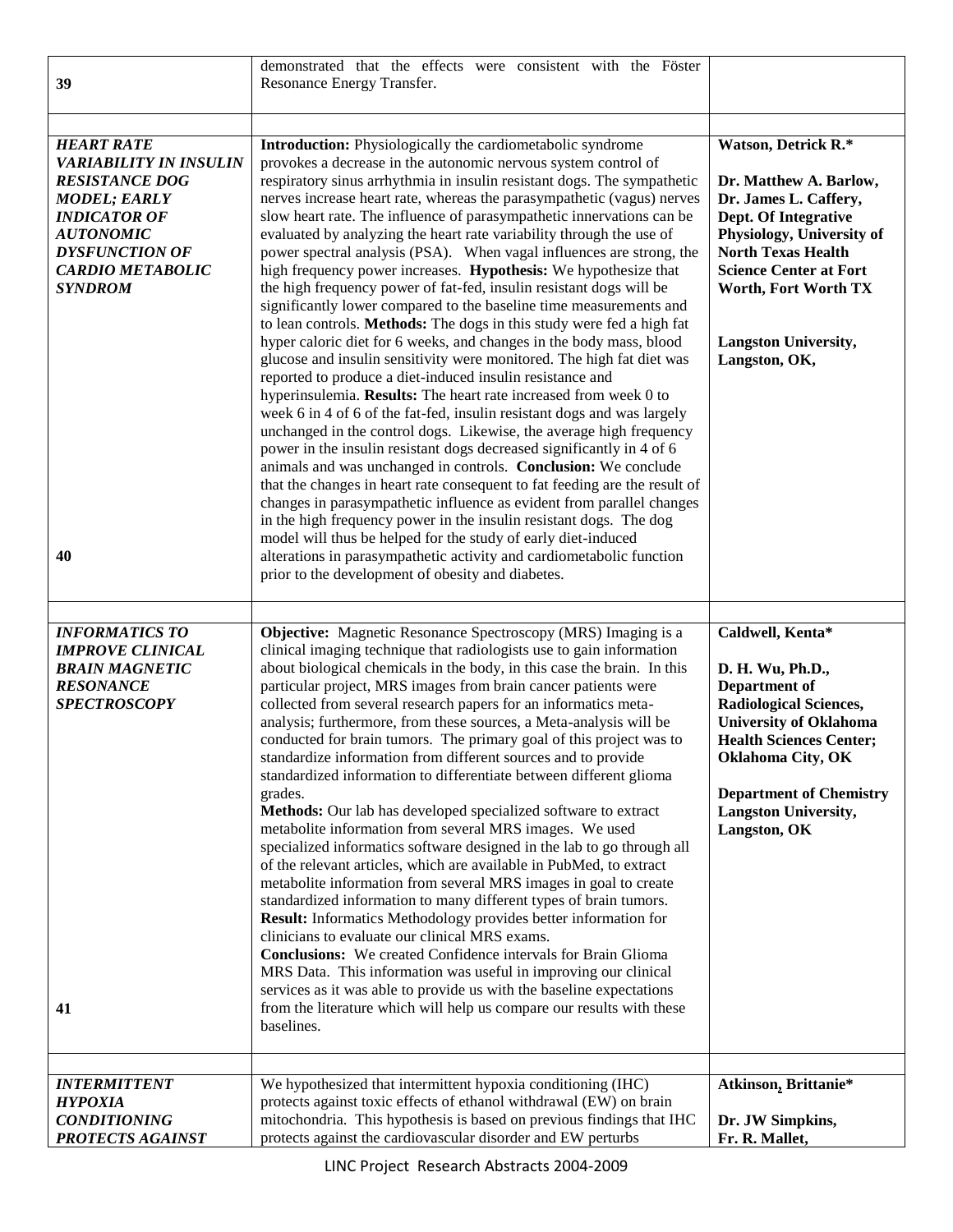| | | |
|---|---|---|
| **39** | demonstrated that the effects were consistent with the Föster Resonance Energy Transfer. | |
| | | |
| ***HEART RATE VARIABILITY IN INSULIN RESISTANCE DOG MODEL; EARLY INDICATOR OF AUTONOMIC DYSFUNCTION OF CARDIO METABOLIC SYNDROM*** <br><br> **40** | **Introduction:** Physiologically the cardiometabolic syndrome provokes a decrease in the autonomic nervous system control of respiratory sinus arrhythmia in insulin resistant dogs. The sympathetic nerves increase heart rate, whereas the parasympathetic (vagus) nerves slow heart rate. The influence of parasympathetic innervations can be evaluated by analyzing the heart rate variability through the use of power spectral analysis (PSA). When vagal influences are strong, the high frequency power increases. **Hypothesis:** We hypothesize that the high frequency power of fat-fed, insulin resistant dogs will be significantly lower compared to the baseline time measurements and to lean controls. **Methods:** The dogs in this study were fed a high fat hyper caloric diet for 6 weeks, and changes in the body mass, blood glucose and insulin sensitivity were monitored. The high fat diet was reported to produce a diet-induced insulin resistance and hyperinsulinemia. **Results:** The heart rate increased from week 0 to week 6 in 4 of 6 of the fat-fed, insulin resistant dogs and was largely unchanged in the control dogs. Likewise, the average high frequency power in the insulin resistant dogs decreased significantly in 4 of 6 animals and was unchanged in controls. **Conclusion:** We conclude that the changes in heart rate consequent to fat feeding are the result of changes in parasympathetic influence as evident from parallel changes in the high frequency power in the insulin resistant dogs. The dog model will thus be helped for the study of early diet-induced alterations in parasympathetic activity and cardiometabolic function prior to the development of obesity and diabetes. | **Watson, Detrick R.\*** <br><br> **Dr. Matthew A. Barlow, Dr. James L. Caffery, Dept. Of Integrative Physiology, University of North Texas Health Science Center at Fort Worth, Fort Worth TX** <br><br> **Langston University, Langston, OK,** |
| | | |
| ***INFORMATICS TO IMPROVE CLINICAL BRAIN MAGNETIC RESONANCE SPECTROSCOPY*** <br><br> **41** | **Objective:** Magnetic Resonance Spectroscopy (MRS) Imaging is a clinical imaging technique that radiologists use to gain information about biological chemicals in the body, in this case the brain. In this particular project, MRS images from brain cancer patients were collected from several research papers for an informatics meta-analysis; furthermore, from these sources, a Meta-analysis will be conducted for brain tumors. The primary goal of this project was to standardize information from different sources and to provide standardized information to differentiate between different glioma grades. <br> **Methods:** Our lab has developed specialized software to extract metabolite information from several MRS images. We used specialized informatics software designed in the lab to go through all of the relevant articles, which are available in PubMed, to extract metabolite information from several MRS images in goal to create standardized information to many different types of brain tumors. <br> **Result:** Informatics Methodology provides better information for clinicians to evaluate our clinical MRS exams. <br> **Conclusions:** We created Confidence intervals for Brain Glioma MRS Data. This information was useful in improving our clinical services as it was able to provide us with the baseline expectations from the literature which will help us compare our results with these baselines. | **Caldwell, Kenta\*** <br><br> **D. H. Wu, Ph.D., Department of Radiological Sciences, University of Oklahoma Health Sciences Center; Oklahoma City, OK** <br><br> **Department of Chemistry Langston University, Langston, OK** |
| | | |
| ***INTERMITTENT HYPOXIA CONDITIONING PROTECTS AGAINST*** | We hypothesized that intermittent hypoxia conditioning (IHC) protects against toxic effects of ethanol withdrawal (EW) on brain mitochondria. This hypothesis is based on previous findings that IHC protects against the cardiovascular disorder and EW perturbs | **Atkinson, Brittanie\*** <br><br> **Dr. JW Simpkins, Fr. R. Mallet,** |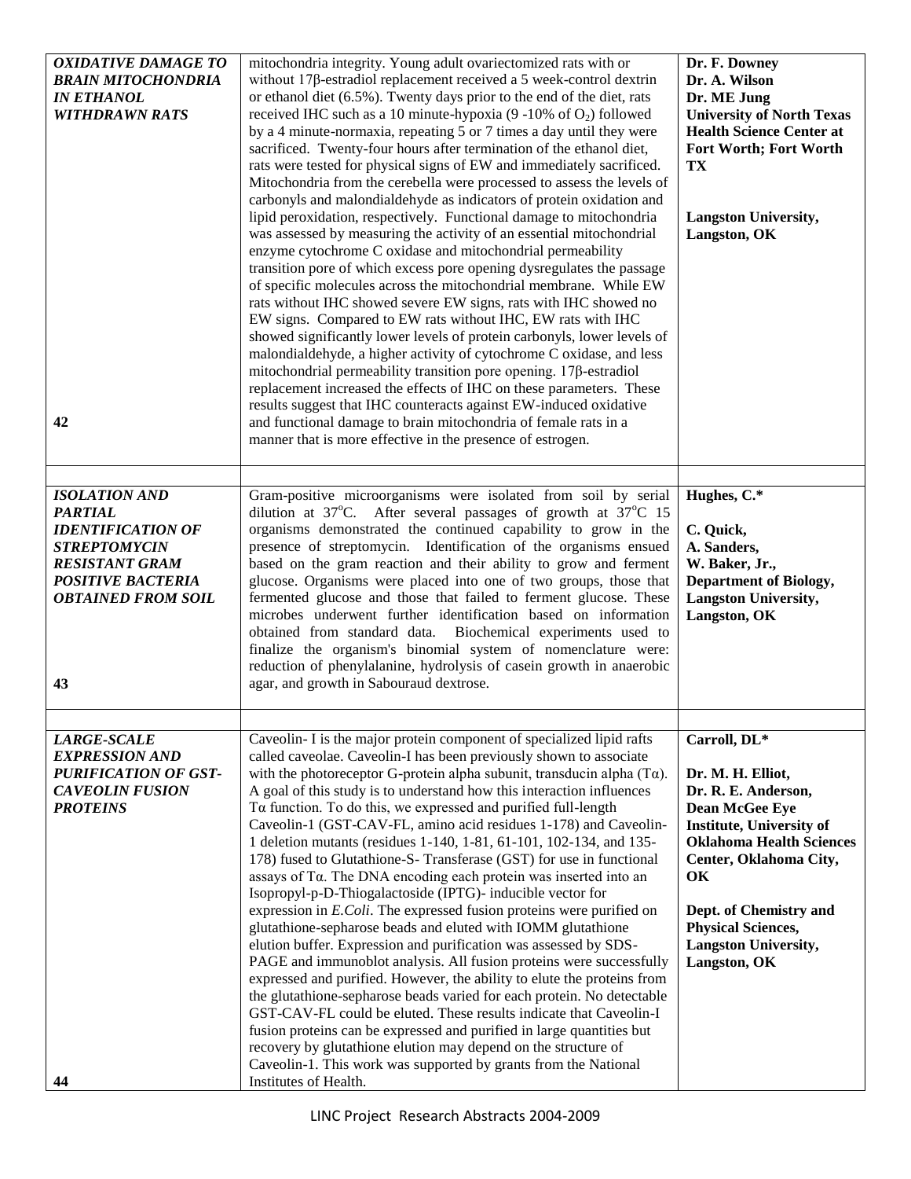| | | |
|---|---|---|
| ***OXIDATIVE DAMAGE TO BRAIN MITOCHONDRIA IN ETHANOL WITHDRAWN RATS*** <br><br> **42** | mitochondria integrity. Young adult ovariectomized rats with or without 17β-estradiol replacement received a 5 week-control dextrin or ethanol diet (6.5%). Twenty days prior to the end of the diet, rats received IHC such as a 10 minute-hypoxia (9 -10% of $O_2$) followed by a 4 minute-normaxia, repeating 5 or 7 times a day until they were sacrificed. Twenty-four hours after termination of the ethanol diet, rats were tested for physical signs of EW and immediately sacrificed. Mitochondria from the cerebella were processed to assess the levels of carbonyls and malondialdehyde as indicators of protein oxidation and lipid peroxidation, respectively. Functional damage to mitochondria was assessed by measuring the activity of an essential mitochondrial enzyme cytochrome C oxidase and mitochondrial permeability transition pore of which excess pore opening dysregulates the passage of specific molecules across the mitochondrial membrane. While EW rats without IHC showed severe EW signs, rats with IHC showed no EW signs. Compared to EW rats without IHC, EW rats with IHC showed significantly lower levels of protein carbonyls, lower levels of malondialdehyde, a higher activity of cytochrome C oxidase, and less mitochondrial permeability transition pore opening. 17β-estradiol replacement increased the effects of IHC on these parameters. These results suggest that IHC counteracts against EW-induced oxidative and functional damage to brain mitochondria of female rats in a manner that is more effective in the presence of estrogen. | **Dr. F. Downey** <br> **Dr. A. Wilson** <br> **Dr. ME Jung** <br> **University of North Texas Health Science Center at Fort Worth; Fort Worth TX** <br><br> **Langston University, Langston, OK** |
| | | |
| ***ISOLATION AND PARTIAL IDENTIFICATION OF STREPTOMYCIN RESISTANT GRAM POSITIVE BACTERIA OBTAINED FROM SOIL*** <br><br> **43** | Gram-positive microorganisms were isolated from soil by serial dilution at 37°C. After several passages of growth at 37°C 15 organisms demonstrated the continued capability to grow in the presence of streptomycin. Identification of the organisms ensued based on the gram reaction and their ability to grow and ferment glucose. Organisms were placed into one of two groups, those that fermented glucose and those that failed to ferment glucose. These microbes underwent further identification based on information obtained from standard data. Biochemical experiments used to finalize the organism's binomial system of nomenclature were: reduction of phenylalanine, hydrolysis of casein growth in anaerobic agar, and growth in Sabouraud dextrose. | **Hughes, C.*** <br><br> **C. Quick,** <br> **A. Sanders,** <br> **W. Baker, Jr.,** <br> **Department of Biology, Langston University, Langston, OK** |
| | | |
| ***LARGE-SCALE EXPRESSION AND PURIFICATION OF GST-CAVEOLIN FUSION PROTEINS*** <br><br> **44** | Caveolin- I is the major protein component of specialized lipid rafts called caveolae. Caveolin-I has been previously shown to associate with the photoreceptor G-protein alpha subunit, transducin alpha (Tα). A goal of this study is to understand how this interaction influences Tα function. To do this, we expressed and purified full-length Caveolin-1 (GST-CAV-FL, amino acid residues 1-178) and Caveolin-1 deletion mutants (residues 1-140, 1-81, 61-101, 102-134, and 135-178) fused to Glutathione-S- Transferase (GST) for use in functional assays of Tα. The DNA encoding each protein was inserted into an Isopropyl-p-D-Thiogalactoside (IPTG)- inducible vector for expression in *E.Coli*. The expressed fusion proteins were purified on glutathione-sepharose beads and eluted with IOMM glutathione elution buffer. Expression and purification was assessed by SDS-PAGE and immunoblot analysis. All fusion proteins were successfully expressed and purified. However, the ability to elute the proteins from the glutathione-sepharose beads varied for each protein. No detectable GST-CAV-FL could be eluted. These results indicate that Caveolin-I fusion proteins can be expressed and purified in large quantities but recovery by glutathione elution may depend on the structure of Caveolin-1. This work was supported by grants from the National Institutes of Health. | **Carroll, DL*** <br><br> **Dr. M. H. Elliot,** <br> **Dr. R. E. Anderson,** <br> **Dean McGee Eye Institute, University of Oklahoma Health Sciences Center, Oklahoma City, OK** <br><br> **Dept. of Chemistry and Physical Sciences, Langston University, Langston, OK** |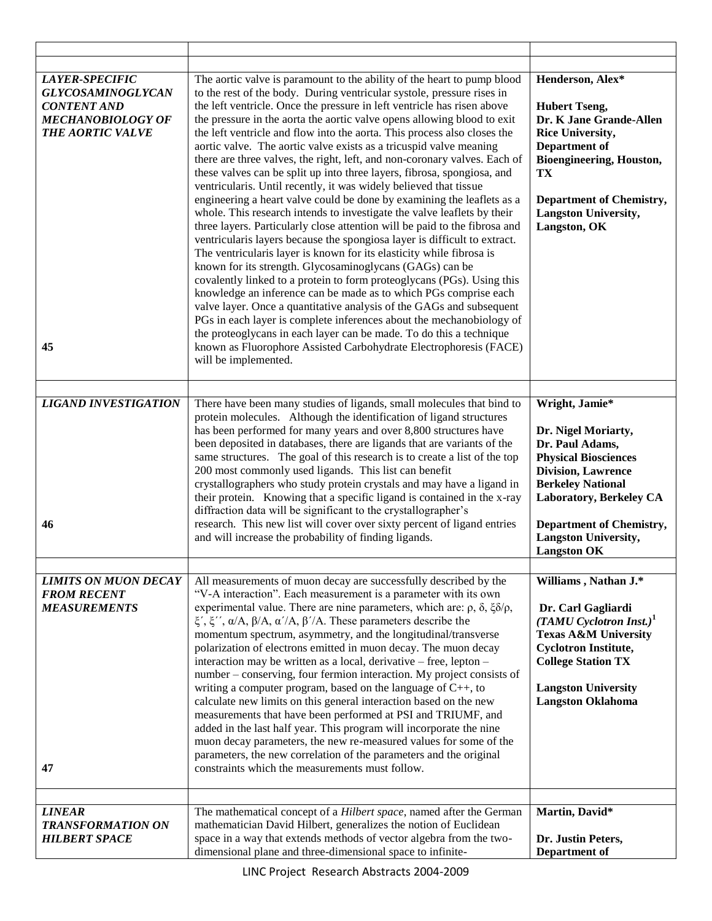| | | |
|---|---|---|
| | | |
| ***LAYER-SPECIFIC GLYCOSAMINOGLYCAN CONTENT AND MECHANOBIOLOGY OF THE AORTIC VALVE*** <br><br> **45** | The aortic valve is paramount to the ability of the heart to pump blood to the rest of the body. During ventricular systole, pressure rises in the left ventricle. Once the pressure in left ventricle has risen above the pressure in the aorta the aortic valve opens allowing blood to exit the left ventricle and flow into the aorta. This process also closes the aortic valve. The aortic valve exists as a tricuspid valve meaning there are three valves, the right, left, and non-coronary valves. Each of these valves can be split up into three layers, fibrosa, spongiosa, and ventricularis. Until recently, it was widely believed that tissue engineering a heart valve could be done by examining the leaflets as a whole. This research intends to investigate the valve leaflets by their three layers. Particularly close attention will be paid to the fibrosa and ventricularis layers because the spongiosa layer is difficult to extract. The ventricularis layer is known for its elasticity while fibrosa is known for its strength. Glycosaminoglycans (GAGs) can be covalently linked to a protein to form proteoglycans (PGs). Using this knowledge an inference can be made as to which PGs comprise each valve layer. Once a quantitative analysis of the GAGs and subsequent PGs in each layer is complete inferences about the mechanobiology of the proteoglycans in each layer can be made. To do this a technique known as Fluorophore Assisted Carbohydrate Electrophoresis (FACE) will be implemented. | **Henderson, Alex*** <br><br> **Hubert Tseng,** <br> **Dr. K Jane Grande-Allen** <br> **Rice University, Department of Bioengineering, Houston, TX** <br><br> **Department of Chemistry, Langston University, Langston, OK** |
| | | |
| ***LIGAND INVESTIGATION*** <br><br> **46** | There have been many studies of ligands, small molecules that bind to protein molecules. Although the identification of ligand structures has been performed for many years and over 8,800 structures have been deposited in databases, there are ligands that are variants of the same structures. The goal of this research is to create a list of the top 200 most commonly used ligands. This list can benefit crystallographers who study protein crystals and may have a ligand in their protein. Knowing that a specific ligand is contained in the x-ray diffraction data will be significant to the crystallographer's research. This new list will cover over sixty percent of ligand entries and will increase the probability of finding ligands. | **Wright, Jamie*** <br><br> **Dr. Nigel Moriarty,** <br> **Dr. Paul Adams,** <br> **Physical Biosciences Division, Lawrence Berkeley National Laboratory, Berkeley CA** <br><br> **Department of Chemistry, Langston University, Langston OK** |
| | | |
| ***LIMITS ON MUON DECAY FROM RECENT MEASUREMENTS*** <br><br> **47** | All measurements of muon decay are successfully described by the "V-A interaction". Each measurement is a parameter with its own experimental value. There are nine parameters, which are: $\rho$, $\delta$, $\xi\delta/\rho$, $\xi'$, $\xi''$, $\alpha/A$, $\beta/A$, $\alpha'/A$, $\beta'/A$. These parameters describe the momentum spectrum, asymmetry, and the longitudinal/transverse polarization of electrons emitted in muon decay. The muon decay interaction may be written as a local, derivative – free, lepton – number – conserving, four fermion interaction. My project consists of writing a computer program, based on the language of C++, to calculate new limits on this general interaction based on the new measurements that have been performed at PSI and TRIUMF, and added in the last half year. This program will incorporate the nine muon decay parameters, the new re-measured values for some of the parameters, the new correlation of the parameters and the original constraints which the measurements must follow. | **Williams , Nathan J.*** <br><br> **Dr. Carl Gagliardi** ***(TAMU Cyclotron Inst.)***[1] <br> **Texas A&M University Cyclotron Institute, College Station TX** <br><br> **Langston University Langston Oklahoma** |
| | | |
| ***LINEAR TRANSFORMATION ON HILBERT SPACE*** | The mathematical concept of a *Hilbert space*, named after the German mathematician David Hilbert, generalizes the notion of Euclidean space in a way that extends methods of vector algebra from the two-dimensional plane and three-dimensional space to infinite- | **Martin, David*** <br><br> **Dr. Justin Peters, Department of** |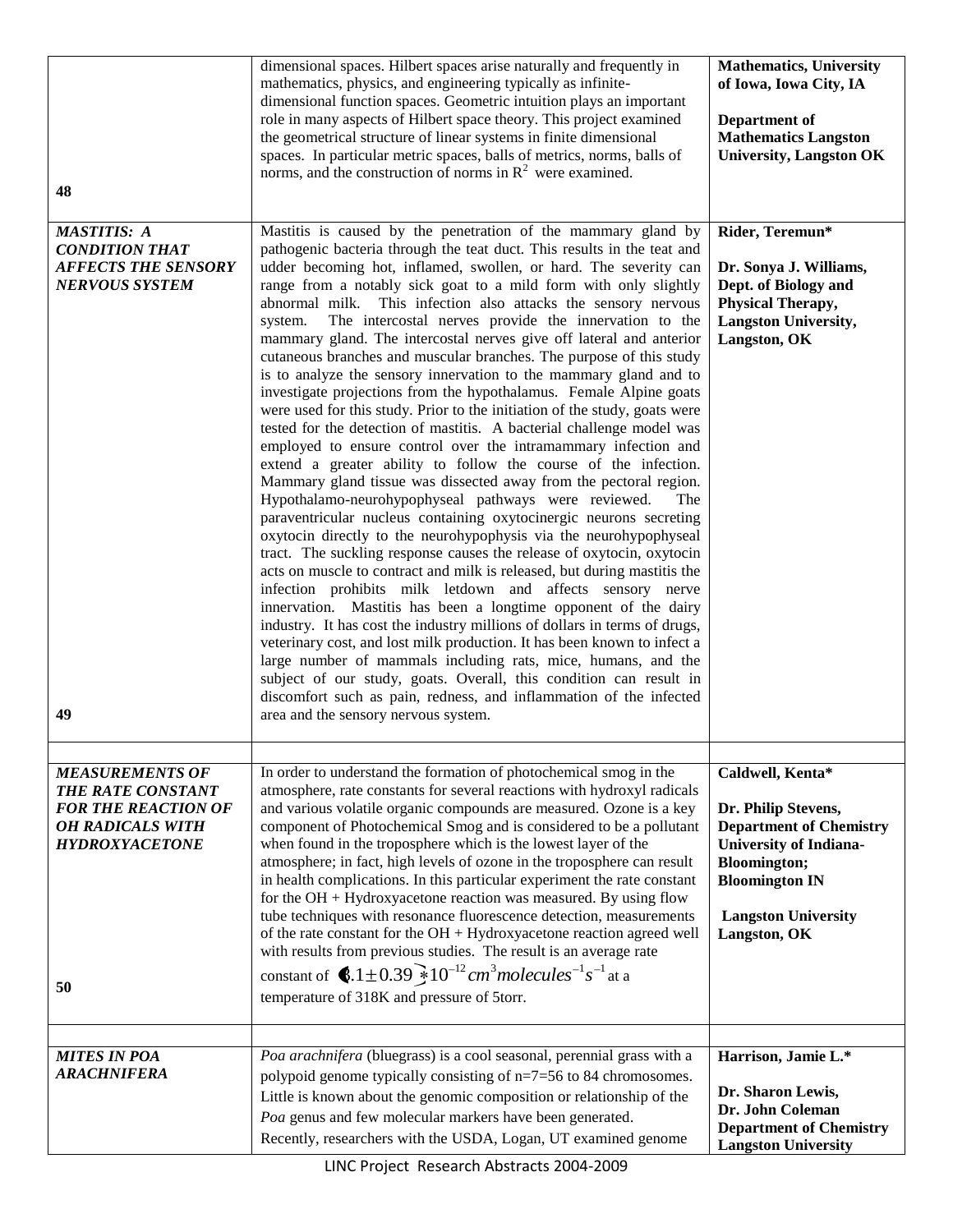| | | |
|---|---|---|
| 48 | dimensional spaces. Hilbert spaces arise naturally and frequently in mathematics, physics, and engineering typically as infinite-dimensional function spaces. Geometric intuition plays an important role in many aspects of Hilbert space theory. This project examined the geometrical structure of linear systems in finite dimensional spaces. In particular metric spaces, balls of metrics, norms, balls of norms, and the construction of norms in $R^2$ were examined. | **Mathematics, University of Iowa, Iowa City, IA**<br><br>**Department of Mathematics Langston University, Langston OK** |
| ***MASTITIS: A CONDITION THAT AFFECTS THE SENSORY NERVOUS SYSTEM***<br><br>**49** | Mastitis is caused by the penetration of the mammary gland by pathogenic bacteria through the teat duct. This results in the teat and udder becoming hot, inflamed, swollen, or hard. The severity can range from a notably sick goat to a mild form with only slightly abnormal milk. This infection also attacks the sensory nervous system. The intercostal nerves provide the innervation to the mammary gland. The intercostal nerves give off lateral and anterior cutaneous branches and muscular branches. The purpose of this study is to analyze the sensory innervation to the mammary gland and to investigate projections from the hypothalamus. Female Alpine goats were used for this study. Prior to the initiation of the study, goats were tested for the detection of mastitis. A bacterial challenge model was employed to ensure control over the intramammary infection and extend a greater ability to follow the course of the infection. Mammary gland tissue was dissected away from the pectoral region. Hypothalamo-neurohypophyseal pathways were reviewed. The paraventricular nucleus containing oxytocinergic neurons secreting oxytocin directly to the neurohypophysis via the neurohypophyseal tract. The suckling response causes the release of oxytocin, oxytocin acts on muscle to contract and milk is released, but during mastitis the infection prohibits milk letdown and affects sensory nerve innervation. Mastitis has been a longtime opponent of the dairy industry. It has cost the industry millions of dollars in terms of drugs, veterinary cost, and lost milk production. It has been known to infect a large number of mammals including rats, mice, humans, and the subject of our study, goats. Overall, this condition can result in discomfort such as pain, redness, and inflammation of the infected area and the sensory nervous system. | **Rider, Teremun***<br><br>**Dr. Sonya J. Williams, Dept. of Biology and Physical Therapy, Langston University, Langston, OK** |
| ***MEASUREMENTS OF THE RATE CONSTANT FOR THE REACTION OF OH RADICALS WITH HYDROXYACETONE***<br><br>**50** | In order to understand the formation of photochemical smog in the atmosphere, rate constants for several reactions with hydroxyl radicals and various volatile organic compounds are measured. Ozone is a key component of Photochemical Smog and is considered to be a pollutant when found in the troposphere which is the lowest layer of the atmosphere; in fact, high levels of ozone in the troposphere can result in health complications. In this particular experiment the rate constant for the OH + Hydroxyacetone reaction was measured. By using flow tube techniques with resonance fluorescence detection, measurements of the rate constant for the OH + Hydroxyacetone reaction agreed well with results from previous studies. The result is an average rate constant of $(3.1 \pm 0.39) \times 10^{-12}\, cm^3 molecules^{-1} s^{-1}$ at a temperature of 318K and pressure of 5torr. | **Caldwell, Kenta***<br><br>**Dr. Philip Stevens, Department of Chemistry University of Indiana-Bloomington; Bloomington IN**<br><br>**Langston University Langston, OK** |
| ***MITES IN POA ARACHNIFERA*** | *Poa arachnifera* (bluegrass) is a cool seasonal, perennial grass with a polypoid genome typically consisting of n=7=56 to 84 chromosomes. Little is known about the genomic composition or relationship of the *Poa* genus and few molecular markers have been generated. Recently, researchers with the USDA, Logan, UT examined genome | **Harrison, Jamie L.***<br><br>**Dr. Sharon Lewis, Dr. John Coleman Department of Chemistry Langston University** |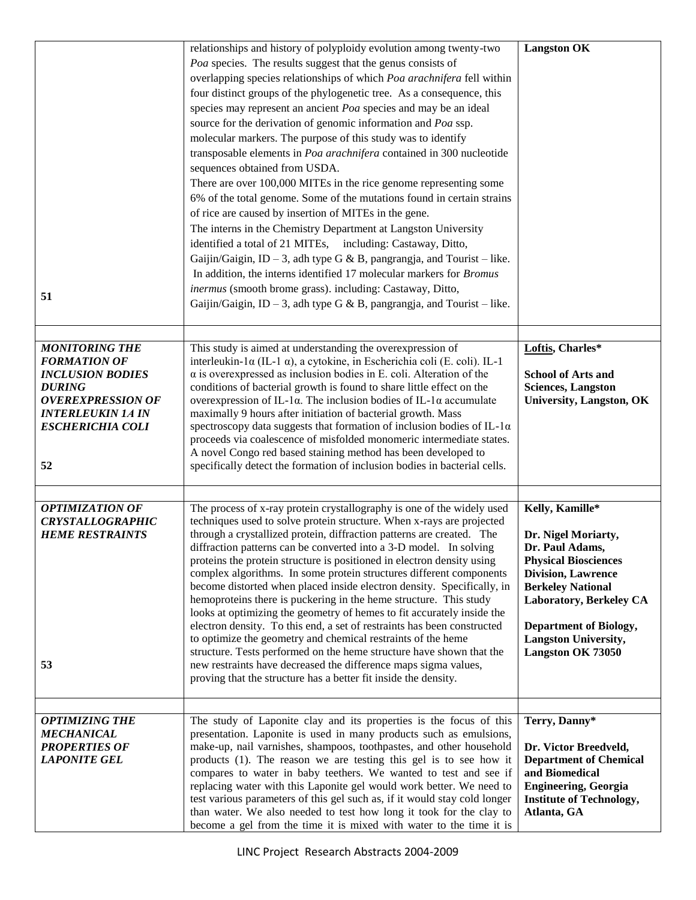| | | |
|---|---|---|
| **51** | relationships and history of polyploidy evolution among twenty-two *Poa* species. The results suggest that the genus consists of overlapping species relationships of which *Poa arachnifera* fell within four distinct groups of the phylogenetic tree. As a consequence, this species may represent an ancient *Poa* species and may be an ideal source for the derivation of genomic information and *Poa* ssp. molecular markers. The purpose of this study was to identify transposable elements in *Poa arachnifera* contained in 300 nucleotide sequences obtained from USDA.<br>There are over 100,000 MITEs in the rice genome representing some 6% of the total genome. Some of the mutations found in certain strains of rice are caused by insertion of MITEs in the gene.<br>The interns in the Chemistry Department at Langston University identified a total of 21 MITEs, including: Castaway, Ditto, Gaijin/Gaigin, ID – 3, adh type G & B, pangrangja, and Tourist – like. In addition, the interns identified 17 molecular markers for *Bromus inermus* (smooth brome grass). including: Castaway, Ditto, Gaijin/Gaigin, ID – 3, adh type G & B, pangrangja, and Tourist – like. | **Langston OK** |
| | | |
| ***MONITORING THE FORMATION OF INCLUSION BODIES DURING OVEREXPRESSION OF INTERLEUKIN 1A IN ESCHERICHIA COLI***<br><br>**52** | This study is aimed at understanding the overexpression of interleukin-1α (IL-1 α), a cytokine, in Escherichia coli (E. coli). IL-1 α is overexpressed as inclusion bodies in E. coli. Alteration of the conditions of bacterial growth is found to share little effect on the overexpression of IL-1α. The inclusion bodies of IL-1α accumulate maximally 9 hours after initiation of bacterial growth. Mass spectroscopy data suggests that formation of inclusion bodies of IL-1α proceeds via coalescence of misfolded monomeric intermediate states. A novel Congo red based staining method has been developed to specifically detect the formation of inclusion bodies in bacterial cells. | **Loftis, Charles***<br><br>**School of Arts and Sciences, Langston University, Langston, OK** |
| | | |
| ***OPTIMIZATION OF CRYSTALLOGRAPHIC HEME RESTRAINTS***<br><br>**53** | The process of x-ray protein crystallography is one of the widely used techniques used to solve protein structure. When x-rays are projected through a crystallized protein, diffraction patterns are created. The diffraction patterns can be converted into a 3-D model. In solving proteins the protein structure is positioned in electron density using complex algorithms. In some protein structures different components become distorted when placed inside electron density. Specifically, in hemoproteins there is puckering in the heme structure. This study looks at optimizing the geometry of hemes to fit accurately inside the electron density. To this end, a set of restraints has been constructed to optimize the geometry and chemical restraints of the heme structure. Tests performed on the heme structure have shown that the new restraints have decreased the difference maps sigma values, proving that the structure has a better fit inside the density. | **Kelly, Kamille***<br><br>**Dr. Nigel Moriarty, Dr. Paul Adams, Physical Biosciences Division, Lawrence Berkeley National Laboratory, Berkeley CA**<br><br>**Department of Biology, Langston University, Langston OK 73050** |
| | | |
| ***OPTIMIZING THE MECHANICAL PROPERTIES OF LAPONITE GEL*** | The study of Laponite clay and its properties is the focus of this presentation. Laponite is used in many products such as emulsions, make-up, nail varnishes, shampoos, toothpastes, and other household products (1). The reason we are testing this gel is to see how it compares to water in baby teethers. We wanted to test and see if replacing water with this Laponite gel would work better. We need to test various parameters of this gel such as, if it would stay cold longer than water. We also needed to test how long it took for the clay to become a gel from the time it is mixed with water to the time it is | **Terry, Danny***<br><br>**Dr. Victor Breedveld, Department of Chemical and Biomedical Engineering, Georgia Institute of Technology, Atlanta, GA** |

LINC Project Research Abstracts 2004-2009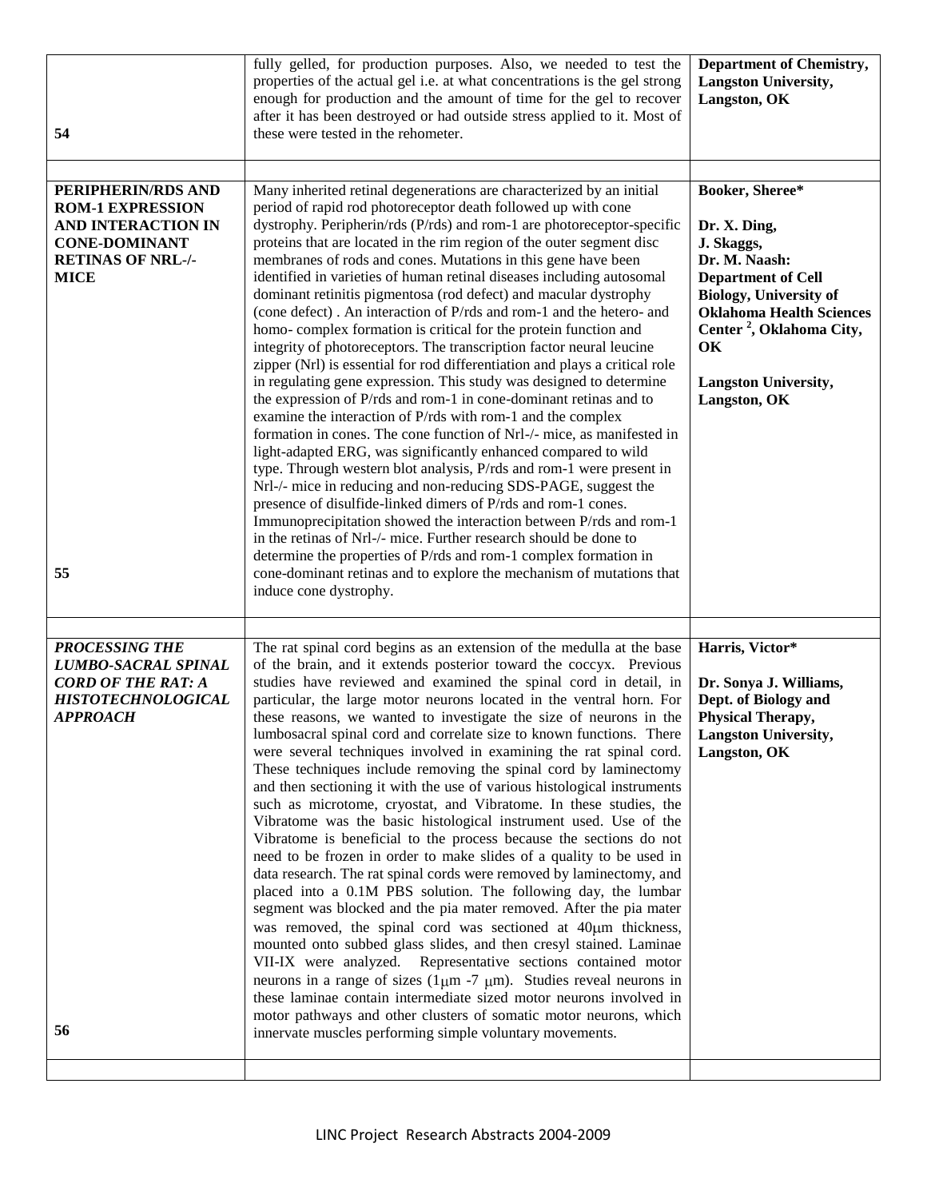| | | |
|---|---|---|
| 54 | fully gelled, for production purposes. Also, we needed to test the properties of the actual gel i.e. at what concentrations is the gel strong enough for production and the amount of time for the gel to recover after it has been destroyed or had outside stress applied to it. Most of these were tested in the rehometer. | **Department of Chemistry, Langston University, Langston, OK** |
| | | |
| **PERIPHERIN/RDS AND ROM-1 EXPRESSION AND INTERACTION IN CONE-DOMINANT RETINAS OF NRL-/- MICE** 55 | Many inherited retinal degenerations are characterized by an initial period of rapid rod photoreceptor death followed up with cone dystrophy. Peripherin/rds (P/rds) and rom-1 are photoreceptor-specific proteins that are located in the rim region of the outer segment disc membranes of rods and cones. Mutations in this gene have been identified in varieties of human retinal diseases including autosomal dominant retinitis pigmentosa (rod defect) and macular dystrophy (cone defect) . An interaction of P/rds and rom-1 and the hetero- and homo- complex formation is critical for the protein function and integrity of photoreceptors. The transcription factor neural leucine zipper (Nrl) is essential for rod differentiation and plays a critical role in regulating gene expression. This study was designed to determine the expression of P/rds and rom-1 in cone-dominant retinas and to examine the interaction of P/rds with rom-1 and the complex formation in cones. The cone function of Nrl-/- mice, as manifested in light-adapted ERG, was significantly enhanced compared to wild type. Through western blot analysis, P/rds and rom-1 were present in Nrl-/- mice in reducing and non-reducing SDS-PAGE, suggest the presence of disulfide-linked dimers of P/rds and rom-1 cones. Immunoprecipitation showed the interaction between P/rds and rom-1 in the retinas of Nrl-/- mice. Further research should be done to determine the properties of P/rds and rom-1 complex formation in cone-dominant retinas and to explore the mechanism of mutations that induce cone dystrophy. | **Booker, Sheree*** <br><br> **Dr. X. Ding, J. Skaggs, Dr. M. Naash: Department of Cell Biology, University of Oklahoma Health Sciences Center [2], Oklahoma City, OK** <br><br> **Langston University, Langston, OK** |
| | | |
| ***PROCESSING THE LUMBO-SACRAL SPINAL CORD OF THE RAT: A HISTOTECHNOLOGICAL APPROACH*** 56 | The rat spinal cord begins as an extension of the medulla at the base of the brain, and it extends posterior toward the coccyx. Previous studies have reviewed and examined the spinal cord in detail, in particular, the large motor neurons located in the ventral horn. For these reasons, we wanted to investigate the size of neurons in the lumbosacral spinal cord and correlate size to known functions. There were several techniques involved in examining the rat spinal cord. These techniques include removing the spinal cord by laminectomy and then sectioning it with the use of various histological instruments such as microtome, cryostat, and Vibratome. In these studies, the Vibratome was the basic histological instrument used. Use of the Vibratome is beneficial to the process because the sections do not need to be frozen in order to make slides of a quality to be used in data research. The rat spinal cords were removed by laminectomy, and placed into a 0.1M PBS solution. The following day, the lumbar segment was blocked and the pia mater removed. After the pia mater was removed, the spinal cord was sectioned at 40μm thickness, mounted onto subbed glass slides, and then cresyl stained. Laminae VII-IX were analyzed. Representative sections contained motor neurons in a range of sizes (1μm -7 μm). Studies reveal neurons in these laminae contain intermediate sized motor neurons involved in motor pathways and other clusters of somatic motor neurons, which innervate muscles performing simple voluntary movements. | **Harris, Victor*** <br><br> **Dr. Sonya J. Williams, Dept. of Biology and Physical Therapy, Langston University, Langston, OK** |
| | | |

LINC Project Research Abstracts 2004-2009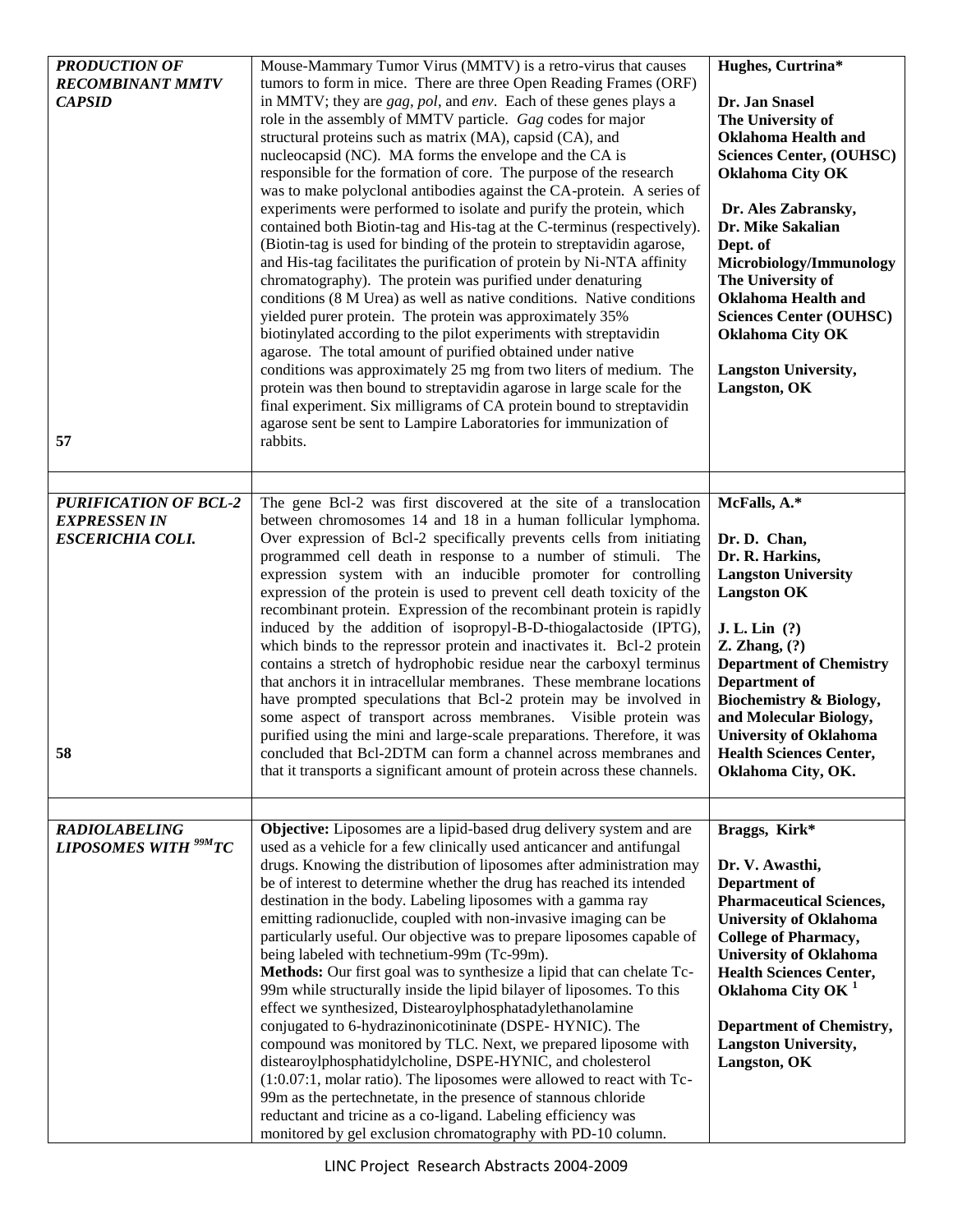| | | |
|---|---|---|
| ***PRODUCTION OF RECOMBINANT MMTV CAPSID***<br><br>**57** | Mouse-Mammary Tumor Virus (MMTV) is a retro-virus that causes tumors to form in mice. There are three Open Reading Frames (ORF) in MMTV; they are *gag*, *pol*, and *env*. Each of these genes plays a role in the assembly of MMTV particle. *Gag* codes for major structural proteins such as matrix (MA), capsid (CA), and nucleocapsid (NC). MA forms the envelope and the CA is responsible for the formation of core. The purpose of the research was to make polyclonal antibodies against the CA-protein. A series of experiments were performed to isolate and purify the protein, which contained both Biotin-tag and His-tag at the C-terminus (respectively). (Biotin-tag is used for binding of the protein to streptavidin agarose, and His-tag facilitates the purification of protein by Ni-NTA affinity chromatography). The protein was purified under denaturing conditions (8 M Urea) as well as native conditions. Native conditions yielded purer protein. The protein was approximately 35% biotinylated according to the pilot experiments with streptavidin agarose. The total amount of purified obtained under native conditions was approximately 25 mg from two liters of medium. The protein was then bound to streptavidin agarose in large scale for the final experiment. Six milligrams of CA protein bound to streptavidin agarose sent be sent to Lampire Laboratories for immunization of rabbits. | **Hughes, Curtrina***<br><br>**Dr. Jan Snasel**<br>**The University of Oklahoma Health and Sciences Center, (OUHSC)**<br>**Oklahoma City OK**<br><br>**Dr. Ales Zabransky,**<br>**Dr. Mike Sakalian**<br>**Dept. of Microbiology/Immunology**<br>**The University of Oklahoma Health and Sciences Center (OUHSC)**<br>**Oklahoma City OK**<br><br>**Langston University, Langston, OK** |
| | | |
| ***PURIFICATION OF BCL-2 EXPRESSEN IN ESCERICHIA COLI.***<br><br>**58** | The gene Bcl-2 was first discovered at the site of a translocation between chromosomes 14 and 18 in a human follicular lymphoma. Over expression of Bcl-2 specifically prevents cells from initiating programmed cell death in response to a number of stimuli. The expression system with an inducible promoter for controlling expression of the protein is used to prevent cell death toxicity of the recombinant protein. Expression of the recombinant protein is rapidly induced by the addition of isopropyl-B-D-thiogalactoside (IPTG), which binds to the repressor protein and inactivates it. Bcl-2 protein contains a stretch of hydrophobic residue near the carboxyl terminus that anchors it in intracellular membranes. These membrane locations have prompted speculations that Bcl-2 protein may be involved in some aspect of transport across membranes. Visible protein was purified using the mini and large-scale preparations. Therefore, it was concluded that Bcl-2DTM can form a channel across membranes and that it transports a significant amount of protein across these channels. | **McFalls, A.***<br><br>**Dr. D. Chan,**<br>**Dr. R. Harkins,**<br>**Langston University**<br>**Langston OK**<br><br>**J. L. Lin (?)**<br>**Z. Zhang, (?)**<br>**Department of Chemistry**<br>**Department of Biochemistry & Biology, and Molecular Biology,**<br>**University of Oklahoma Health Sciences Center, Oklahoma City, OK.** |
| | | |
| ***RADIOLABELING LIPOSOMES WITH $^{99M}$TC*** | **Objective:** Liposomes are a lipid-based drug delivery system and are used as a vehicle for a few clinically used anticancer and antifungal drugs. Knowing the distribution of liposomes after administration may be of interest to determine whether the drug has reached its intended destination in the body. Labeling liposomes with a gamma ray emitting radionuclide, coupled with non-invasive imaging can be particularly useful. Our objective was to prepare liposomes capable of being labeled with technetium-99m (Tc-99m).<br>**Methods:** Our first goal was to synthesize a lipid that can chelate Tc-99m while structurally inside the lipid bilayer of liposomes. To this effect we synthesized, Distearoylphosphatadylethanolamine conjugated to 6-hydrazinonicotininate (DSPE- HYNIC). The compound was monitored by TLC. Next, we prepared liposome with distearoylphosphatidylcholine, DSPE-HYNIC, and cholesterol (1:0.07:1, molar ratio). The liposomes were allowed to react with Tc-99m as the pertechnetate, in the presence of stannous chloride reductant and tricine as a co-ligand. Labeling efficiency was monitored by gel exclusion chromatography with PD-10 column. | **Braggs, Kirk***<br><br>**Dr. V. Awasthi, Department of Pharmaceutical Sciences, University of Oklahoma College of Pharmacy, University of Oklahoma Health Sciences Center, Oklahoma City OK [1]**<br><br>**Department of Chemistry, Langston University, Langston, OK** |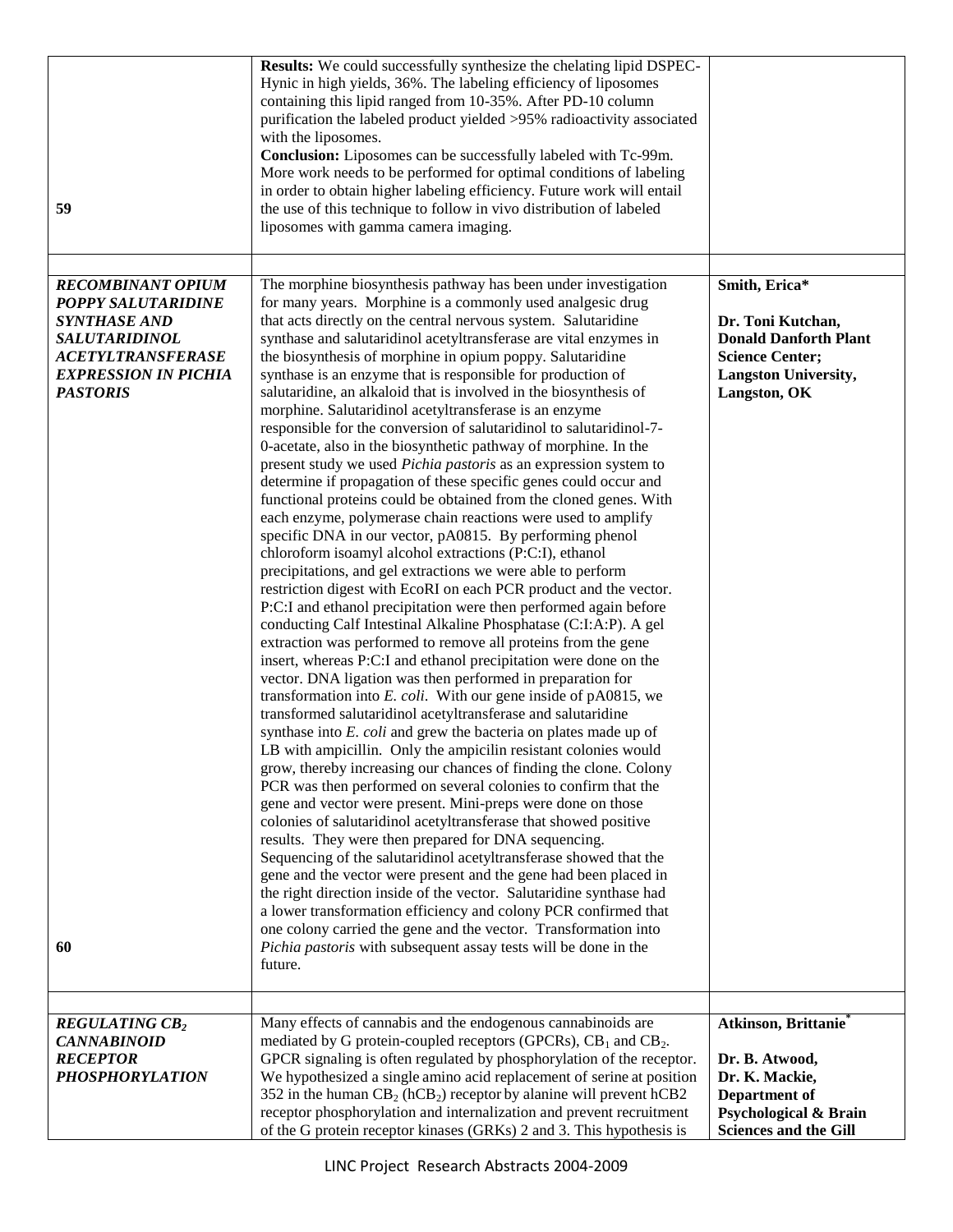| | | |
|---|---|---|
| **59** | **Results:** We could successfully synthesize the chelating lipid DSPEC-Hynic in high yields, 36%. The labeling efficiency of liposomes containing this lipid ranged from 10-35%. After PD-10 column purification the labeled product yielded >95% radioactivity associated with the liposomes.<br>**Conclusion:** Liposomes can be successfully labeled with Tc-99m. More work needs to be performed for optimal conditions of labeling in order to obtain higher labeling efficiency. Future work will entail the use of this technique to follow in vivo distribution of labeled liposomes with gamma camera imaging. | |
| | | |
| ***RECOMBINANT OPIUM POPPY SALUTARIDINE SYNTHASE AND SALUTARIDINOL ACETYLTRANSFERASE EXPRESSION IN PICHIA PASTORIS***<br><br>**60** | The morphine biosynthesis pathway has been under investigation for many years. Morphine is a commonly used analgesic drug that acts directly on the central nervous system. Salutaridine synthase and salutaridinol acetyltransferase are vital enzymes in the biosynthesis of morphine in opium poppy. Salutaridine synthase is an enzyme that is responsible for production of salutaridine, an alkaloid that is involved in the biosynthesis of morphine. Salutaridinol acetyltransferase is an enzyme responsible for the conversion of salutaridinol to salutaridinol-7-0-acetate, also in the biosynthetic pathway of morphine. In the present study we used *Pichia pastoris* as an expression system to determine if propagation of these specific genes could occur and functional proteins could be obtained from the cloned genes. With each enzyme, polymerase chain reactions were used to amplify specific DNA in our vector, pA0815. By performing phenol chloroform isoamyl alcohol extractions (P:C:I), ethanol precipitations, and gel extractions we were able to perform restriction digest with EcoRI on each PCR product and the vector. P:C:I and ethanol precipitation were then performed again before conducting Calf Intestinal Alkaline Phosphatase (C:I:A:P). A gel extraction was performed to remove all proteins from the gene insert, whereas P:C:I and ethanol precipitation were done on the vector. DNA ligation was then performed in preparation for transformation into *E. coli*. With our gene inside of pA0815, we transformed salutaridinol acetyltransferase and salutaridine synthase into *E. coli* and grew the bacteria on plates made up of LB with ampicillin. Only the ampicilin resistant colonies would grow, thereby increasing our chances of finding the clone. Colony PCR was then performed on several colonies to confirm that the gene and vector were present. Mini-preps were done on those colonies of salutaridinol acetyltransferase that showed positive results. They were then prepared for DNA sequencing. Sequencing of the salutaridinol acetyltransferase showed that the gene and the vector were present and the gene had been placed in the right direction inside of the vector. Salutaridine synthase had a lower transformation efficiency and colony PCR confirmed that one colony carried the gene and the vector. Transformation into *Pichia pastoris* with subsequent assay tests will be done in the future. | **Smith, Erica***<br><br>**Dr. Toni Kutchan, Donald Danforth Plant Science Center; Langston University, Langston, OK** |
| | | |
| ***REGULATING $CB_2$ CANNABINOID RECEPTOR PHOSPHORYLATION*** | Many effects of cannabis and the endogenous cannabinoids are mediated by G protein-coupled receptors (GPCRs), $CB_1$ and $CB_2$. GPCR signaling is often regulated by phosphorylation of the receptor. We hypothesized a single amino acid replacement of serine at position 352 in the human $CB_2$ ($hCB_2$) receptor by alanine will prevent hCB2 receptor phosphorylation and internalization and prevent recruitment of the G protein receptor kinases (GRKs) 2 and 3. This hypothesis is | **Atkinson, Brittanie***<br><br>**Dr. B. Atwood, Dr. K. Mackie, Department of Psychological & Brain Sciences and the Gill** |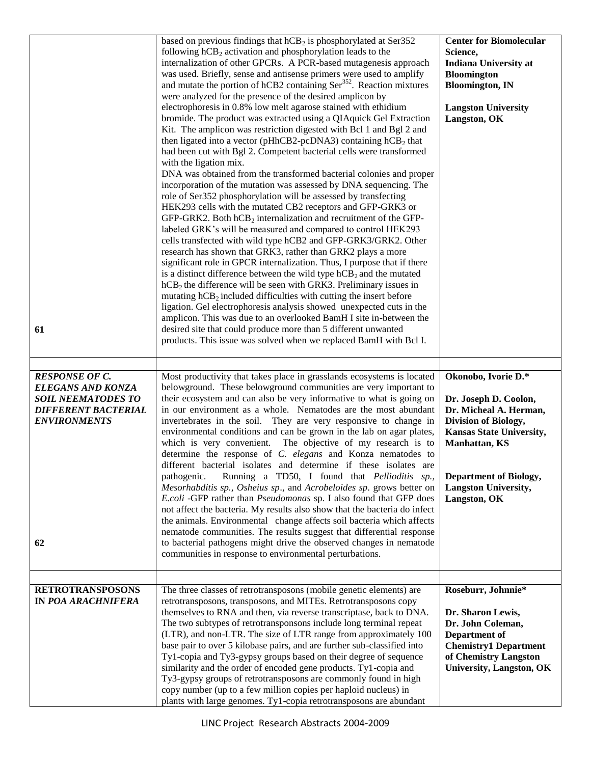| | | |
|---|---|---|
| 61 | based on previous findings that $hCB_2$ is phosphorylated at Ser352 following $hCB_2$ activation and phosphorylation leads to the internalization of other GPCRs. A PCR-based mutagenesis approach was used. Briefly, sense and antisense primers were used to amplify and mutate the portion of hCB2 containing $Ser^{352}$. Reaction mixtures were analyzed for the presence of the desired amplicon by electrophoresis in 0.8% low melt agarose stained with ethidium bromide. The product was extracted using a QIAquick Gel Extraction Kit. The amplicon was restriction digested with Bcl 1 and Bgl 2 and then ligated into a vector (pHhCB2-pcDNA3) containing $hCB_2$ that had been cut with Bgl 2. Competent bacterial cells were transformed with the ligation mix. DNA was obtained from the transformed bacterial colonies and proper incorporation of the mutation was assessed by DNA sequencing. The role of Ser352 phosphorylation will be assessed by transfecting HEK293 cells with the mutated CB2 receptors and GFP-GRK3 or GFP-GRK2. Both $hCB_2$ internalization and recruitment of the GFP-labeled GRK's will be measured and compared to control HEK293 cells transfected with wild type hCB2 and GFP-GRK3/GRK2. Other research has shown that GRK3, rather than GRK2 plays a more significant role in GPCR internalization. Thus, I purpose that if there is a distinct difference between the wild type $hCB_2$ and the mutated $hCB_2$ the difference will be seen with GRK3. Preliminary issues in mutating $hCB_2$ included difficulties with cutting the insert before ligation. Gel electrophoresis analysis showed unexpected cuts in the amplicon. This was due to an overlooked BamH I site in-between the desired site that could produce more than 5 different unwanted products. This issue was solved when we replaced BamH with Bcl I. | **Center for Biomolecular Science, Indiana University at Bloomington Bloomington, IN**<br><br>**Langston University Langston, OK** |
| | | |
| ***RESPONSE OF C. ELEGANS AND KONZA SOIL NEEMATODES TO DIFFERENT BACTERIAL ENVIRONMENTS***<br><br>62 | Most productivity that takes place in grasslands ecosystems is located belowground. These belowground communities are very important to their ecosystem and can also be very informative to what is going on in our environment as a whole. Nematodes are the most abundant invertebrates in the soil. They are very responsive to change in environmental conditions and can be grown in the lab on agar plates, which is very convenient. The objective of my research is to determine the response of *C. elegans* and Konza nematodes to different bacterial isolates and determine if these isolates are pathogenic. Running a TD50, I found that *Pellioditis sp., Mesorhabditis sp., Osheius sp*., and *Acrobeloides sp*. grows better on *E.coli* -GFP rather than *Pseudomonas* sp. I also found that GFP does not affect the bacteria. My results also show that the bacteria do infect the animals. Environmental change affects soil bacteria which affects nematode communities. The results suggest that differential response to bacterial pathogens might drive the observed changes in nematode communities in response to environmental perturbations. | **Okonobo, Ivorie D.\***<br><br>**Dr. Joseph D. Coolon, Dr. Micheal A. Herman, Division of Biology, Kansas State University, Manhattan, KS**<br><br>**Department of Biology, Langston University, Langston, OK** |
| | | |
| **RETROTRANSPOSONS IN *POA ARACHNIFERA*** | The three classes of retrotransposons (mobile genetic elements) are retrotransposons, transposons, and MITEs. Retrotransposons copy themselves to RNA and then, via reverse transcriptase, back to DNA. The two subtypes of retrotransponsons include long terminal repeat (LTR), and non-LTR. The size of LTR range from approximately 100 base pair to over 5 kilobase pairs, and are further sub-classified into Ty1-copia and Ty3-gypsy groups based on their degree of sequence similarity and the order of encoded gene products. Ty1-copia and Ty3-gypsy groups of retrotransposons are commonly found in high copy number (up to a few million copies per haploid nucleus) in plants with large genomes. Ty1-copia retrotransposons are abundant | **Roseburr, Johnnie\***<br><br>**Dr. Sharon Lewis, Dr. John Coleman, Department of Chemistry1 Department of Chemistry Langston University, Langston, OK** |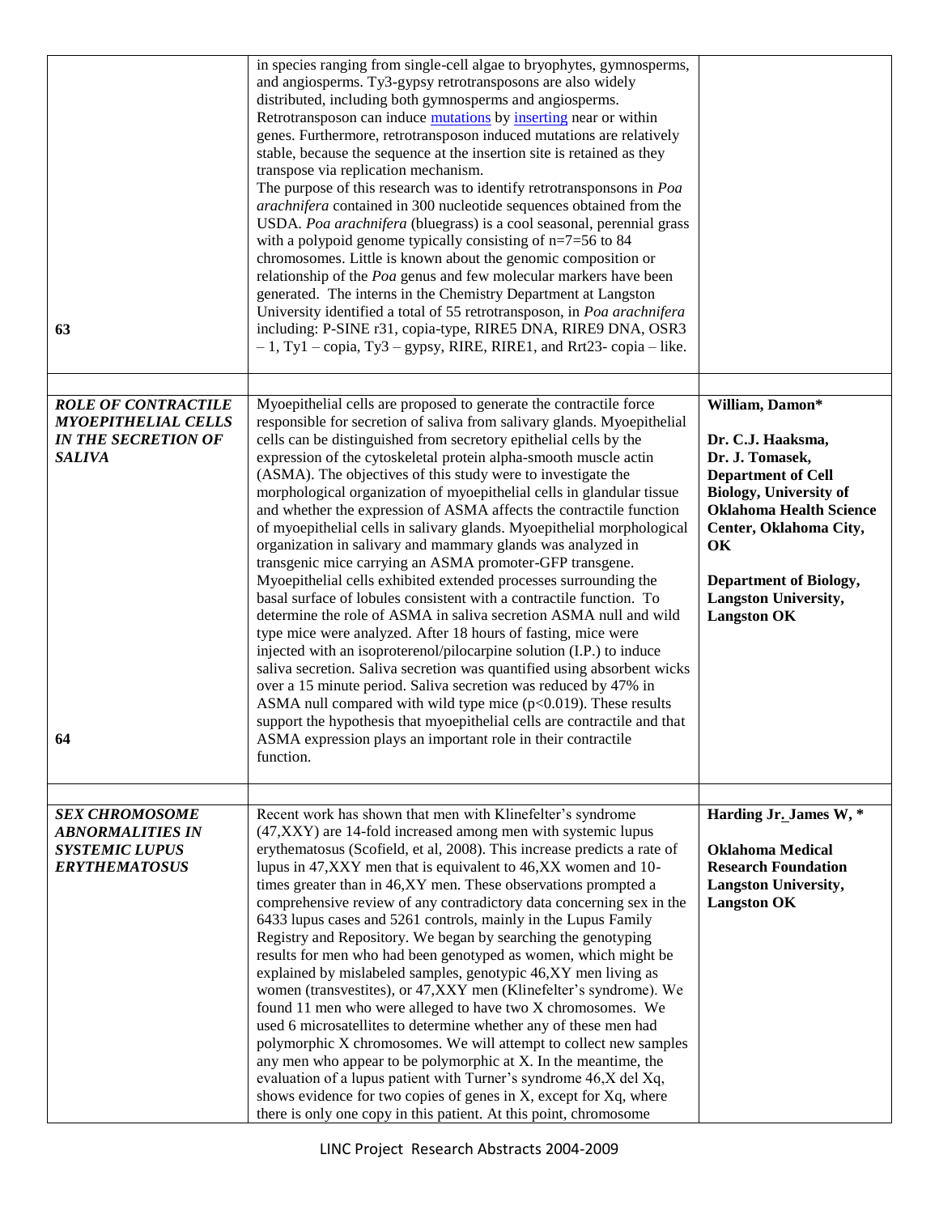| | | |
|---|---|---|
| 63 | in species ranging from single-cell algae to bryophytes, gymnosperms, and angiosperms. Ty3-gypsy retrotransposons are also widely distributed, including both gymnosperms and angiosperms. Retrotransposon can induce mutations by inserting near or within genes. Furthermore, retrotransposon induced mutations are relatively stable, because the sequence at the insertion site is retained as they transpose via replication mechanism. The purpose of this research was to identify retrotransponsons in *Poa arachnifera* contained in 300 nucleotide sequences obtained from the USDA. *Poa arachnifera* (bluegrass) is a cool seasonal, perennial grass with a polypoid genome typically consisting of n=7=56 to 84 chromosomes. Little is known about the genomic composition or relationship of the *Poa* genus and few molecular markers have been generated. The interns in the Chemistry Department at Langston University identified a total of 55 retrotransposon, in *Poa arachnifera* including: P-SINE r31, copia-type, RIRE5 DNA, RIRE9 DNA, OSR3 – 1, Ty1 – copia, Ty3 – gypsy, RIRE, RIRE1, and Rrt23- copia – like. | |
| | | |
| ***ROLE OF CONTRACTILE MYOEPITHELIAL CELLS IN THE SECRETION OF SALIVA*** 64 | Myoepithelial cells are proposed to generate the contractile force responsible for secretion of saliva from salivary glands. Myoepithelial cells can be distinguished from secretory epithelial cells by the expression of the cytoskeletal protein alpha-smooth muscle actin (ASMA). The objectives of this study were to investigate the morphological organization of myoepithelial cells in glandular tissue and whether the expression of ASMA affects the contractile function of myoepithelial cells in salivary glands. Myoepithelial morphological organization in salivary and mammary glands was analyzed in transgenic mice carrying an ASMA promoter-GFP transgene. Myoepithelial cells exhibited extended processes surrounding the basal surface of lobules consistent with a contractile function. To determine the role of ASMA in saliva secretion ASMA null and wild type mice were analyzed. After 18 hours of fasting, mice were injected with an isoproterenol/pilocarpine solution (I.P.) to induce saliva secretion. Saliva secretion was quantified using absorbent wicks over a 15 minute period. Saliva secretion was reduced by 47% in ASMA null compared with wild type mice ($p<0.019$). These results support the hypothesis that myoepithelial cells are contractile and that ASMA expression plays an important role in their contractile function. | **William, Damon*** **Dr. C.J. Haaksma, Dr. J. Tomasek, Department of Cell Biology, University of Oklahoma Health Science Center, Oklahoma City, OK** **Department of Biology, Langston University, Langston OK** |
| | | |
| ***SEX CHROMOSOME ABNORMALITIES IN SYSTEMIC LUPUS ERYTHEMATOSUS*** | Recent work has shown that men with Klinefelter's syndrome (47,XXY) are 14-fold increased among men with systemic lupus erythematosus (Scofield, et al, 2008). This increase predicts a rate of lupus in 47,XXY men that is equivalent to 46,XX women and 10-times greater than in 46,XY men. These observations prompted a comprehensive review of any contradictory data concerning sex in the 6433 lupus cases and 5261 controls, mainly in the Lupus Family Registry and Repository. We began by searching the genotyping results for men who had been genotyped as women, which might be explained by mislabeled samples, genotypic 46,XY men living as women (transvestites), or 47,XXY men (Klinefelter's syndrome). We found 11 men who were alleged to have two X chromosomes. We used 6 microsatellites to determine whether any of these men had polymorphic X chromosomes. We will attempt to collect new samples any men who appear to be polymorphic at X. In the meantime, the evaluation of a lupus patient with Turner's syndrome 46,X del Xq, shows evidence for two copies of genes in X, except for Xq, where there is only one copy in this patient. At this point, chromosome | **Harding Jr. James W, *** **Oklahoma Medical Research Foundation Langston University, Langston OK** |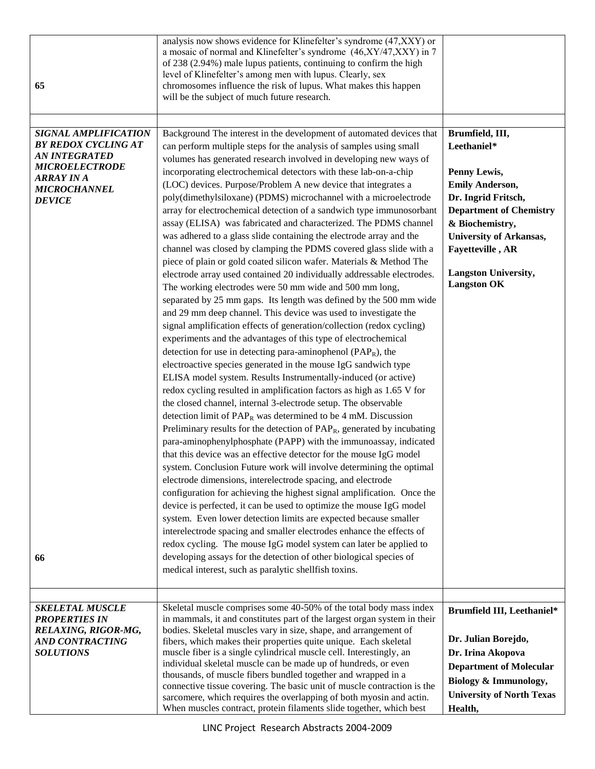| | | |
|---|---|---|
| 65 | analysis now shows evidence for Klinefelter's syndrome (47,XXY) or a mosaic of normal and Klinefelter's syndrome (46,XY/47,XXY) in 7 of 238 (2.94%) male lupus patients, continuing to confirm the high level of Klinefelter's among men with lupus. Clearly, sex chromosomes influence the risk of lupus. What makes this happen will be the subject of much future research. | |
| | | |
| ***SIGNAL AMPLIFICATION BY REDOX CYCLING AT AN INTEGRATED MICROELECTRODE ARRAY IN A MICROCHANNEL DEVICE*** <br><br> 66 | Background The interest in the development of automated devices that can perform multiple steps for the analysis of samples using small volumes has generated research involved in developing new ways of incorporating electrochemical detectors with these lab-on-a-chip (LOC) devices. Purpose/Problem A new device that integrates a poly(dimethylsiloxane) (PDMS) microchannel with a microelectrode array for electrochemical detection of a sandwich type immunosorbant assay (ELISA) was fabricated and characterized. The PDMS channel was adhered to a glass slide containing the electrode array and the channel was closed by clamping the PDMS covered glass slide with a piece of plain or gold coated silicon wafer. Materials & Method The electrode array used contained 20 individually addressable electrodes. The working electrodes were 50 mm wide and 500 mm long, separated by 25 mm gaps. Its length was defined by the 500 mm wide and 29 mm deep channel. This device was used to investigate the signal amplification effects of generation/collection (redox cycling) experiments and the advantages of this type of electrochemical detection for use in detecting para-aminophenol ($PAP_R$), the electroactive species generated in the mouse IgG sandwich type ELISA model system. Results Instrumentally-induced (or active) redox cycling resulted in amplification factors as high as 1.65 V for the closed channel, internal 3-electrode setup. The observable detection limit of $PAP_R$ was determined to be 4 mM. Discussion Preliminary results for the detection of $PAP_R$, generated by incubating para-aminophenylphosphate (PAPP) with the immunoassay, indicated that this device was an effective detector for the mouse IgG model system. Conclusion Future work will involve determining the optimal electrode dimensions, interelectrode spacing, and electrode configuration for achieving the highest signal amplification. Once the device is perfected, it can be used to optimize the mouse IgG model system. Even lower detection limits are expected because smaller interelectrode spacing and smaller electrodes enhance the effects of redox cycling. The mouse IgG model system can later be applied to developing assays for the detection of other biological species of medical interest, such as paralytic shellfish toxins. | **Brumfield, III, Leethaniel*** <br><br> **Penny Lewis, Emily Anderson, Dr. Ingrid Fritsch, Department of Chemistry & Biochemistry, University of Arkansas, Fayetteville , AR** <br><br> **Langston University, Langston OK** |
| | | |
| ***SKELETAL MUSCLE PROPERTIES IN RELAXING, RIGOR-MG, AND CONTRACTING SOLUTIONS*** | Skeletal muscle comprises some 40-50% of the total body mass index in mammals, it and constitutes part of the largest organ system in their bodies. Skeletal muscles vary in size, shape, and arrangement of fibers, which makes their properties quite unique. Each skeletal muscle fiber is a single cylindrical muscle cell. Interestingly, an individual skeletal muscle can be made up of hundreds, or even thousands, of muscle fibers bundled together and wrapped in a connective tissue covering. The basic unit of muscle contraction is the sarcomere, which requires the overlapping of both myosin and actin. When muscles contract, protein filaments slide together, which best | **Brumfield III, Leethaniel*** <br><br> **Dr. Julian Borejdo, Dr. Irina Akopova Department of Molecular Biology & Immunology, University of North Texas Health,** |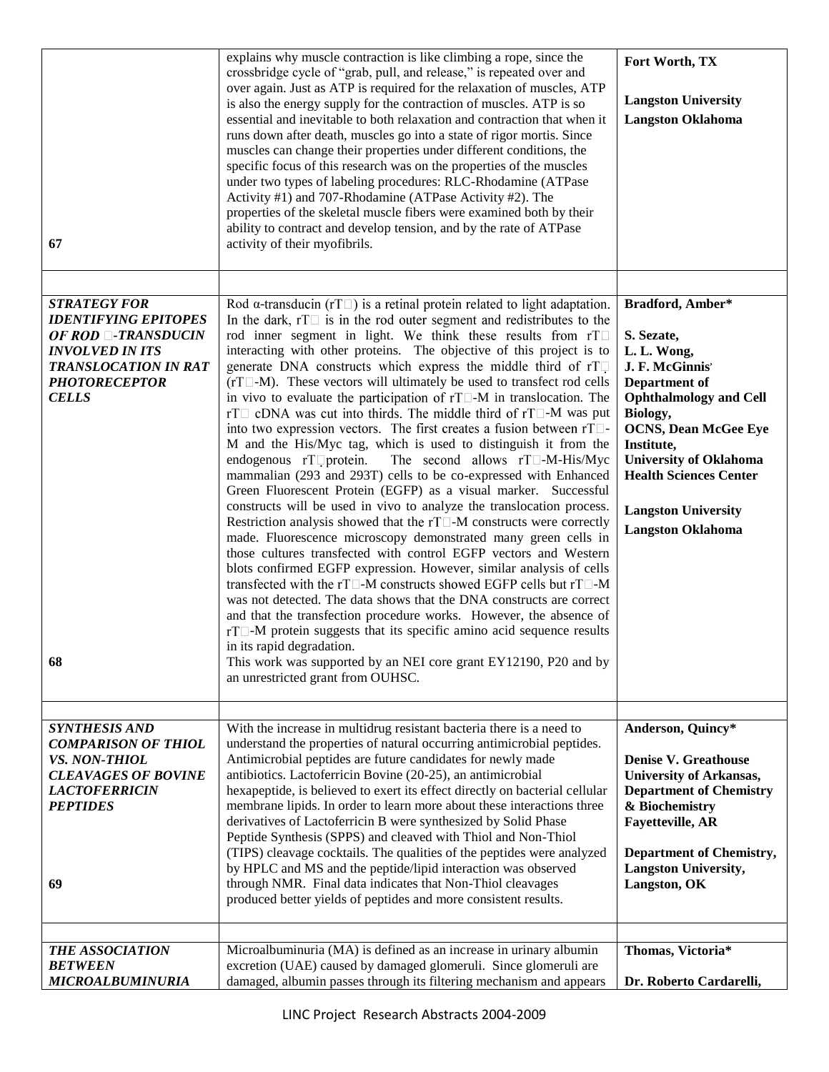| | | |
|---|---|---|
| 67 | explains why muscle contraction is like climbing a rope, since the crossbridge cycle of "grab, pull, and release," is repeated over and over again. Just as ATP is required for the relaxation of muscles, ATP is also the energy supply for the contraction of muscles. ATP is so essential and inevitable to both relaxation and contraction that when it runs down after death, muscles go into a state of rigor mortis. Since muscles can change their properties under different conditions, the specific focus of this research was on the properties of the muscles under two types of labeling procedures: RLC-Rhodamine (ATPase Activity #1) and 707-Rhodamine (ATPase Activity #2). The properties of the skeletal muscle fibers were examined both by their ability to contract and develop tension, and by the rate of ATPase activity of their myofibrils. | **Fort Worth, TX**<br><br>**Langston University**<br>**Langston Oklahoma** |
| | | |
| ***STRATEGY FOR IDENTIFYING EPITOPES OF ROD □-TRANSDUCIN INVOLVED IN ITS TRANSLOCATION IN RAT PHOTORECEPTOR CELLS***<br><br>68 | Rod α-transducin (rT□) is a retinal protein related to light adaptation. In the dark, rT□ is in the rod outer segment and redistributes to the rod inner segment in light. We think these results from rT□ interacting with other proteins. The objective of this project is to generate DNA constructs which express the middle third of rT□ (rT□-M). These vectors will ultimately be used to transfect rod cells in vivo to evaluate the participation of rT□-M in translocation. The rT□ cDNA was cut into thirds. The middle third of rT□-M was put into two expression vectors. The first creates a fusion between rT□-M and the His/Myc tag, which is used to distinguish it from the endogenous rT□protein. The second allows rT□-M-His/Myc mammalian (293 and 293T) cells to be co-expressed with Enhanced Green Fluorescent Protein (EGFP) as a visual marker. Successful constructs will be used in vivo to analyze the translocation process. Restriction analysis showed that the rT□-M constructs were correctly made. Fluorescence microscopy demonstrated many green cells in those cultures transfected with control EGFP vectors and Western blots confirmed EGFP expression. However, similar analysis of cells transfected with the rT□-M constructs showed EGFP cells but rT□-M was not detected. The data shows that the DNA constructs are correct and that the transfection procedure works. However, the absence of rT□-M protein suggests that its specific amino acid sequence results in its rapid degradation.<br>This work was supported by an NEI core grant EY12190, P20 and by an unrestricted grant from OUHSC. | **Bradford, Amber***<br><br>**S. Sezate,**<br>**L. L. Wong,**<br>**J. F. McGinnis'**<br>**Department of Ophthalmology and Cell Biology,**<br>**OCNS, Dean McGee Eye Institute,**<br>**University of Oklahoma Health Sciences Center**<br><br>**Langston University**<br>**Langston Oklahoma** |
| | | |
| ***SYNTHESIS AND COMPARISON OF THIOL VS. NON-THIOL CLEAVAGES OF BOVINE LACTOFERRICIN PEPTIDES***<br><br>69 | With the increase in multidrug resistant bacteria there is a need to understand the properties of natural occurring antimicrobial peptides. Antimicrobial peptides are future candidates for newly made antibiotics. Lactoferricin Bovine (20-25), an antimicrobial hexapeptide, is believed to exert its effect directly on bacterial cellular membrane lipids. In order to learn more about these interactions three derivatives of Lactoferricin B were synthesized by Solid Phase Peptide Synthesis (SPPS) and cleaved with Thiol and Non-Thiol (TIPS) cleavage cocktails. The qualities of the peptides were analyzed by HPLC and MS and the peptide/lipid interaction was observed through NMR. Final data indicates that Non-Thiol cleavages produced better yields of peptides and more consistent results. | **Anderson, Quincy***<br><br>**Denise V. Greathouse**<br>**University of Arkansas, Department of Chemistry & Biochemistry**<br>**Fayetteville, AR**<br><br>**Department of Chemistry, Langston University, Langston, OK** |
| | | |
| ***THE ASSOCIATION BETWEEN MICROALBUMINURIA*** | Microalbuminuria (MA) is defined as an increase in urinary albumin excretion (UAE) caused by damaged glomeruli. Since glomeruli are damaged, albumin passes through its filtering mechanism and appears | **Thomas, Victoria***<br><br>**Dr. Roberto Cardarelli,** |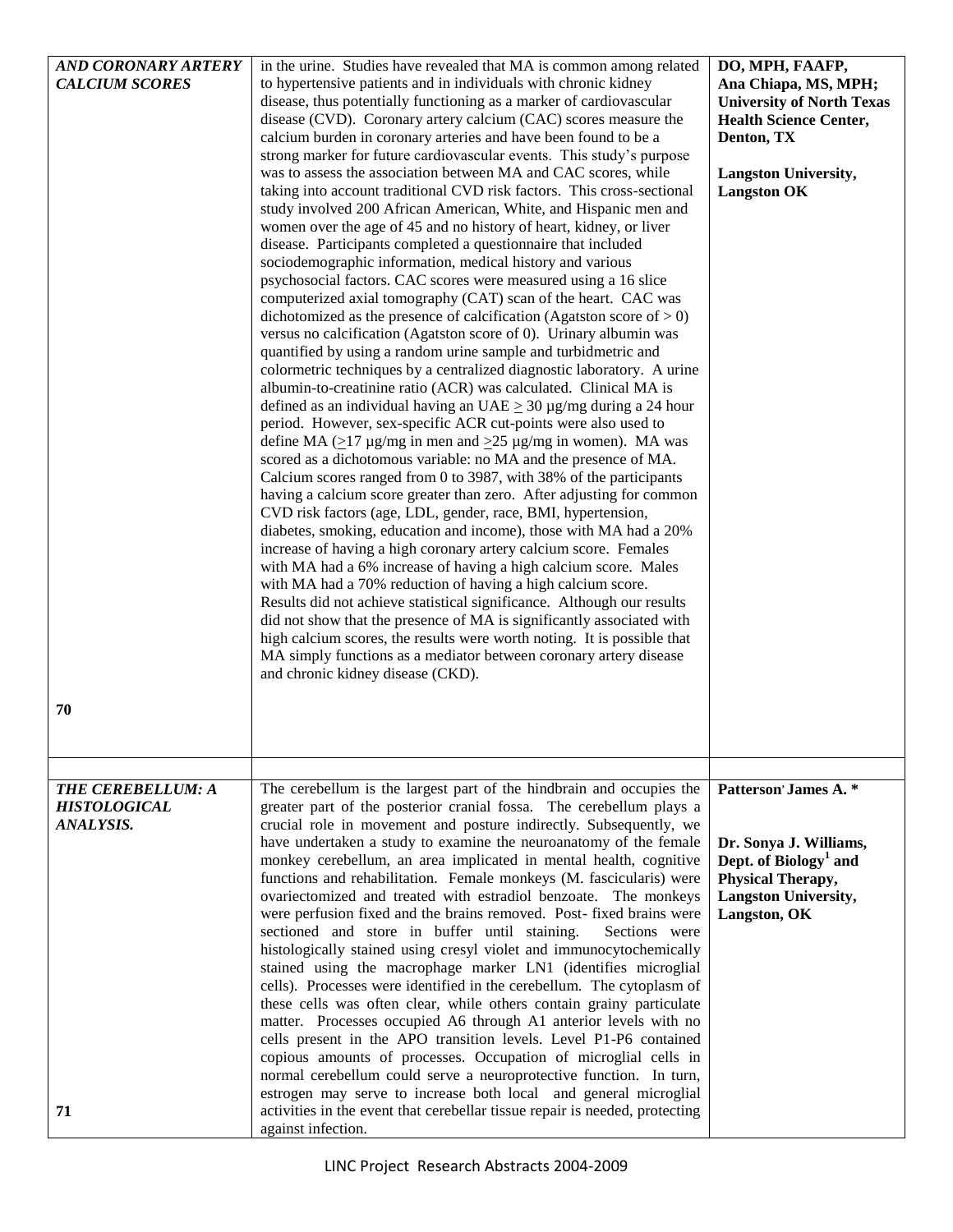| | | |
|---|---|---|
| ***AND CORONARY ARTERY CALCIUM SCORES*** <br><br> **70** | in the urine. Studies have revealed that MA is common among related to hypertensive patients and in individuals with chronic kidney disease, thus potentially functioning as a marker of cardiovascular disease (CVD). Coronary artery calcium (CAC) scores measure the calcium burden in coronary arteries and have been found to be a strong marker for future cardiovascular events. This study's purpose was to assess the association between MA and CAC scores, while taking into account traditional CVD risk factors. This cross-sectional study involved 200 African American, White, and Hispanic men and women over the age of 45 and no history of heart, kidney, or liver disease. Participants completed a questionnaire that included sociodemographic information, medical history and various psychosocial factors. CAC scores were measured using a 16 slice computerized axial tomography (CAT) scan of the heart. CAC was dichotomized as the presence of calcification (Agatston score of > 0) versus no calcification (Agatston score of 0). Urinary albumin was quantified by using a random urine sample and turbidmetric and colormetric techniques by a centralized diagnostic laboratory. A urine albumin-to-creatinine ratio (ACR) was calculated. Clinical MA is defined as an individual having an UAE $\geq$ 30 µg/mg during a 24 hour period. However, sex-specific ACR cut-points were also used to define MA ($\geq$17 µg/mg in men and $\geq$25 µg/mg in women). MA was scored as a dichotomous variable: no MA and the presence of MA. Calcium scores ranged from 0 to 3987, with 38% of the participants having a calcium score greater than zero. After adjusting for common CVD risk factors (age, LDL, gender, race, BMI, hypertension, diabetes, smoking, education and income), those with MA had a 20% increase of having a high coronary artery calcium score. Females with MA had a 6% increase of having a high calcium score. Males with MA had a 70% reduction of having a high calcium score. Results did not achieve statistical significance. Although our results did not show that the presence of MA is significantly associated with high calcium scores, the results were worth noting. It is possible that MA simply functions as a mediator between coronary artery disease and chronic kidney disease (CKD). | **DO, MPH, FAAFP, Ana Chiapa, MS, MPH; University of North Texas Health Science Center, Denton, TX** <br><br> **Langston University, Langston OK** |
| | | |
| ***THE CEREBELLUM: A HISTOLOGICAL ANALYSIS.*** <br><br> **71** | The cerebellum is the largest part of the hindbrain and occupies the greater part of the posterior cranial fossa. The cerebellum plays a crucial role in movement and posture indirectly. Subsequently, we have undertaken a study to examine the neuroanatomy of the female monkey cerebellum, an area implicated in mental health, cognitive functions and rehabilitation. Female monkeys (M. fascicularis) were ovariectomized and treated with estradiol benzoate. The monkeys were perfusion fixed and the brains removed. Post- fixed brains were sectioned and store in buffer until staining. Sections were histologically stained using cresyl violet and immunocytochemically stained using the macrophage marker LN1 (identifies microglial cells). Processes were identified in the cerebellum. The cytoplasm of these cells was often clear, while others contain grainy particulate matter. Processes occupied A6 through A1 anterior levels with no cells present in the APO transition levels. Level P1-P6 contained copious amounts of processes. Occupation of microglial cells in normal cerebellum could serve a neuroprotective function. In turn, estrogen may serve to increase both local and general microglial activities in the event that cerebellar tissue repair is needed, protecting against infection. | **Patterson, James A. \*** <br><br> **Dr. Sonya J. Williams, Dept. of Biology[1] and Physical Therapy, Langston University, Langston, OK** |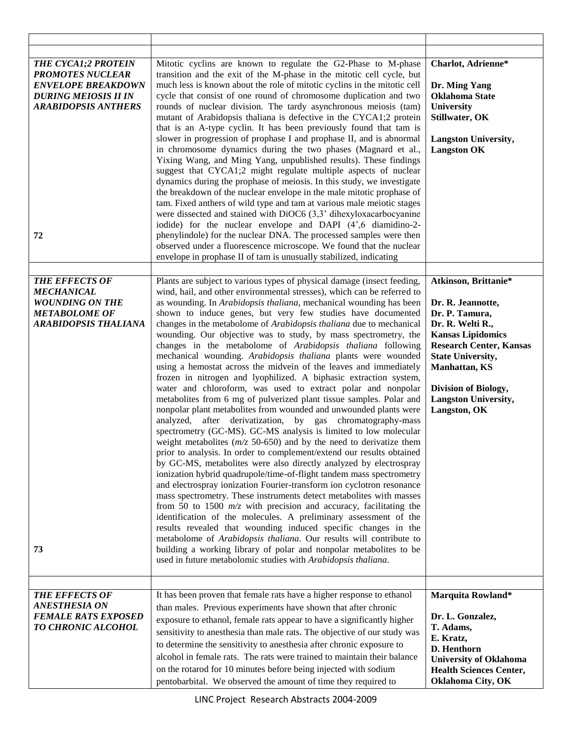| | | |
|---|---|---|
| | | |
| ***THE CYCA1;2 PROTEIN PROMOTES NUCLEAR ENVELOPE BREAKDOWN DURING MEIOSIS II IN ARABIDOPSIS ANTHERS*** <br><br> **72** | Mitotic cyclins are known to regulate the G2-Phase to M-phase transition and the exit of the M-phase in the mitotic cell cycle, but much less is known about the role of mitotic cyclins in the mitotic cell cycle that consist of one round of chromosome duplication and two rounds of nuclear division. The tardy asynchronous meiosis (tam) mutant of Arabidopsis thaliana is defective in the CYCA1;2 protein that is an A-type cyclin. It has been previously found that tam is slower in progression of prophase I and prophase II, and is abnormal in chromosome dynamics during the two phases (Magnard et al., Yixing Wang, and Ming Yang, unpublished results). These findings suggest that CYCA1;2 might regulate multiple aspects of nuclear dynamics during the prophase of meiosis. In this study, we investigate the breakdown of the nuclear envelope in the male mitotic prophase of tam. Fixed anthers of wild type and tam at various male meiotic stages were dissected and stained with DiOC6 (3,3' dihexyloxacarbocyanine iodide) for the nuclear envelope and DAPI (4',6 diamidino-2-phenylindole) for the nuclear DNA. The processed samples were then observed under a fluorescence microscope. We found that the nuclear envelope in prophase II of tam is unusually stabilized, indicating | **Charlot, Adrienne*** <br><br> **Dr. Ming Yang** <br> **Oklahoma State University** <br> **Stillwater, OK** <br><br> **Langston University, Langston OK** |
| | | |
| ***THE EFFECTS OF MECHANICAL WOUNDING ON THE METABOLOME OF ARABIDOPSIS THALIANA*** <br><br> **73** | Plants are subject to various types of physical damage (insect feeding, wind, hail, and other environmental stresses), which can be referred to as wounding. In *Arabidopsis thaliana*, mechanical wounding has been shown to induce genes, but very few studies have documented changes in the metabolome of *Arabidopsis thaliana* due to mechanical wounding. Our objective was to study, by mass spectrometry, the changes in the metabolome of *Arabidopsis thaliana* following mechanical wounding. *Arabidopsis thaliana* plants were wounded using a hemostat across the midvein of the leaves and immediately frozen in nitrogen and lyophilized. A biphasic extraction system, water and chloroform, was used to extract polar and nonpolar metabolites from 6 mg of pulverized plant tissue samples. Polar and nonpolar plant metabolites from wounded and unwounded plants were analyzed, after derivatization, by gas chromatography-mass spectrometry (GC-MS). GC-MS analysis is limited to low molecular weight metabolites (*m/z* 50-650) and by the need to derivatize them prior to analysis. In order to complement/extend our results obtained by GC-MS, metabolites were also directly analyzed by electrospray ionization hybrid quadrupole/time-of-flight tandem mass spectrometry and electrospray ionization Fourier-transform ion cyclotron resonance mass spectrometry. These instruments detect metabolites with masses from 50 to 1500 *m/z* with precision and accuracy, facilitating the identification of the molecules. A preliminary assessment of the results revealed that wounding induced specific changes in the metabolome of *Arabidopsis thaliana*. Our results will contribute to building a working library of polar and nonpolar metabolites to be used in future metabolomic studies with *Arabidopsis thaliana*. | **Atkinson, Brittanie*** <br><br> **Dr. R. Jeannotte,** <br> **Dr. P. Tamura,** <br> **Dr. R. Welti R.,** <br> **Kansas Lipidomics Research Center, Kansas State University, Manhattan, KS** <br><br> **Division of Biology, Langston University, Langston, OK** |
| | | |
| ***THE EFFECTS OF ANESTHESIA ON FEMALE RATS EXPOSED TO CHRONIC ALCOHOL*** | It has been proven that female rats have a higher response to ethanol than males. Previous experiments have shown that after chronic exposure to ethanol, female rats appear to have a significantly higher sensitivity to anesthesia than male rats. The objective of our study was to determine the sensitivity to anesthesia after chronic exposure to alcohol in female rats. The rats were trained to maintain their balance on the rotarod for 10 minutes before being injected with sodium pentobarbital. We observed the amount of time they required to | **Marquita Rowland*** <br><br> **Dr. L. Gonzalez,** <br> **T. Adams,** <br> **E. Kratz,** <br> **D. Henthorn** <br> **University of Oklahoma Health Sciences Center, Oklahoma City, OK** |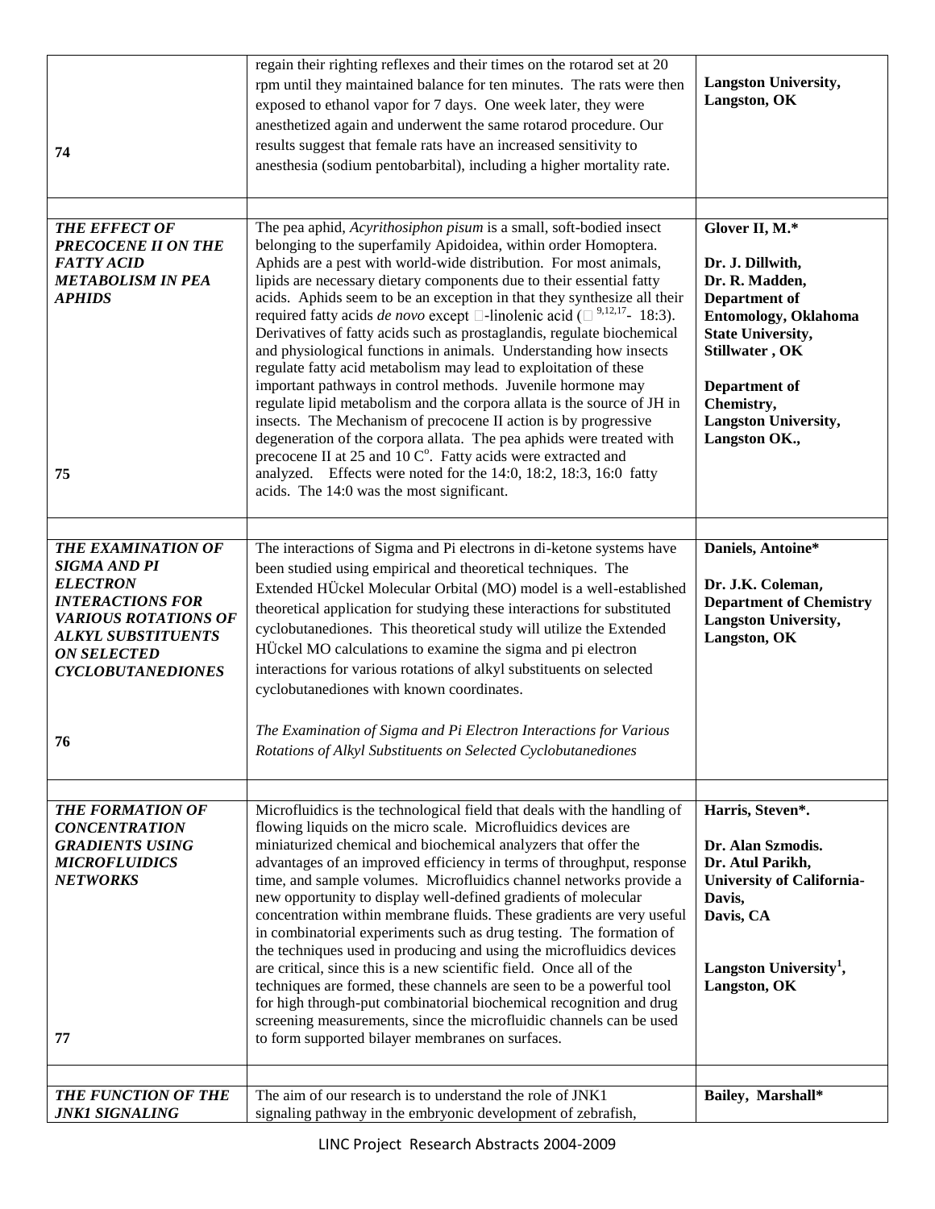| | | |
|---|---|---|
| **74** | regain their righting reflexes and their times on the rotarod set at 20 rpm until they maintained balance for ten minutes. The rats were then exposed to ethanol vapor for 7 days. One week later, they were anesthetized again and underwent the same rotarod procedure. Our results suggest that female rats have an increased sensitivity to anesthesia (sodium pentobarbital), including a higher mortality rate. | **Langston University, Langston, OK** |
| | | |
| ***THE EFFECT OF PRECOCENE II ON THE FATTY ACID METABOLISM IN PEA APHIDS*** **75** | The pea aphid, *Acyrithosiphon pisum* is a small, soft-bodied insect belonging to the superfamily Apidoidea, within order Homoptera. Aphids are a pest with world-wide distribution. For most animals, lipids are necessary dietary components due to their essential fatty acids. Aphids seem to be an exception in that they synthesize all their required fatty acids *de novo* except □-linolenic acid (□ [9,12,17]- 18:3). Derivatives of fatty acids such as prostaglandis, regulate biochemical and physiological functions in animals. Understanding how insects regulate fatty acid metabolism may lead to exploitation of these important pathways in control methods. Juvenile hormone may regulate lipid metabolism and the corpora allata is the source of JH in insects. The Mechanism of precocene II action is by progressive degeneration of the corpora allata. The pea aphids were treated with precocene II at 25 and 10 C°. Fatty acids were extracted and analyzed. Effects were noted for the 14:0, 18:2, 18:3, 16:0 fatty acids. The 14:0 was the most significant. | **Glover II, M.\*** **Dr. J. Dillwith, Dr. R. Madden, Department of Entomology, Oklahoma State University, Stillwater , OK** **Department of Chemistry, Langston University, Langston OK.,** |
| | | |
| ***THE EXAMINATION OF SIGMA AND PI ELECTRON INTERACTIONS FOR VARIOUS ROTATIONS OF ALKYL SUBSTITUENTS ON SELECTED CYCLOBUTANEDIONES*** **76** | The interactions of Sigma and Pi electrons in di-ketone systems have been studied using empirical and theoretical techniques. The Extended HÜckel Molecular Orbital (MO) model is a well-established theoretical application for studying these interactions for substituted cyclobutanediones. This theoretical study will utilize the Extended HÜckel MO calculations to examine the sigma and pi electron interactions for various rotations of alkyl substituents on selected cyclobutanediones with known coordinates. *The Examination of Sigma and Pi Electron Interactions for Various Rotations of Alkyl Substituents on Selected Cyclobutanediones* | **Daniels, Antoine\*** **Dr. J.K. Coleman, Department of Chemistry Langston University, Langston, OK** |
| | | |
| ***THE FORMATION OF CONCENTRATION GRADIENTS USING MICROFLUIDICS NETWORKS*** **77** | Microfluidics is the technological field that deals with the handling of flowing liquids on the micro scale. Microfluidics devices are miniaturized chemical and biochemical analyzers that offer the advantages of an improved efficiency in terms of throughput, response time, and sample volumes. Microfluidics channel networks provide a new opportunity to display well-defined gradients of molecular concentration within membrane fluids. These gradients are very useful in combinatorial experiments such as drug testing. The formation of the techniques used in producing and using the microfluidics devices are critical, since this is a new scientific field. Once all of the techniques are formed, these channels are seen to be a powerful tool for high through-put combinatorial biochemical recognition and drug screening measurements, since the microfluidic channels can be used to form supported bilayer membranes on surfaces. | **Harris, Steven\*.** **Dr. Alan Szmodis. Dr. Atul Parikh, University of California-Davis, Davis, CA** **Langston University[1], Langston, OK** |
| | | |
| ***THE FUNCTION OF THE JNK1 SIGNALING*** | The aim of our research is to understand the role of JNK1 signaling pathway in the embryonic development of zebrafish, | **Bailey, Marshall\*** |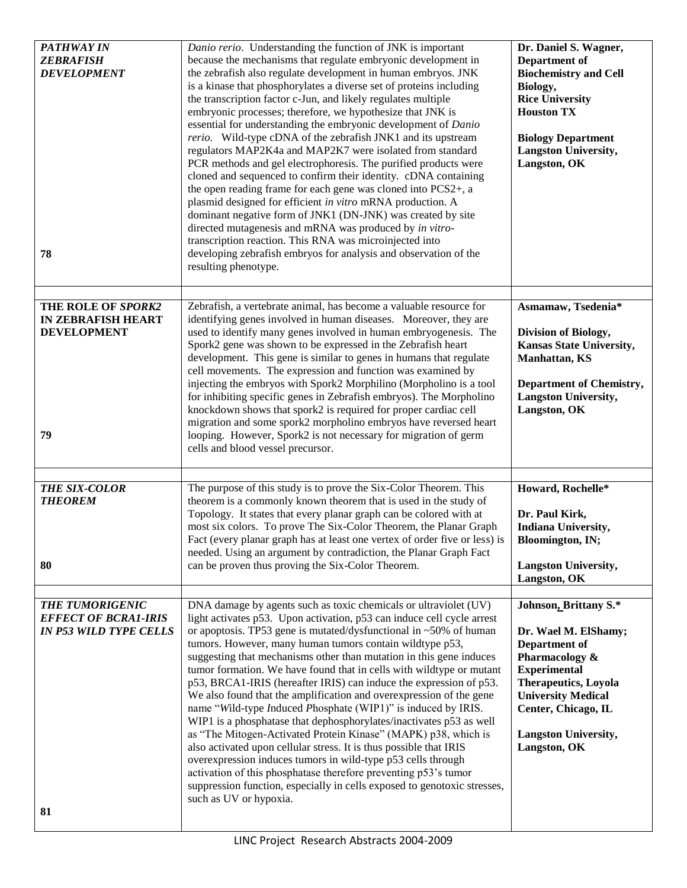| | | |
|---|---|---|
| ***PATHWAY IN ZEBRAFISH DEVELOPMENT*** <br><br> **78** | *Danio rerio*. Understanding the function of JNK is important because the mechanisms that regulate embryonic development in the zebrafish also regulate development in human embryos. JNK is a kinase that phosphorylates a diverse set of proteins including the transcription factor c-Jun, and likely regulates multiple embryonic processes; therefore, we hypothesize that JNK is essential for understanding the embryonic development of *Danio rerio.* Wild-type cDNA of the zebrafish JNK1 and its upstream regulators MAP2K4a and MAP2K7 were isolated from standard PCR methods and gel electrophoresis. The purified products were cloned and sequenced to confirm their identity. cDNA containing the open reading frame for each gene was cloned into PCS2+, a plasmid designed for efficient *in vitro* mRNA production. A dominant negative form of JNK1 (DN-JNK) was created by site directed mutagenesis and mRNA was produced by *in vitro*-transcription reaction. This RNA was microinjected into developing zebrafish embryos for analysis and observation of the resulting phenotype. | **Dr. Daniel S. Wagner, Department of Biochemistry and Cell Biology, Rice University Houston TX** <br><br> **Biology Department Langston University, Langston, OK** |
| **THE ROLE OF *SPORK2* IN ZEBRAFISH HEART DEVELOPMENT** <br><br> **79** | Zebrafish, a vertebrate animal, has become a valuable resource for identifying genes involved in human diseases. Moreover, they are used to identify many genes involved in human embryogenesis. The Spork2 gene was shown to be expressed in the Zebrafish heart development. This gene is similar to genes in humans that regulate cell movements. The expression and function was examined by injecting the embryos with Spork2 Morphilino (Morpholino is a tool for inhibiting specific genes in Zebrafish embryos). The Morpholino knockdown shows that spork2 is required for proper cardiac cell migration and some spork2 morpholino embryos have reversed heart looping. However, Spork2 is not necessary for migration of germ cells and blood vessel precursor. | **Asmamaw, Tsedenia*** <br><br> **Division of Biology, Kansas State University, Manhattan, KS** <br><br> **Department of Chemistry, Langston University, Langston, OK** |
| ***THE SIX-COLOR THEOREM*** <br><br> **80** | The purpose of this study is to prove the Six-Color Theorem. This theorem is a commonly known theorem that is used in the study of Topology. It states that every planar graph can be colored with at most six colors. To prove The Six-Color Theorem, the Planar Graph Fact (every planar graph has at least one vertex of order five or less) is needed. Using an argument by contradiction, the Planar Graph Fact can be proven thus proving the Six-Color Theorem. | **Howard, Rochelle*** <br><br> **Dr. Paul Kirk, Indiana University, Bloomington, IN;** <br><br> **Langston University, Langston, OK** |
| ***THE TUMORIGENIC EFFECT OF BCRA1-IRIS IN P53 WILD TYPE CELLS*** <br><br> **81** | DNA damage by agents such as toxic chemicals or ultraviolet (UV) light activates p53. Upon activation, p53 can induce cell cycle arrest or apoptosis. TP53 gene is mutated/dysfunctional in ~50% of human tumors. However, many human tumors contain wildtype p53, suggesting that mechanisms other than mutation in this gene induces tumor formation. We have found that in cells with wildtype or mutant p53, BRCA1-IRIS (hereafter IRIS) can induce the expression of p53. We also found that the amplification and overexpression of the gene name "*W*ild-type *I*nduced *P*hosphate (WIP1)" is induced by IRIS. WIP1 is a phosphatase that dephosphorylates/inactivates p53 as well as "The Mitogen-Activated Protein Kinase" (MAPK) p38, which is also activated upon cellular stress. It is thus possible that IRIS overexpression induces tumors in wild-type p53 cells through activation of this phosphatase therefore preventing p53's tumor suppression function, especially in cells exposed to genotoxic stresses, such as UV or hypoxia. | **Johnson, Brittany S.*** <br><br> **Dr. Wael M. ElShamy; Department of Pharmacology & Experimental Therapeutics, Loyola University Medical Center, Chicago, IL** <br><br> **Langston University, Langston, OK** |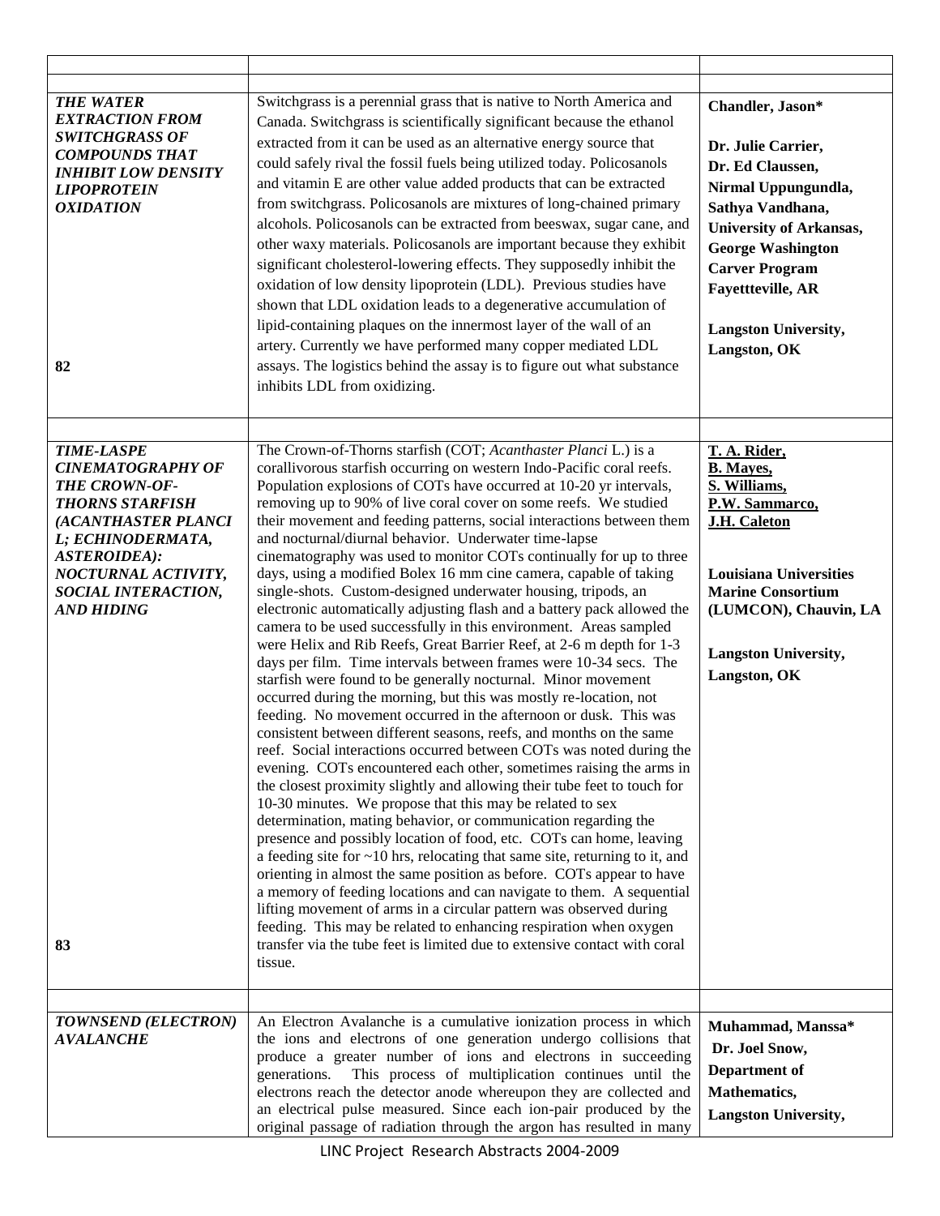| | | |
|---|---|---|
| ***THE WATER EXTRACTION FROM SWITCHGRASS OF COMPOUNDS THAT INHIBIT LOW DENSITY LIPOPROTEIN OXIDATION*** <br><br> **82** | Switchgrass is a perennial grass that is native to North America and Canada. Switchgrass is scientifically significant because the ethanol extracted from it can be used as an alternative energy source that could safely rival the fossil fuels being utilized today. Policosanols and vitamin E are other value added products that can be extracted from switchgrass. Policosanols are mixtures of long-chained primary alcohols. Policosanols can be extracted from beeswax, sugar cane, and other waxy materials. Policosanols are important because they exhibit significant cholesterol-lowering effects. They supposedly inhibit the oxidation of low density lipoprotein (LDL). Previous studies have shown that LDL oxidation leads to a degenerative accumulation of lipid-containing plaques on the innermost layer of the wall of an artery. Currently we have performed many copper mediated LDL assays. The logistics behind the assay is to figure out what substance inhibits LDL from oxidizing. | **Chandler, Jason*** <br><br> **Dr. Julie Carrier, Dr. Ed Claussen, Nirmal Uppungundla, Sathya Vandhana, University of Arkansas, George Washington Carver Program Fayettteville, AR** <br><br> **Langston University, Langston, OK** |
| | | |
| ***TIME-LASPE CINEMATOGRAPHY OF THE CROWN-OF-THORNS STARFISH (ACANTHASTER PLANCI L; ECHINODERMATA, ASTEROIDEA): NOCTURNAL ACTIVITY, SOCIAL INTERACTION, AND HIDING*** <br><br> **83** | The Crown-of-Thorns starfish (COT; *Acanthaster Planci* L.) is a corallivorous starfish occurring on western Indo-Pacific coral reefs. Population explosions of COTs have occurred at 10-20 yr intervals, removing up to 90% of live coral cover on some reefs. We studied their movement and feeding patterns, social interactions between them and nocturnal/diurnal behavior. Underwater time-lapse cinematography was used to monitor COTs continually for up to three days, using a modified Bolex 16 mm cine camera, capable of taking single-shots. Custom-designed underwater housing, tripods, an electronic automatically adjusting flash and a battery pack allowed the camera to be used successfully in this environment. Areas sampled were Helix and Rib Reefs, Great Barrier Reef, at 2-6 m depth for 1-3 days per film. Time intervals between frames were 10-34 secs. The starfish were found to be generally nocturnal. Minor movement occurred during the morning, but this was mostly re-location, not feeding. No movement occurred in the afternoon or dusk. This was consistent between different seasons, reefs, and months on the same reef. Social interactions occurred between COTs was noted during the evening. COTs encountered each other, sometimes raising the arms in the closest proximity slightly and allowing their tube feet to touch for 10-30 minutes. We propose that this may be related to sex determination, mating behavior, or communication regarding the presence and possibly location of food, etc. COTs can home, leaving a feeding site for ~10 hrs, relocating that same site, returning to it, and orienting in almost the same position as before. COTs appear to have a memory of feeding locations and can navigate to them. A sequential lifting movement of arms in a circular pattern was observed during feeding. This may be related to enhancing respiration when oxygen transfer via the tube feet is limited due to extensive contact with coral tissue. | **T. A. Rider, B. Mayes, S. Williams, P.W. Sammarco, J.H. Caleton** <br><br> **Louisiana Universities Marine Consortium (LUMCON), Chauvin, LA** <br><br> **Langston University, Langston, OK** |
| | | |
| ***TOWNSEND (ELECTRON) AVALANCHE*** | An Electron Avalanche is a cumulative ionization process in which the ions and electrons of one generation undergo collisions that produce a greater number of ions and electrons in succeeding generations. This process of multiplication continues until the electrons reach the detector anode whereupon they are collected and an electrical pulse measured. Since each ion-pair produced by the original passage of radiation through the argon has resulted in many | **Muhammad, Manssa*** <br> **Dr. Joel Snow, Department of Mathematics, Langston University,** |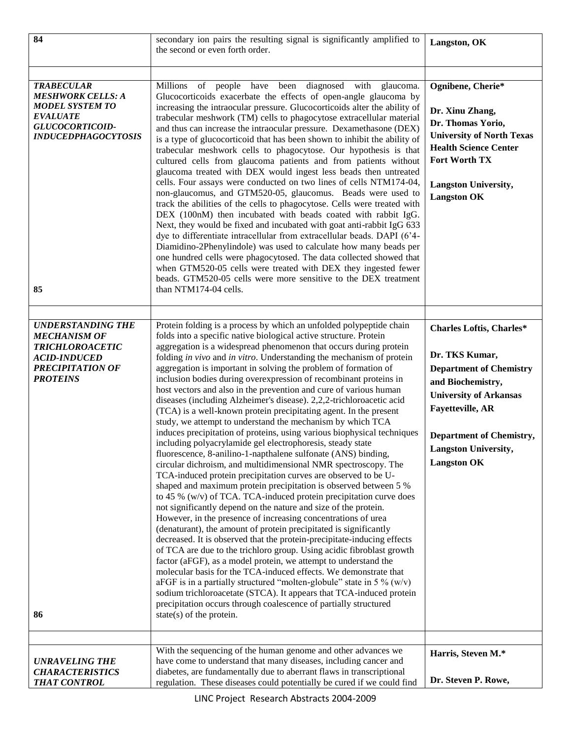| | | |
|---|---|---|
| 84 | secondary ion pairs the resulting signal is significantly amplified to the second or even forth order. | **Langston, OK** |
| | | |
| ***TRABECULAR MESHWORK CELLS: A MODEL SYSTEM TO EVALUATE GLUCOCORTICOID-INDUCEDPHAGOCYTOSIS*** <br><br> 85 | Millions of people have been diagnosed with glaucoma. Glucocorticoids exacerbate the effects of open-angle glaucoma by increasing the intraocular pressure. Glucocorticoids alter the ability of trabecular meshwork (TM) cells to phagocytose extracellular material and thus can increase the intraocular pressure. Dexamethasone (DEX) is a type of glucocorticoid that has been shown to inhibit the ability of trabecular meshwork cells to phagocytose. Our hypothesis is that cultured cells from glaucoma patients and from patients without glaucoma treated with DEX would ingest less beads then untreated cells. Four assays were conducted on two lines of cells NTM174-04, non-glaucomus, and GTM520-05, glaucomus. Beads were used to track the abilities of the cells to phagocytose. Cells were treated with DEX (100nM) then incubated with beads coated with rabbit IgG. Next, they would be fixed and incubated with goat anti-rabbit IgG 633 dye to differentiate intracellular from extracellular beads. DAPI (6'4-Diamidino-2Phenylindole) was used to calculate how many beads per one hundred cells were phagocytosed. The data collected showed that when GTM520-05 cells were treated with DEX they ingested fewer beads. GTM520-05 cells were more sensitive to the DEX treatment than NTM174-04 cells. | **Ognibene, Cherie*** <br><br> **Dr. Xinu Zhang,** <br> **Dr. Thomas Yorio,** <br> **University of North Texas Health Science Center Fort Worth TX** <br><br> **Langston University, Langston OK** |
| | | |
| ***UNDERSTANDING THE MECHANISM OF TRICHLOROACETIC ACID-INDUCED PRECIPITATION OF PROTEINS*** <br><br> 86 | Protein folding is a process by which an unfolded polypeptide chain folds into a specific native biological active structure. Protein aggregation is a widespread phenomenon that occurs during protein folding *in vivo* and *in vitro*. Understanding the mechanism of protein aggregation is important in solving the problem of formation of inclusion bodies during overexpression of recombinant proteins in host vectors and also in the prevention and cure of various human diseases (including Alzheimer's disease). 2,2,2-trichloroacetic acid (TCA) is a well-known protein precipitating agent. In the present study, we attempt to understand the mechanism by which TCA induces precipitation of proteins, using various biophysical techniques including polyacrylamide gel electrophoresis, steady state fluorescence, 8-anilino-1-napthalene sulfonate (ANS) binding, circular dichroism, and multidimensional NMR spectroscopy. The TCA-induced protein precipitation curves are observed to be U-shaped and maximum protein precipitation is observed between 5 % to 45 % (w/v) of TCA. TCA-induced protein precipitation curve does not significantly depend on the nature and size of the protein. However, in the presence of increasing concentrations of urea (denaturant), the amount of protein precipitated is significantly decreased. It is observed that the protein-precipitate-inducing effects of TCA are due to the trichloro group. Using acidic fibroblast growth factor (aFGF), as a model protein, we attempt to understand the molecular basis for the TCA-induced effects. We demonstrate that aFGF is in a partially structured "molten-globule" state in 5 % (w/v) sodium trichloroacetate (STCA). It appears that TCA-induced protein precipitation occurs through coalescence of partially structured state(s) of the protein. | **Charles Loftis, Charles*** <br><br> **Dr. TKS Kumar,** <br> **Department of Chemistry and Biochemistry, University of Arkansas Fayetteville, AR** <br><br> **Department of Chemistry, Langston University, Langston OK** |
| | | |
| ***UNRAVELING THE CHARACTERISTICS THAT CONTROL*** | With the sequencing of the human genome and other advances we have come to understand that many diseases, including cancer and diabetes, are fundamentally due to aberrant flaws in transcriptional regulation. These diseases could potentially be cured if we could find | **Harris, Steven M.*** <br><br> **Dr. Steven P. Rowe,** |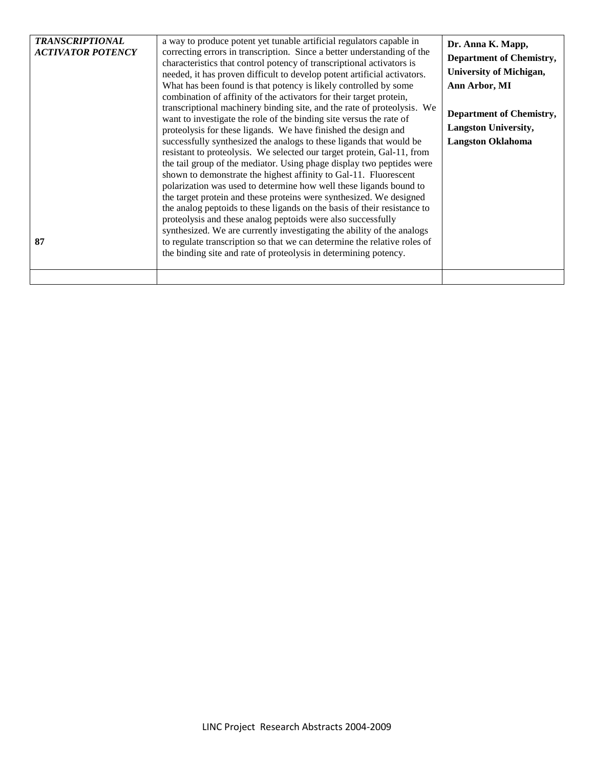| | | |
|---|---|---|
| ***TRANSCRIPTIONAL ACTIVATOR POTENCY*** <br><br> **87** | a way to produce potent yet tunable artificial regulators capable in correcting errors in transcription. Since a better understanding of the characteristics that control potency of transcriptional activators is needed, it has proven difficult to develop potent artificial activators. What has been found is that potency is likely controlled by some combination of affinity of the activators for their target protein, transcriptional machinery binding site, and the rate of proteolysis. We want to investigate the role of the binding site versus the rate of proteolysis for these ligands. We have finished the design and successfully synthesized the analogs to these ligands that would be resistant to proteolysis. We selected our target protein, Gal-11, from the tail group of the mediator. Using phage display two peptides were shown to demonstrate the highest affinity to Gal-11. Fluorescent polarization was used to determine how well these ligands bound to the target protein and these proteins were synthesized. We designed the analog peptoids to these ligands on the basis of their resistance to proteolysis and these analog peptoids were also successfully synthesized. We are currently investigating the ability of the analogs to regulate transcription so that we can determine the relative roles of the binding site and rate of proteolysis in determining potency. | **Dr. Anna K. Mapp, Department of Chemistry, University of Michigan, Ann Arbor, MI** <br><br> **Department of Chemistry, Langston University, Langston Oklahoma** |
| | | |